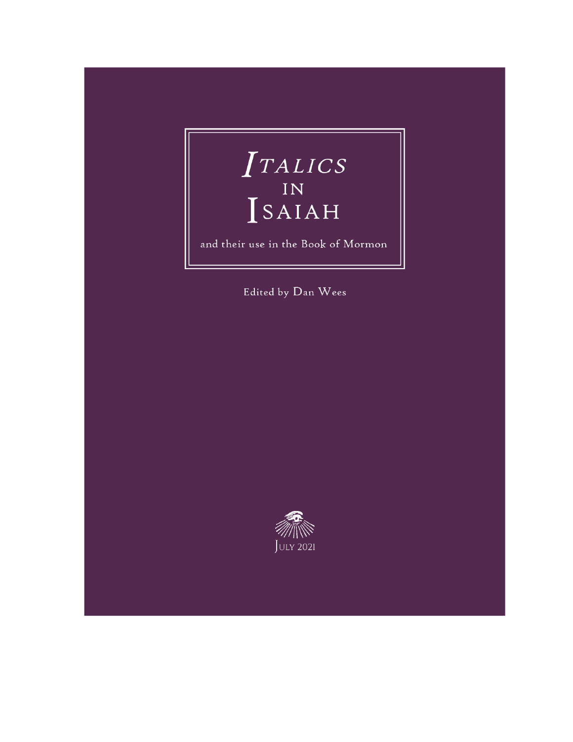# *Italics* in Isaiah

and their use in the Book of Mormon

Edited by Dan Wees

July 2021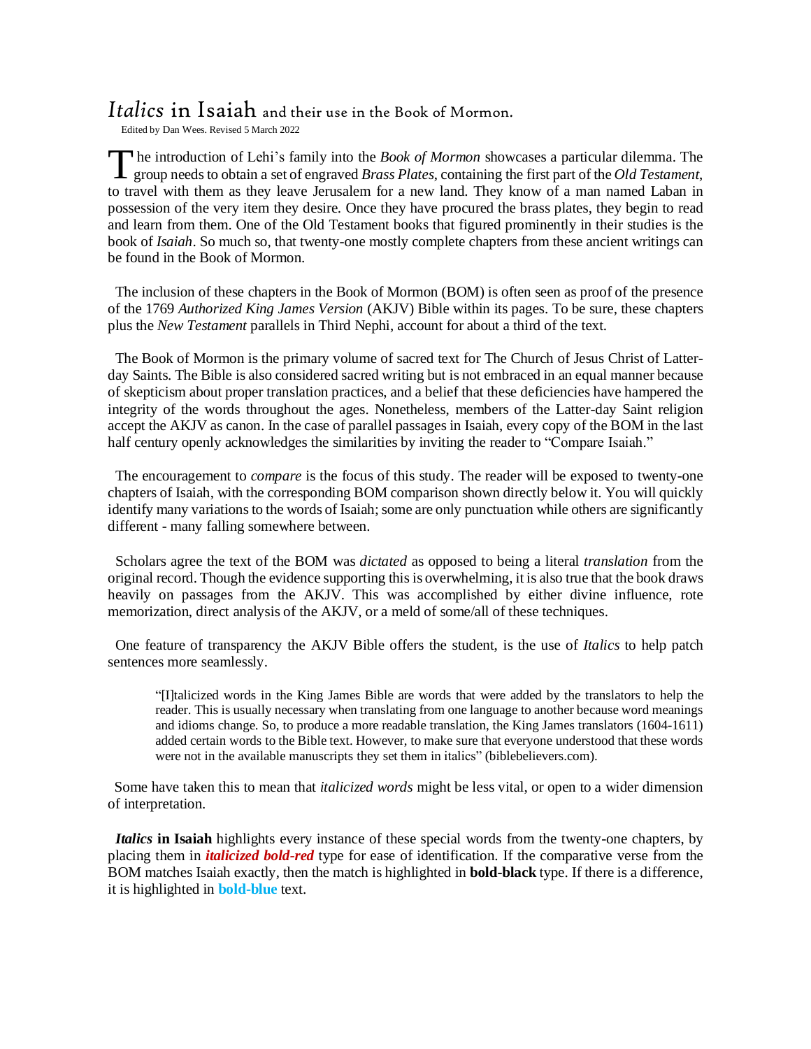# *Italics* in Isaiah and their use in the Book of Mormon.

Edited by Dan Wees. Revised 5 March 2022

The introduction of Lehi's family into the *Book of Mormon* showcases a particular dilemma. The group needs to obtain a set of engraved *Brass Plates*, containing the first part of the *Old Testament*, to travel with them as they leave Jerusalem for a new land. They know of a man named Laban in possession of the very item they desire. Once they have procured the brass plates, they begin to read and learn from them. One of the Old Testament books that figured prominently in their studies is the book of *Isaiah*. So much so, that twenty-one mostly complete chapters from these ancient writings can be found in the Book of Mormon.

The inclusion of these chapters in the Book of Mormon (BOM) is often seen as proof of the presence of the 1769 *Authorized King James Version* (AKJV) Bible within its pages. To be sure, these chapters plus the *New Testament* parallels in Third Nephi, account for about a third of the text.

The Book of Mormon is the primary volume of sacred text for The Church of Jesus Christ of Latter-day Saints. The Bible is also considered sacred writing but is not embraced in an equal manner because of skepticism about proper translation practices, and a belief that these deficiencies have hampered the integrity of the words throughout the ages. Nonetheless, members of the Latter-day Saint religion accept the AKJV as canon. In the case of parallel passages in Isaiah, every copy of the BOM in the last half century openly acknowledges the similarities by inviting the reader to "Compare Isaiah."

The encouragement to *compare* is the focus of this study. The reader will be exposed to twenty-one chapters of Isaiah, with the corresponding BOM comparison shown directly below it. You will quickly identify many variations to the words of Isaiah; some are only punctuation while others are significantly different - many falling somewhere between.

Scholars agree the text of the BOM was *dictated* as opposed to being a literal *translation* from the original record. Though the evidence supporting this is overwhelming, it is also true that the book draws heavily on passages from the AKJV. This was accomplished by either divine influence, rote memorization, direct analysis of the AKJV, or a meld of some/all of these techniques.

One feature of transparency the AKJV Bible offers the student, is the use of *Italics* to help patch sentences more seamlessly.

> "[I]talicized words in the King James Bible are words that were added by the translators to help the reader. This is usually necessary when translating from one language to another because word meanings and idioms change. So, to produce a more readable translation, the King James translators (1604-1611) added certain words to the Bible text. However, to make sure that everyone understood that these words were not in the available manuscripts they set them in italics" (biblebelievers.com).

Some have taken this to mean that *italicized words* might be less vital, or open to a wider dimension of interpretation.

***Italics*** **in Isaiah** highlights every instance of these special words from the twenty-one chapters, by placing them in ***italicized bold-red*** type for ease of identification. If the comparative verse from the BOM matches Isaiah exactly, then the match is highlighted in **bold-black** type. If there is a difference, it is highlighted in **bold-blue** text.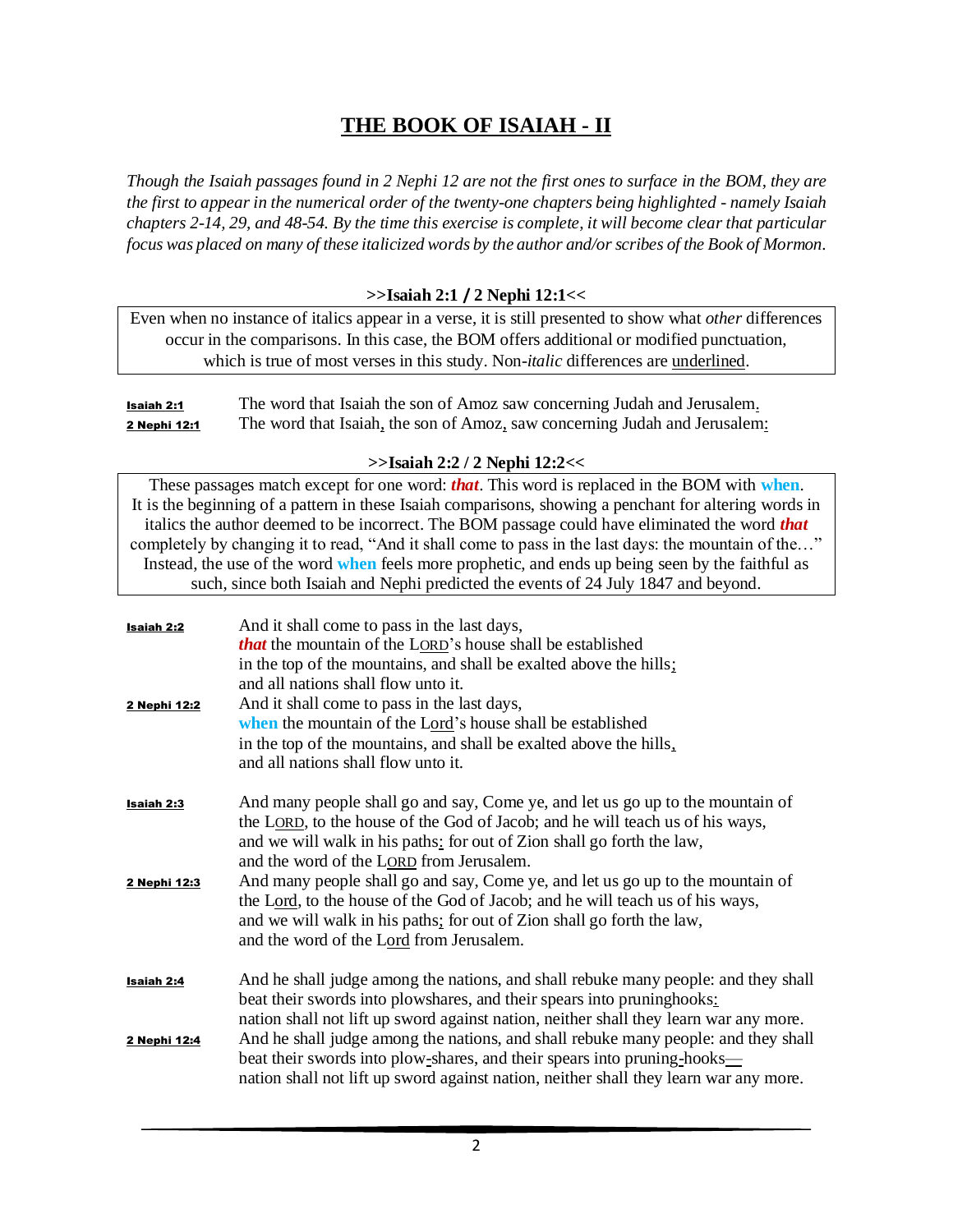# THE BOOK OF ISAIAH - II

*Though the Isaiah passages found in 2 Nephi 12 are not the first ones to surface in the BOM, they are the first to appear in the numerical order of the twenty-one chapters being highlighted - namely Isaiah chapters 2-14, 29, and 48-54. By the time this exercise is complete, it will become clear that particular focus was placed on many of these italicized words by the author and/or scribes of the Book of Mormon.*

**>>Isaiah 2:1 / 2 Nephi 12:1<<**

> Even when no instance of italics appear in a verse, it is still presented to show what *other* differences occur in the comparisons. In this case, the BOM offers additional or modified punctuation, which is true of most verses in this study. Non-*italic* differences are <u>underlined</u>.

| | |
|---|---|
| **Isaiah 2:1** | The word that Isaiah the son of Amoz saw concerning Judah and Jerusalem<u>.</u> |
| **2 Nephi 12:1** | The word that Isaiah<u>,</u> the son of Amoz<u>,</u> saw concerning Judah and Jerusalem<u>:</u> |

**>>Isaiah 2:2 / 2 Nephi 12:2<<**

> These passages match except for one word: ***that***. This word is replaced in the BOM with **when**. It is the beginning of a pattern in these Isaiah comparisons, showing a penchant for altering words in italics the author deemed to be incorrect. The BOM passage could have eliminated the word ***that*** completely by changing it to read, "And it shall come to pass in the last days: the mountain of the…" Instead, the use of the word **when** feels more prophetic, and ends up being seen by the faithful as such, since both Isaiah and Nephi predicted the events of 24 July 1847 and beyond.

**Isaiah 2:2**
And it shall come to pass in the last days,
***that*** the mountain of the L<u>ORD</u>'s house shall be established
in the top of the mountains, and shall be exalted above the hills<u>;</u>
and all nations shall flow unto it.

**2 Nephi 12:2**
And it shall come to pass in the last days,
**when** the mountain of the L<u>ord</u>'s house shall be established
in the top of the mountains, and shall be exalted above the hills<u>,</u>
and all nations shall flow unto it.

**Isaiah 2:3**
And many people shall go and say, Come ye, and let us go up to the mountain of the L<u>ORD</u>, to the house of the God of Jacob; and he will teach us of his ways, and we will walk in his paths<u>:</u> for out of Zion shall go forth the law, and the word of the L<u>ORD</u> from Jerusalem.

**2 Nephi 12:3**
And many people shall go and say, Come ye, and let us go up to the mountain of the L<u>ord</u>, to the house of the God of Jacob; and he will teach us of his ways, and we will walk in his paths<u>;</u> for out of Zion shall go forth the law, and the word of the L<u>ord</u> from Jerusalem.

**Isaiah 2:4**
And he shall judge among the nations, and shall rebuke many people: and they shall beat their swords into plowshares, and their spears into pruninghooks<u>:</u> nation shall not lift up sword against nation, neither shall they learn war any more.

**2 Nephi 12:4**
And he shall judge among the nations, and shall rebuke many people: and they shall beat their swords into plow<u>-</u>shares, and their spears into pruning<u>-</u>hooks<u>—</u> nation shall not lift up sword against nation, neither shall they learn war any more.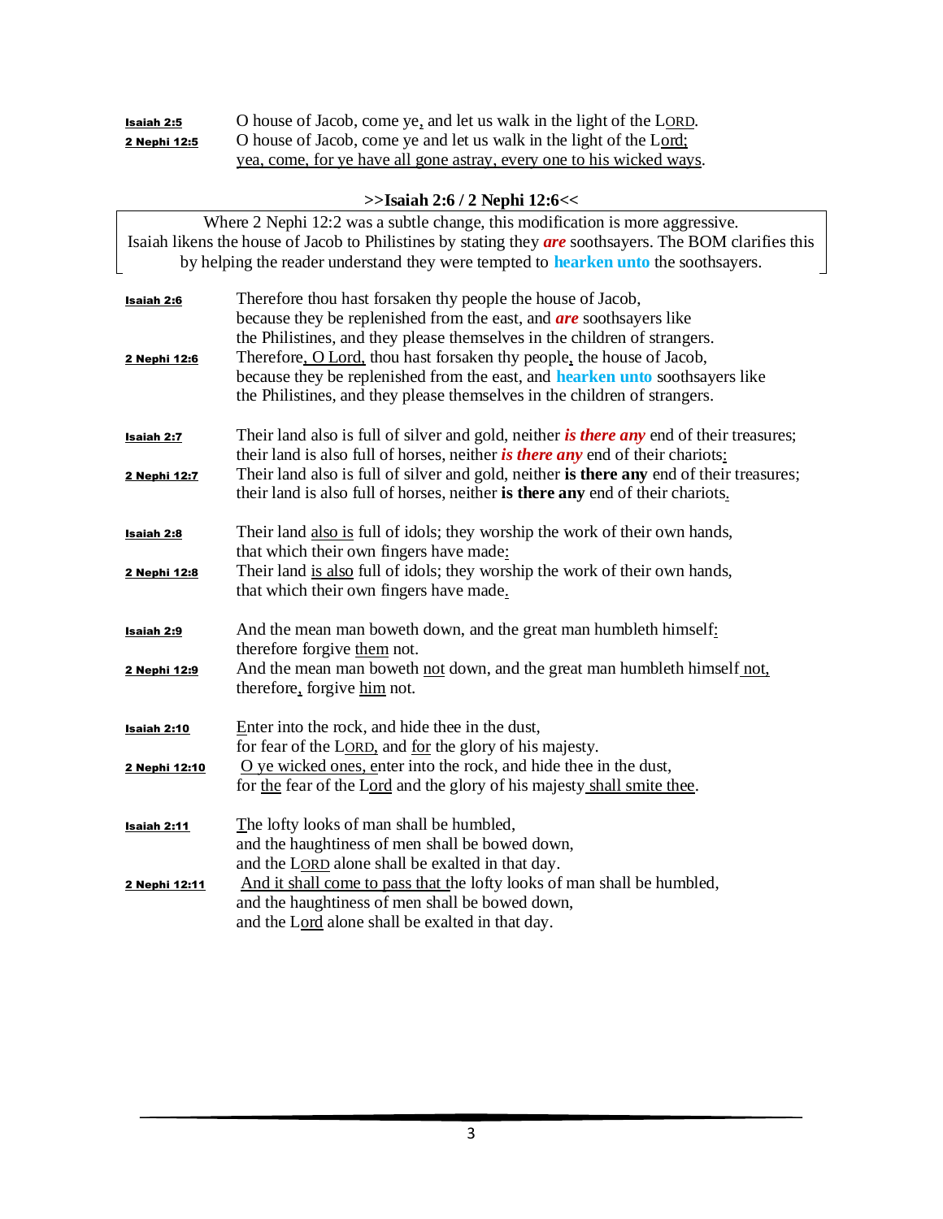**Isaiah 2:5** O house of Jacob, come ye, and let us walk in the light of the LORD.
**2 Nephi 12:5** O house of Jacob, come ye and let us walk in the light of the Lord; yea, come, for ye have all gone astray, every one to his wicked ways.

### >>Isaiah 2:6 / 2 Nephi 12:6<<

Where 2 Nephi 12:2 was a subtle change, this modification is more aggressive. Isaiah likens the house of Jacob to Philistines by stating they ***are*** soothsayers. The BOM clarifies this by helping the reader understand they were tempted to **hearken unto** the soothsayers.

**Isaiah 2:6** Therefore thou hast forsaken thy people the house of Jacob, because they be replenished from the east, and ***are*** soothsayers like the Philistines, and they please themselves in the children of strangers.
**2 Nephi 12:6** Therefore, O Lord, thou hast forsaken thy people, the house of Jacob, because they be replenished from the east, and **hearken unto** soothsayers like the Philistines, and they please themselves in the children of strangers.

**Isaiah 2:7** Their land also is full of silver and gold, neither ***is there any*** end of their treasures; their land is also full of horses, neither ***is there any*** end of their chariots:
**2 Nephi 12:7** Their land also is full of silver and gold, neither **is there any** end of their treasures; their land is also full of horses, neither **is there any** end of their chariots.

**Isaiah 2:8** Their land also is full of idols; they worship the work of their own hands, that which their own fingers have made:
**2 Nephi 12:8** Their land is also full of idols; they worship the work of their own hands, that which their own fingers have made.

**Isaiah 2:9** And the mean man boweth down, and the great man humbleth himself: therefore forgive them not.
**2 Nephi 12:9** And the mean man boweth not down, and the great man humbleth himself not, therefore, forgive him not.

**Isaiah 2:10** Enter into the rock, and hide thee in the dust, for fear of the LORD, and for the glory of his majesty.
**2 Nephi 12:10** O ye wicked ones, enter into the rock, and hide thee in the dust, for the fear of the Lord and the glory of his majesty shall smite thee.

**Isaiah 2:11** The lofty looks of man shall be humbled, and the haughtiness of men shall be bowed down, and the LORD alone shall be exalted in that day.
**2 Nephi 12:11** And it shall come to pass that the lofty looks of man shall be humbled, and the haughtiness of men shall be bowed down, and the Lord alone shall be exalted in that day.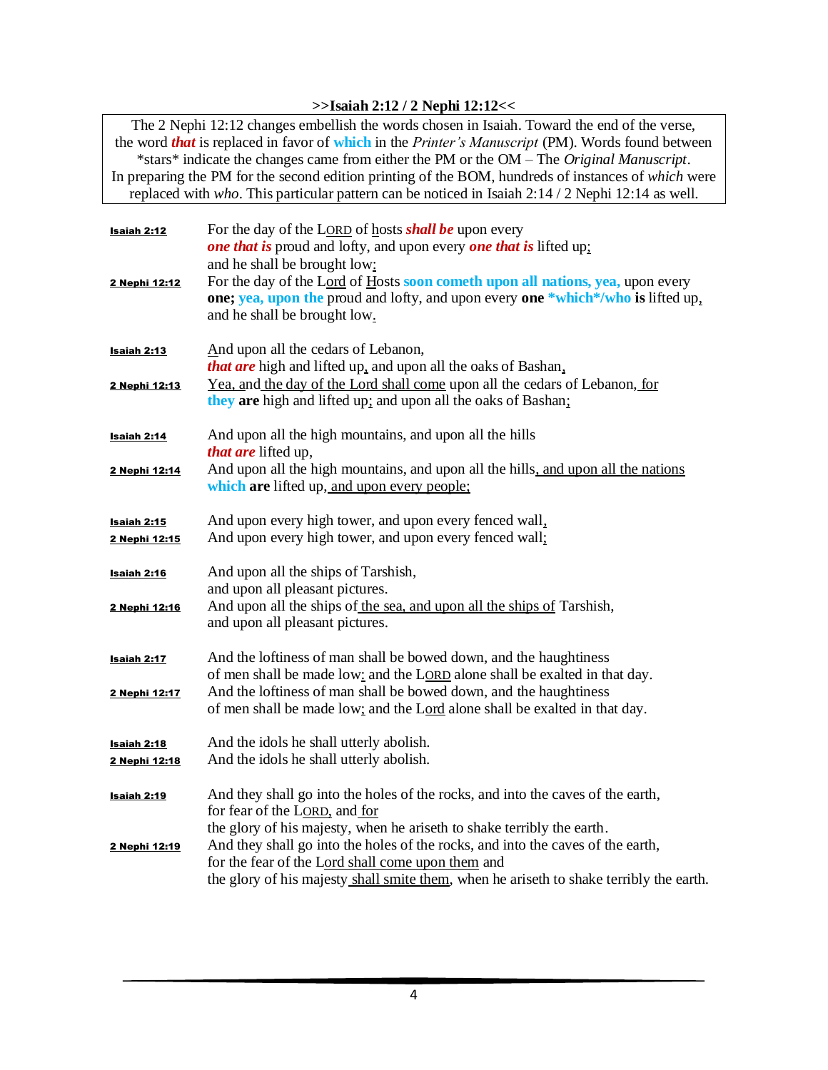**>>Isaiah 2:12 / 2 Nephi 12:12<<**

> The 2 Nephi 12:12 changes embellish the words chosen in Isaiah. Toward the end of the verse, the word ***that*** is replaced in favor of **which** in the *Printer's Manuscript* (PM). Words found between *stars* indicate the changes came from either the PM or the OM – The *Original Manuscript*. In preparing the PM for the second edition printing of the BOM, hundreds of instances of *which* were replaced with *who*. This particular pattern can be noticed in Isaiah 2:14 / 2 Nephi 12:14 as well.

| | |
|---|---|
| **Isaiah 2:12** | For the day of the LORD of hosts ***shall be*** upon every ***one that is*** proud and lofty, and upon every ***one that is*** lifted up; and he shall be brought low: |
| **2 Nephi 12:12** | For the day of the Lord of Hosts **soon cometh upon all nations, yea,** upon every **one; yea, upon the** proud and lofty, and upon every **one *which*/who is** lifted up, and he shall be brought low. |
| **Isaiah 2:13** | And upon all the cedars of Lebanon, ***that are*** high and lifted up, and upon all the oaks of Bashan, |
| **2 Nephi 12:13** | Yea, and the day of the Lord shall come upon all the cedars of Lebanon, for **they are** high and lifted up; and upon all the oaks of Bashan; |
| **Isaiah 2:14** | And upon all the high mountains, and upon all the hills ***that are*** lifted up, |
| **2 Nephi 12:14** | And upon all the high mountains, and upon all the hills, and upon all the nations **which are** lifted up, and upon every people; |
| **Isaiah 2:15** | And upon every high tower, and upon every fenced wall, |
| **2 Nephi 12:15** | And upon every high tower, and upon every fenced wall; |
| **Isaiah 2:16** | And upon all the ships of Tarshish, and upon all pleasant pictures. |
| **2 Nephi 12:16** | And upon all the ships of the sea, and upon all the ships of Tarshish, and upon all pleasant pictures. |
| **Isaiah 2:17** | And the loftiness of man shall be bowed down, and the haughtiness of men shall be made low: and the LORD alone shall be exalted in that day. |
| **2 Nephi 12:17** | And the loftiness of man shall be bowed down, and the haughtiness of men shall be made low; and the Lord alone shall be exalted in that day. |
| **Isaiah 2:18** | And the idols he shall utterly abolish. |
| **2 Nephi 12:18** | And the idols he shall utterly abolish. |
| **Isaiah 2:19** | And they shall go into the holes of the rocks, and into the caves of the earth, for fear of the LORD, and for the glory of his majesty, when he ariseth to shake terribly the earth. |
| **2 Nephi 12:19** | And they shall go into the holes of the rocks, and into the caves of the earth, for the fear of the Lord shall come upon them and the glory of his majesty shall smite them, when he ariseth to shake terribly the earth. |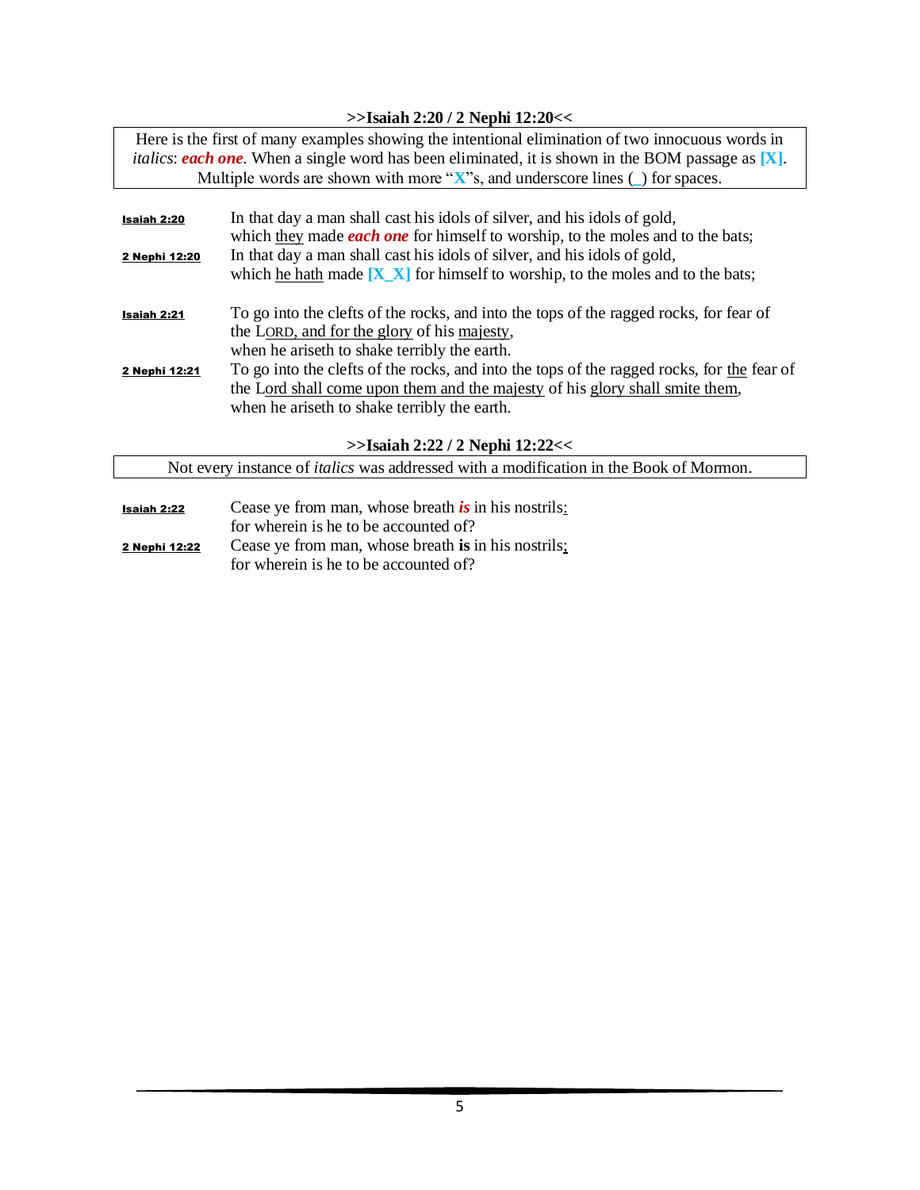**>>Isaiah 2:20 / 2 Nephi 12:20<<**

Here is the first of many examples showing the intentional elimination of two innocuous words in *italics*: ***each one***. When a single word has been eliminated, it is shown in the BOM passage as **[X]**. Multiple words are shown with more "**X**"s, and underscore lines (_) for spaces.

**Isaiah 2:20** In that day a man shall cast his idols of silver, and his idols of gold,
which <u>they</u> made ***each one*** for himself to worship, to the moles and to the bats;

**2 Nephi 12:20** In that day a man shall cast his idols of silver, and his idols of gold,
which <u>he hath</u> made **[X_X]** for himself to worship, to the moles and to the bats;

**Isaiah 2:21** To go into the clefts of the rocks, and into the tops of the ragged rocks, for fear of
the L<u>ORD, and for the glory</u> of his <u>majesty</u>,
when he ariseth to shake terribly the earth.

**2 Nephi 12:21** To go into the clefts of the rocks, and into the tops of the ragged rocks, for <u>the</u> fear of
the L<u>ord shall come upon them and the majesty</u> of his <u>glory shall smite them</u>,
when he ariseth to shake terribly the earth.

**>>Isaiah 2:22 / 2 Nephi 12:22<<**

Not every instance of *italics* was addressed with a modification in the Book of Mormon.

**Isaiah 2:22** Cease ye from man, whose breath ***is*** in his nostrils<u>:</u>
for wherein is he to be accounted of?

**2 Nephi 12:22** Cease ye from man, whose breath **is** in his nostrils<u>;</u>
for wherein is he to be accounted of?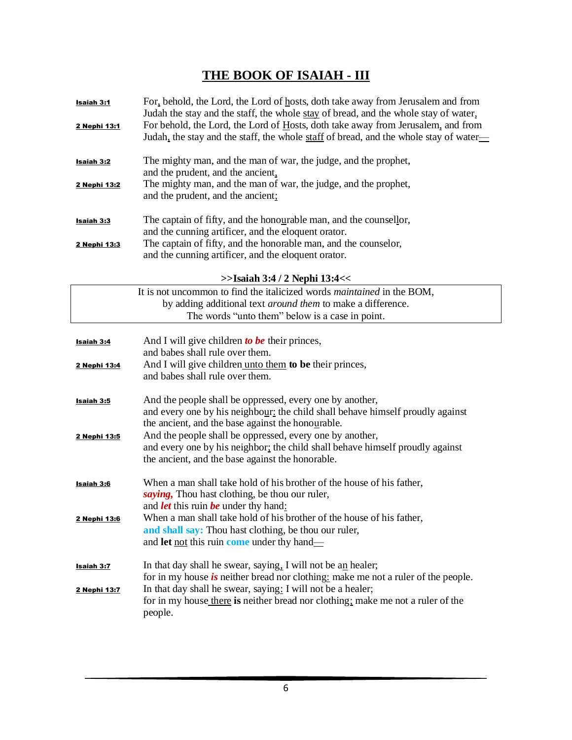# THE BOOK OF ISAIAH - III

**Isaiah 3:1** For, behold, the Lord, the Lord of hosts, doth take away from Jerusalem and from Judah the stay and the staff, the whole stay of bread, and the whole stay of water,

**2 Nephi 13:1** For behold, the Lord, the Lord of Hosts, doth take away from Jerusalem, and from Judah, the stay and the staff, the whole staff of bread, and the whole stay of water—

**Isaiah 3:2** The mighty man, and the man of war, the judge, and the prophet, and the prudent, and the ancient,

**2 Nephi 13:2** The mighty man, and the man of war, the judge, and the prophet, and the prudent, and the ancient;

**Isaiah 3:3** The captain of fifty, and the honourable man, and the counsellor, and the cunning artificer, and the eloquent orator.

**2 Nephi 13:3** The captain of fifty, and the honorable man, and the counselor, and the cunning artificer, and the eloquent orator.

**>>Isaiah 3:4 / 2 Nephi 13:4<<**

> It is not uncommon to find the italicized words *maintained* in the BOM, by adding additional text *around them* to make a difference. The words "unto them" below is a case in point.

**Isaiah 3:4** And I will give children ***to be*** their princes, and babes shall rule over them.

**2 Nephi 13:4** And I will give children unto them **to be** their princes, and babes shall rule over them.

**Isaiah 3:5** And the people shall be oppressed, every one by another, and every one by his neighbour: the child shall behave himself proudly against the ancient, and the base against the honourable.

**2 Nephi 13:5** And the people shall be oppressed, every one by another, and every one by his neighbor; the child shall behave himself proudly against the ancient, and the base against the honorable.

**Isaiah 3:6** When a man shall take hold of his brother of the house of his father, ***saying,*** Thou hast clothing, be thou our ruler, and ***let*** this ruin ***be*** under thy hand:

**2 Nephi 13:6** When a man shall take hold of his brother of the house of his father, **and shall say:** Thou hast clothing, be thou our ruler, and **let** not this ruin **come** under thy hand—

**Isaiah 3:7** In that day shall he swear, saying, I will not be an healer; for in my house ***is*** neither bread nor clothing: make me not a ruler of the people.

**2 Nephi 13:7** In that day shall he swear, saying: I will not be a healer; for in my house there **is** neither bread nor clothing; make me not a ruler of the people.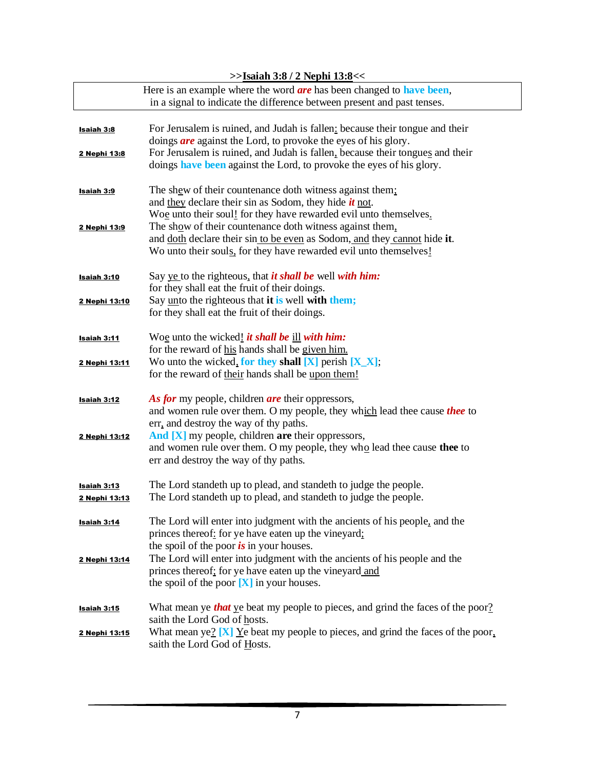**>>Isaiah 3:8 / 2 Nephi 13:8<<**

> Here is an example where the word ***are*** has been changed to **have been**, in a signal to indicate the difference between present and past tenses.

**Isaiah 3:8** For Jerusalem is ruined, and Judah is fallen: because their tongue and their doings ***are*** against the Lord, to provoke the eyes of his glory.

**2 Nephi 13:8** For Jerusalem is ruined, and Judah is fallen, because their tongues and their doings **have been** against the Lord, to provoke the eyes of his glory.

**Isaiah 3:9** The shew of their countenance doth witness against them; and they declare their sin as Sodom, they hide ***it*** not. Woe unto their soul! for they have rewarded evil unto themselves.

**2 Nephi 13:9** The show of their countenance doth witness against them, and doth declare their sin to be even as Sodom, and they cannot hide **it**. Wo unto their souls, for they have rewarded evil unto themselves!

**Isaiah 3:10** Say ye to the righteous, that ***it shall be*** well ***with him:*** for they shall eat the fruit of their doings.

**2 Nephi 13:10** Say unto the righteous that **it is** well **with them;** for they shall eat the fruit of their doings.

**Isaiah 3:11** Woe unto the wicked! ***it shall be*** ill ***with him:*** for the reward of his hands shall be given him.

**2 Nephi 13:11** Wo unto the wicked, **for they shall [X]** perish **[X_X]**; for the reward of their hands shall be upon them!

**Isaiah 3:12** ***As for*** my people, children ***are*** their oppressors, and women rule over them. O my people, they which lead thee cause ***thee*** to err, and destroy the way of thy paths.

**2 Nephi 13:12** **And [X]** my people, children **are** their oppressors, and women rule over them. O my people, they who lead thee cause **thee** to err and destroy the way of thy paths.

**Isaiah 3:13** The Lord standeth up to plead, and standeth to judge the people.

**2 Nephi 13:13** The Lord standeth up to plead, and standeth to judge the people.

**Isaiah 3:14** The Lord will enter into judgment with the ancients of his people, and the princes thereof: for ye have eaten up the vineyard; the spoil of the poor ***is*** in your houses.

**2 Nephi 13:14** The Lord will enter into judgment with the ancients of his people and the princes thereof; for ye have eaten up the vineyard and the spoil of the poor **[X]** in your houses.

**Isaiah 3:15** What mean ye ***that*** ye beat my people to pieces, and grind the faces of the poor? saith the Lord God of hosts.

**2 Nephi 13:15** What mean ye? **[X]** Ye beat my people to pieces, and grind the faces of the poor, saith the Lord God of Hosts.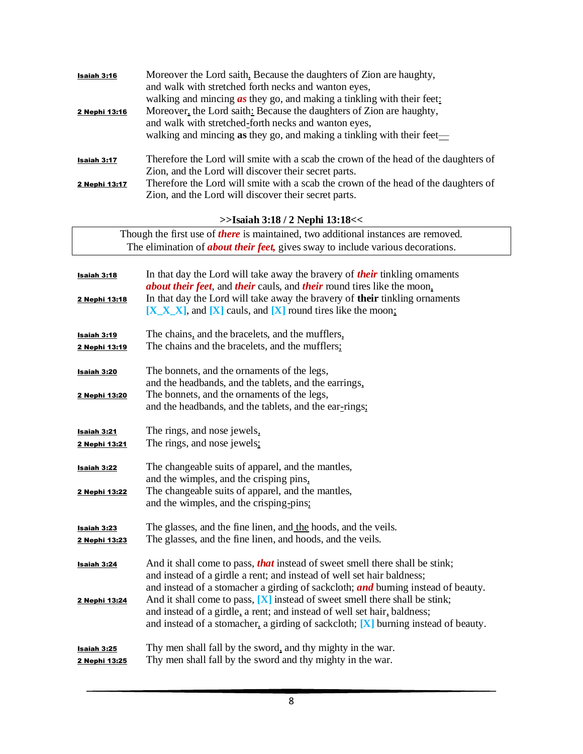**Isaiah 3:16** Moreover the Lord saith, Because the daughters of Zion are haughty,
and walk with stretched forth necks and wanton eyes,
walking and mincing ***as*** they go, and making a tinkling with their feet:

**2 Nephi 13:16** Moreover, the Lord saith: Because the daughters of Zion are haughty,
and walk with stretched-forth necks and wanton eyes,
walking and mincing **as** they go, and making a tinkling with their feet—

**Isaiah 3:17** Therefore the Lord will smite with a scab the crown of the head of the daughters of Zion, and the Lord will discover their secret parts.

**2 Nephi 13:17** Therefore the Lord will smite with a scab the crown of the head of the daughters of Zion, and the Lord will discover their secret parts.

**>>Isaiah 3:18 / 2 Nephi 13:18<<**

> Though the first use of ***there*** is maintained, two additional instances are removed.
> The elimination of ***about their feet,*** gives sway to include various decorations.

**Isaiah 3:18** In that day the Lord will take away the bravery of ***their*** tinkling ornaments
***about their feet***, and ***their*** cauls, and ***their*** round tires like the moon,

**2 Nephi 13:18** In that day the Lord will take away the bravery of **their** tinkling ornaments
**[X_X_X]**, and **[X]** cauls, and **[X]** round tires like the moon;

**Isaiah 3:19** The chains, and the bracelets, and the mufflers,

**2 Nephi 13:19** The chains and the bracelets, and the mufflers;

**Isaiah 3:20** The bonnets, and the ornaments of the legs,
and the headbands, and the tablets, and the earrings,

**2 Nephi 13:20** The bonnets, and the ornaments of the legs,
and the headbands, and the tablets, and the ear-rings;

**Isaiah 3:21** The rings, and nose jewels,

**2 Nephi 13:21** The rings, and nose jewels;

**Isaiah 3:22** The changeable suits of apparel, and the mantles,
and the wimples, and the crisping pins,

**2 Nephi 13:22** The changeable suits of apparel, and the mantles,
and the wimples, and the crisping-pins;

**Isaiah 3:23** The glasses, and the fine linen, and the hoods, and the veils.

**2 Nephi 13:23** The glasses, and the fine linen, and hoods, and the veils.

**Isaiah 3:24** And it shall come to pass, ***that*** instead of sweet smell there shall be stink;
and instead of a girdle a rent; and instead of well set hair baldness;
and instead of a stomacher a girding of sackcloth; ***and*** burning instead of beauty.

**2 Nephi 13:24** And it shall come to pass, **[X]** instead of sweet smell there shall be stink;
and instead of a girdle, a rent; and instead of well set hair, baldness;
and instead of a stomacher, a girding of sackcloth; **[X]** burning instead of beauty.

**Isaiah 3:25** Thy men shall fall by the sword, and thy mighty in the war.

**2 Nephi 13:25** Thy men shall fall by the sword and thy mighty in the war.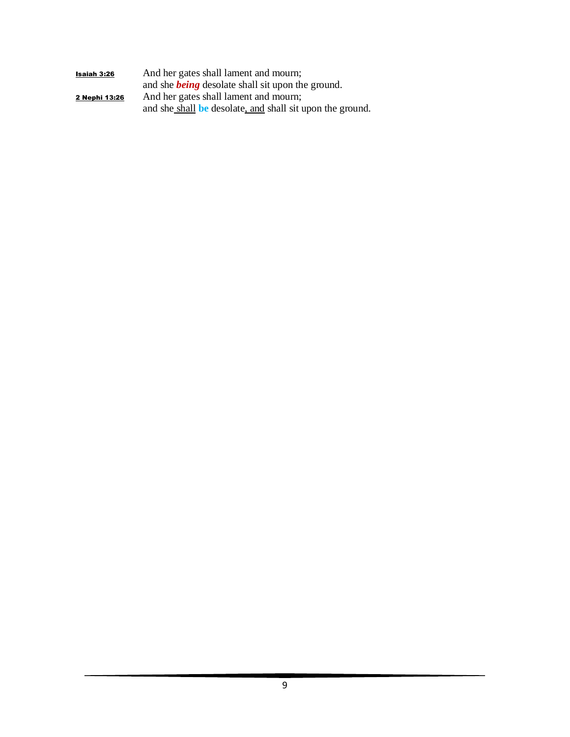| | |
|---|---|
| **Isaiah 3:26** | And her gates shall lament and mourn;<br>and she ***being*** desolate shall sit upon the ground. |
| **2 Nephi 13:26** | And her gates shall lament and mourn;<br>and she <u>shall</u> **be** desolate<u>, and</u> shall sit upon the ground. |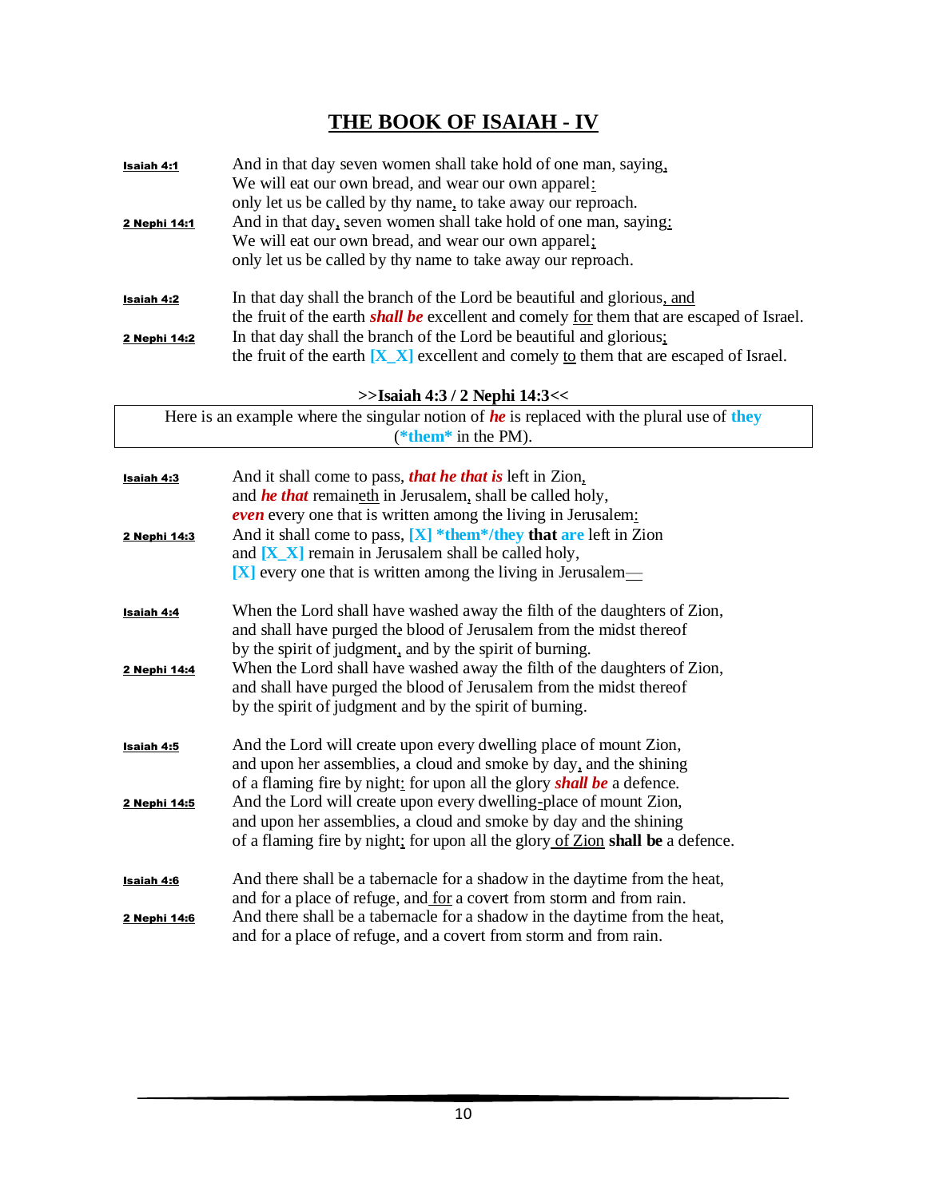# THE BOOK OF ISAIAH - IV

**Isaiah 4:1** And in that day seven women shall take hold of one man, saying,
We will eat our own bread, and wear our own apparel:
only let us be called by thy name, to take away our reproach.

**2 Nephi 14:1** And in that day, seven women shall take hold of one man, saying:
We will eat our own bread, and wear our own apparel;
only let us be called by thy name to take away our reproach.

**Isaiah 4:2** In that day shall the branch of the Lord be beautiful and glorious, and
the fruit of the earth ***shall be*** excellent and comely for them that are escaped of Israel.

**2 Nephi 14:2** In that day shall the branch of the Lord be beautiful and glorious;
the fruit of the earth **[X_X]** excellent and comely to them that are escaped of Israel.

**>>Isaiah 4:3 / 2 Nephi 14:3<<**

Here is an example where the singular notion of ***he*** is replaced with the plural use of **they** (***them*** in the PM).

**Isaiah 4:3** And it shall come to pass, ***that he that is*** left in Zion,
and ***he that*** remaineth in Jerusalem, shall be called holy,
***even*** every one that is written among the living in Jerusalem:

**2 Nephi 14:3** And it shall come to pass, **[X] *them*/they that are** left in Zion
and **[X_X]** remain in Jerusalem shall be called holy,
**[X]** every one that is written among the living in Jerusalem—

**Isaiah 4:4** When the Lord shall have washed away the filth of the daughters of Zion,
and shall have purged the blood of Jerusalem from the midst thereof
by the spirit of judgment, and by the spirit of burning.

**2 Nephi 14:4** When the Lord shall have washed away the filth of the daughters of Zion,
and shall have purged the blood of Jerusalem from the midst thereof
by the spirit of judgment and by the spirit of burning.

**Isaiah 4:5** And the Lord will create upon every dwelling place of mount Zion,
and upon her assemblies, a cloud and smoke by day, and the shining
of a flaming fire by night: for upon all the glory ***shall be*** a defence.

**2 Nephi 14:5** And the Lord will create upon every dwelling-place of mount Zion,
and upon her assemblies, a cloud and smoke by day and the shining
of a flaming fire by night; for upon all the glory of Zion **shall be** a defence.

**Isaiah 4:6** And there shall be a tabernacle for a shadow in the daytime from the heat,
and for a place of refuge, and for a covert from storm and from rain.

**2 Nephi 14:6** And there shall be a tabernacle for a shadow in the daytime from the heat,
and for a place of refuge, and a covert from storm and from rain.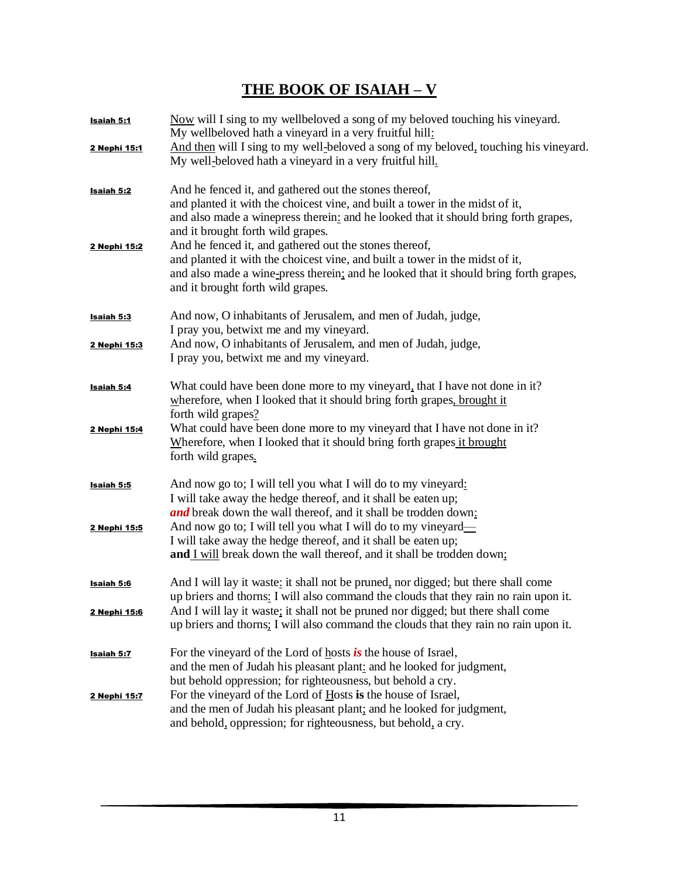# THE BOOK OF ISAIAH – V

| | |
|---|---|
| **Isaiah 5:1** | Now will I sing to my wellbeloved a song of my beloved touching his vineyard. My wellbeloved hath a vineyard in a very fruitful hill: |
| **2 Nephi 15:1** | And then will I sing to my well-beloved a song of my beloved, touching his vineyard. My well-beloved hath a vineyard in a very fruitful hill. |
| **Isaiah 5:2** | And he fenced it, and gathered out the stones thereof, and planted it with the choicest vine, and built a tower in the midst of it, and also made a winepress therein: and he looked that it should bring forth grapes, and it brought forth wild grapes. |
| **2 Nephi 15:2** | And he fenced it, and gathered out the stones thereof, and planted it with the choicest vine, and built a tower in the midst of it, and also made a wine-press therein; and he looked that it should bring forth grapes, and it brought forth wild grapes. |
| **Isaiah 5:3** | And now, O inhabitants of Jerusalem, and men of Judah, judge, I pray you, betwixt me and my vineyard. |
| **2 Nephi 15:3** | And now, O inhabitants of Jerusalem, and men of Judah, judge, I pray you, betwixt me and my vineyard. |
| **Isaiah 5:4** | What could have been done more to my vineyard, that I have not done in it? wherefore, when I looked that it should bring forth grapes, brought it forth wild grapes? |
| **2 Nephi 15:4** | What could have been done more to my vineyard that I have not done in it? Wherefore, when I looked that it should bring forth grapes it brought forth wild grapes. |
| **Isaiah 5:5** | And now go to; I will tell you what I will do to my vineyard: I will take away the hedge thereof, and it shall be eaten up; ***and*** break down the wall thereof, and it shall be trodden down: |
| **2 Nephi 15:5** | And now go to; I will tell you what I will do to my vineyard— I will take away the hedge thereof, and it shall be eaten up; **and** I will break down the wall thereof, and it shall be trodden down; |
| **Isaiah 5:6** | And I will lay it waste: it shall not be pruned, nor digged; but there shall come up briers and thorns: I will also command the clouds that they rain no rain upon it. |
| **2 Nephi 15:6** | And I will lay it waste; it shall not be pruned nor digged; but there shall come up briers and thorns; I will also command the clouds that they rain no rain upon it. |
| **Isaiah 5:7** | For the vineyard of the Lord of hosts ***is*** the house of Israel, and the men of Judah his pleasant plant: and he looked for judgment, but behold oppression; for righteousness, but behold a cry. |
| **2 Nephi 15:7** | For the vineyard of the Lord of Hosts **is** the house of Israel, and the men of Judah his pleasant plant; and he looked for judgment, and behold, oppression; for righteousness, but behold, a cry. |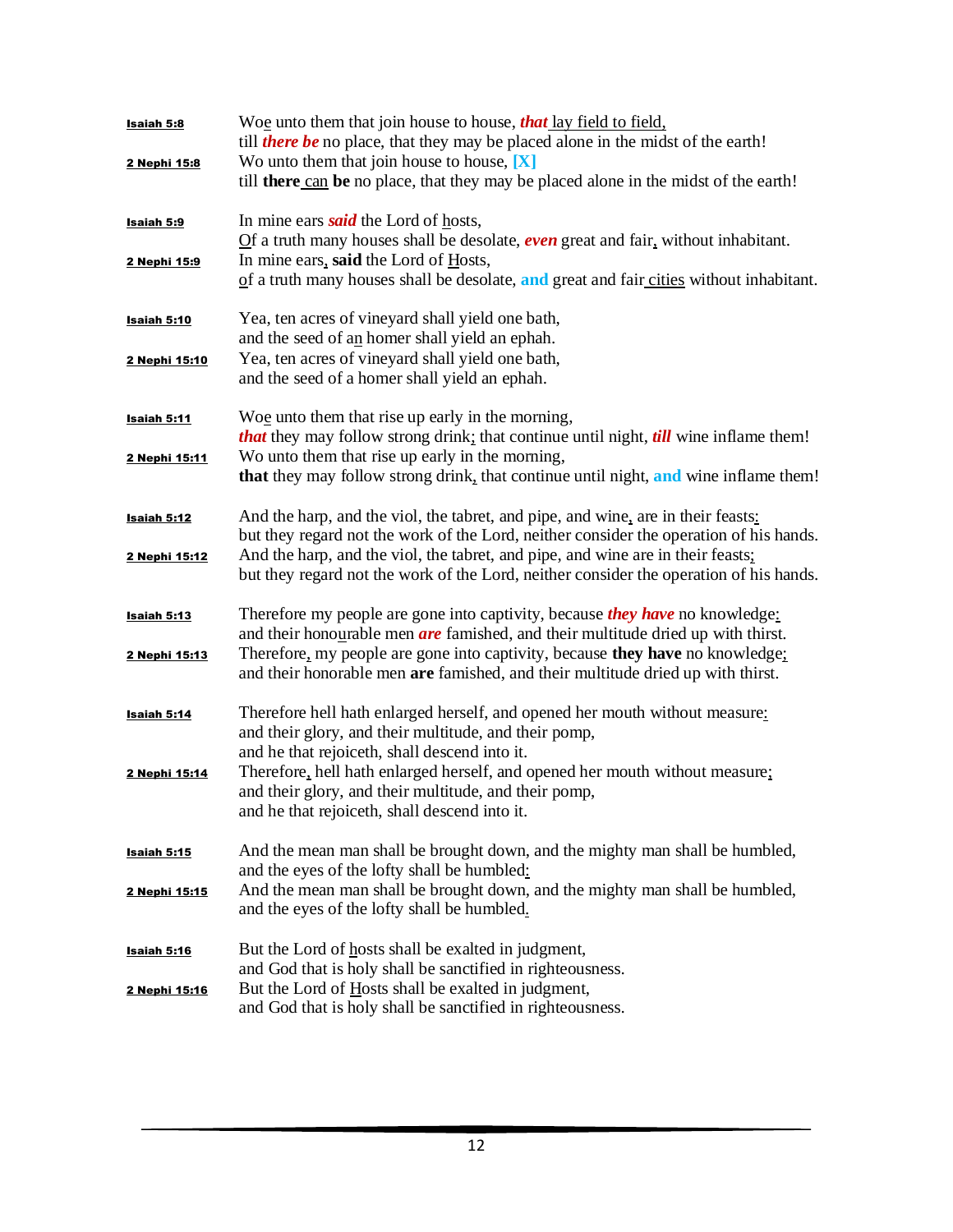**Isaiah 5:8** Woe unto them that join house to house, ***that*** lay field to field,
till ***there be*** no place, that they may be placed alone in the midst of the earth!

**2 Nephi 15:8** Wo unto them that join house to house, **[X]**
till **there** can **be** no place, that they may be placed alone in the midst of the earth!

**Isaiah 5:9** In mine ears ***said*** the Lord of hosts,
Of a truth many houses shall be desolate, ***even*** great and fair, without inhabitant.

**2 Nephi 15:9** In mine ears, **said** the Lord of Hosts,
of a truth many houses shall be desolate, **and** great and fair cities without inhabitant.

**Isaiah 5:10** Yea, ten acres of vineyard shall yield one bath,
and the seed of an homer shall yield an ephah.

**2 Nephi 15:10** Yea, ten acres of vineyard shall yield one bath,
and the seed of a homer shall yield an ephah.

**Isaiah 5:11** Woe unto them that rise up early in the morning,
***that*** they may follow strong drink; that continue until night, ***till*** wine inflame them!

**2 Nephi 15:11** Wo unto them that rise up early in the morning,
**that** they may follow strong drink, that continue until night, **and** wine inflame them!

**Isaiah 5:12** And the harp, and the viol, the tabret, and pipe, and wine, are in their feasts:
but they regard not the work of the Lord, neither consider the operation of his hands.

**2 Nephi 15:12** And the harp, and the viol, the tabret, and pipe, and wine are in their feasts;
but they regard not the work of the Lord, neither consider the operation of his hands.

**Isaiah 5:13** Therefore my people are gone into captivity, because ***they have*** no knowledge:
and their honourable men ***are*** famished, and their multitude dried up with thirst.

**2 Nephi 15:13** Therefore, my people are gone into captivity, because **they have** no knowledge;
and their honorable men **are** famished, and their multitude dried up with thirst.

**Isaiah 5:14** Therefore hell hath enlarged herself, and opened her mouth without measure:
and their glory, and their multitude, and their pomp,
and he that rejoiceth, shall descend into it.

**2 Nephi 15:14** Therefore, hell hath enlarged herself, and opened her mouth without measure;
and their glory, and their multitude, and their pomp,
and he that rejoiceth, shall descend into it.

**Isaiah 5:15** And the mean man shall be brought down, and the mighty man shall be humbled,
and the eyes of the lofty shall be humbled:

**2 Nephi 15:15** And the mean man shall be brought down, and the mighty man shall be humbled,
and the eyes of the lofty shall be humbled.

**Isaiah 5:16** But the Lord of hosts shall be exalted in judgment,
and God that is holy shall be sanctified in righteousness.

**2 Nephi 15:16** But the Lord of Hosts shall be exalted in judgment,
and God that is holy shall be sanctified in righteousness.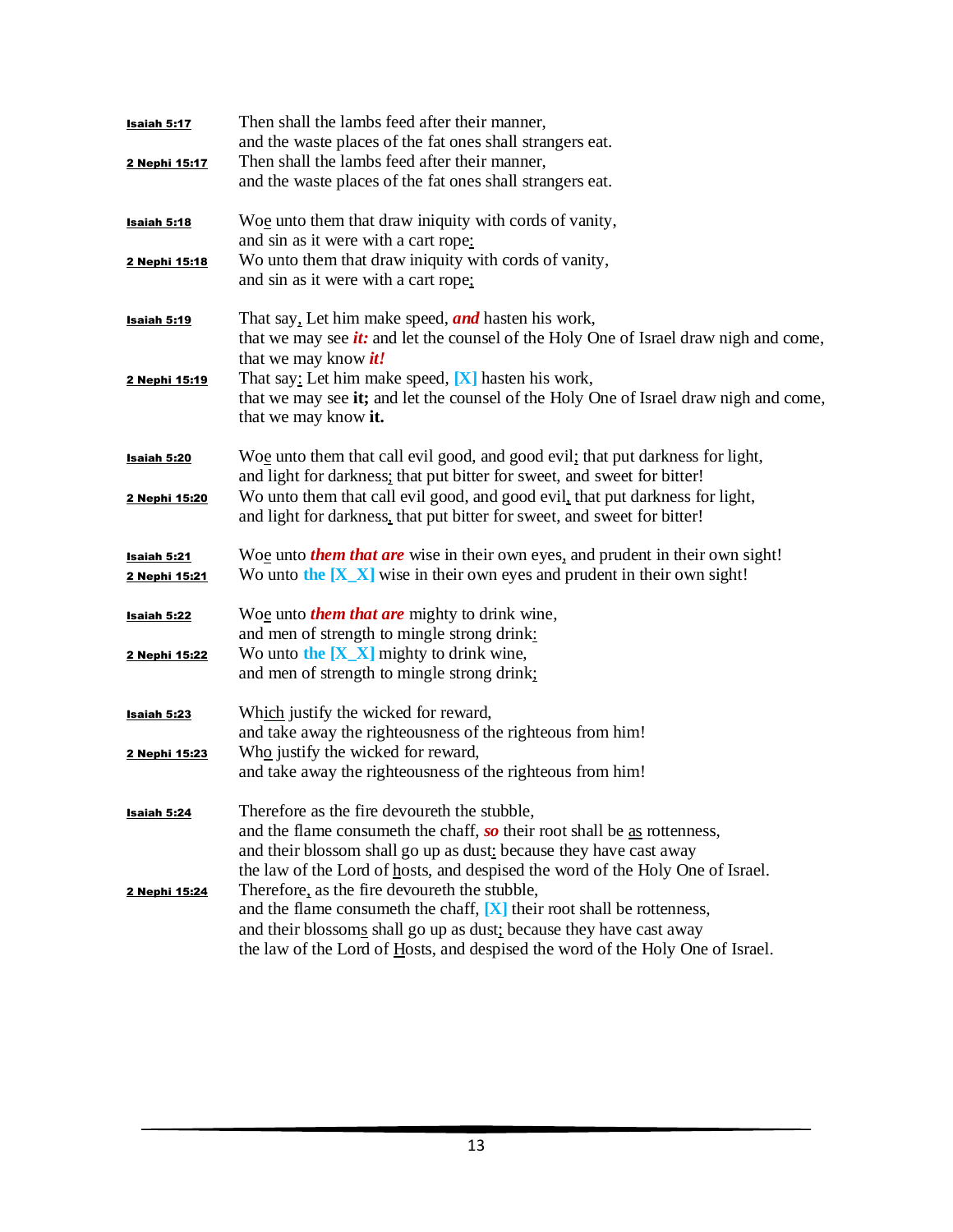**Isaiah 5:17** Then shall the lambs feed after their manner,
and the waste places of the fat ones shall strangers eat.

**2 Nephi 15:17** Then shall the lambs feed after their manner,
and the waste places of the fat ones shall strangers eat.

**Isaiah 5:18** Woe unto them that draw iniquity with cords of vanity,
and sin as it were with a cart rope:

**2 Nephi 15:18** Wo unto them that draw iniquity with cords of vanity,
and sin as it were with a cart rope;

**Isaiah 5:19** That say, Let him make speed, ***and*** hasten his work,
that we may see ***it:*** and let the counsel of the Holy One of Israel draw nigh and come,
that we may know ***it!***

**2 Nephi 15:19** That say: Let him make speed, **[X]** hasten his work,
that we may see **it;** and let the counsel of the Holy One of Israel draw nigh and come,
that we may know **it.**

**Isaiah 5:20** Woe unto them that call evil good, and good evil; that put darkness for light,
and light for darkness; that put bitter for sweet, and sweet for bitter!

**2 Nephi 15:20** Wo unto them that call evil good, and good evil, that put darkness for light,
and light for darkness, that put bitter for sweet, and sweet for bitter!

**Isaiah 5:21** Woe unto ***them that are*** wise in their own eyes, and prudent in their own sight!

**2 Nephi 15:21** Wo unto **the [X_X]** wise in their own eyes and prudent in their own sight!

**Isaiah 5:22** Woe unto ***them that are*** mighty to drink wine,
and men of strength to mingle strong drink:

**2 Nephi 15:22** Wo unto **the [X_X]** mighty to drink wine,
and men of strength to mingle strong drink;

**Isaiah 5:23** Which justify the wicked for reward,
and take away the righteousness of the righteous from him!

**2 Nephi 15:23** Who justify the wicked for reward,
and take away the righteousness of the righteous from him!

**Isaiah 5:24** Therefore as the fire devoureth the stubble,
and the flame consumeth the chaff, ***so*** their root shall be as rottenness,
and their blossom shall go up as dust: because they have cast away
the law of the Lord of hosts, and despised the word of the Holy One of Israel.

**2 Nephi 15:24** Therefore, as the fire devoureth the stubble,
and the flame consumeth the chaff, **[X]** their root shall be rottenness,
and their blossoms shall go up as dust; because they have cast away
the law of the Lord of Hosts, and despised the word of the Holy One of Israel.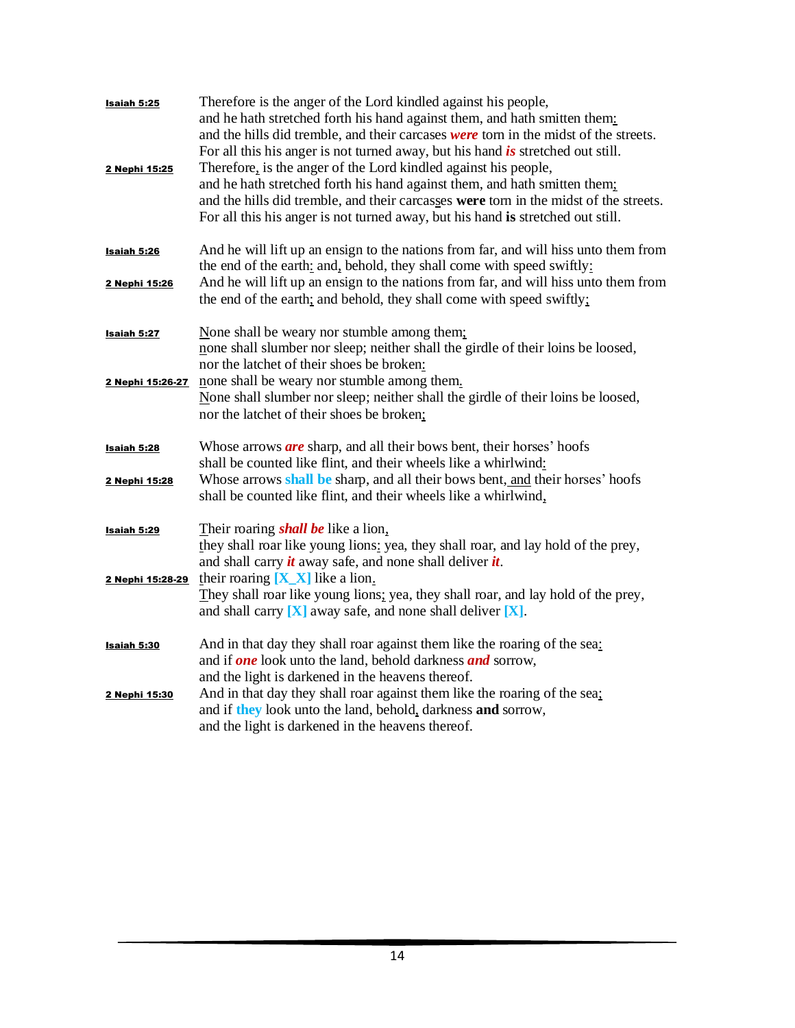**Isaiah 5:25**
Therefore is the anger of the Lord kindled against his people,
and he hath stretched forth his hand against them, and hath smitten them:
and the hills did tremble, and their carcases ***were*** torn in the midst of the streets.
For all this his anger is not turned away, but his hand ***is*** stretched out still.

**2 Nephi 15:25**
Therefore, is the anger of the Lord kindled against his people,
and he hath stretched forth his hand against them, and hath smitten them;
and the hills did tremble, and their carcasses **were** torn in the midst of the streets.
For all this his anger is not turned away, but his hand **is** stretched out still.

**Isaiah 5:26**
And he will lift up an ensign to the nations from far, and will hiss unto them from the end of the earth: and, behold, they shall come with speed swiftly:

**2 Nephi 15:26**
And he will lift up an ensign to the nations from far, and will hiss unto them from the end of the earth; and behold, they shall come with speed swiftly;

**Isaiah 5:27**
None shall be weary nor stumble among them;
none shall slumber nor sleep; neither shall the girdle of their loins be loosed,
nor the latchet of their shoes be broken:

**2 Nephi 15:26-27**
none shall be weary nor stumble among them.
None shall slumber nor sleep; neither shall the girdle of their loins be loosed,
nor the latchet of their shoes be broken;

**Isaiah 5:28**
Whose arrows ***are*** sharp, and all their bows bent, their horses' hoofs
shall be counted like flint, and their wheels like a whirlwind:

**2 Nephi 15:28**
Whose arrows **shall be** sharp, and all their bows bent, and their horses' hoofs
shall be counted like flint, and their wheels like a whirlwind,

**Isaiah 5:29**
Their roaring ***shall be*** like a lion,
they shall roar like young lions: yea, they shall roar, and lay hold of the prey,
and shall carry ***it*** away safe, and none shall deliver ***it***.

**2 Nephi 15:28-29**
their roaring **[X_X]** like a lion.
They shall roar like young lions; yea, they shall roar, and lay hold of the prey,
and shall carry **[X]** away safe, and none shall deliver **[X]**.

**Isaiah 5:30**
And in that day they shall roar against them like the roaring of the sea:
and if ***one*** look unto the land, behold darkness ***and*** sorrow,
and the light is darkened in the heavens thereof.

**2 Nephi 15:30**
And in that day they shall roar against them like the roaring of the sea;
and if **they** look unto the land, behold, darkness **and** sorrow,
and the light is darkened in the heavens thereof.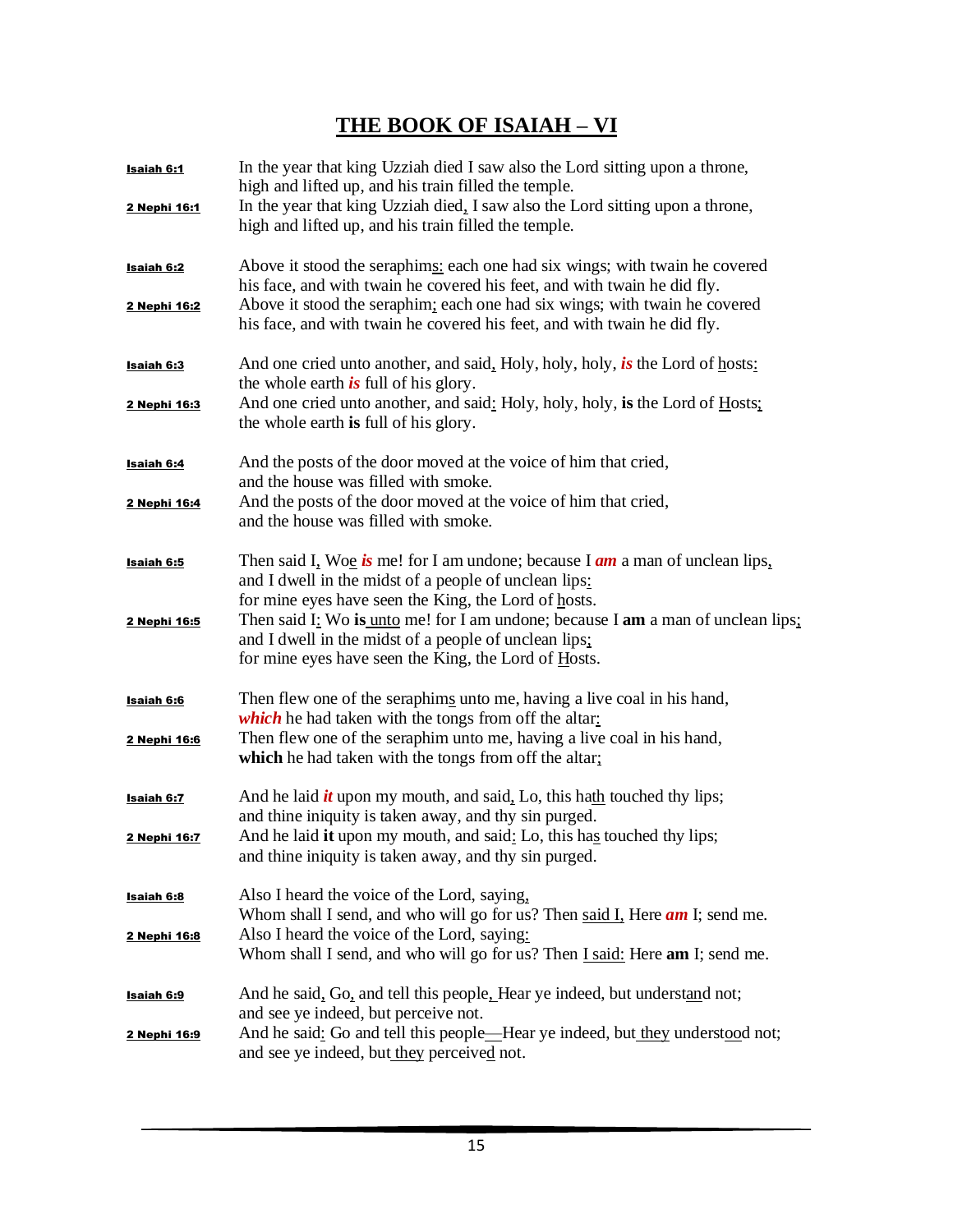# THE BOOK OF ISAIAH – VI

**Isaiah 6:1** In the year that king Uzziah died I saw also the Lord sitting upon a throne, high and lifted up, and his train filled the temple.

**2 Nephi 16:1** In the year that king Uzziah died, I saw also the Lord sitting upon a throne, high and lifted up, and his train filled the temple.

**Isaiah 6:2** Above it stood the seraphims: each one had six wings; with twain he covered his face, and with twain he covered his feet, and with twain he did fly.

**2 Nephi 16:2** Above it stood the seraphim; each one had six wings; with twain he covered his face, and with twain he covered his feet, and with twain he did fly.

**Isaiah 6:3** And one cried unto another, and said, Holy, holy, holy, ***is*** the Lord of hosts: the whole earth ***is*** full of his glory.

**2 Nephi 16:3** And one cried unto another, and said: Holy, holy, holy, **is** the Lord of Hosts; the whole earth **is** full of his glory.

**Isaiah 6:4** And the posts of the door moved at the voice of him that cried, and the house was filled with smoke.

**2 Nephi 16:4** And the posts of the door moved at the voice of him that cried, and the house was filled with smoke.

**Isaiah 6:5** Then said I, Woe ***is*** me! for I am undone; because I ***am*** a man of unclean lips, and I dwell in the midst of a people of unclean lips: for mine eyes have seen the King, the Lord of hosts.

**2 Nephi 16:5** Then said I: Wo **is** unto me! for I am undone; because I **am** a man of unclean lips; and I dwell in the midst of a people of unclean lips; for mine eyes have seen the King, the Lord of Hosts.

**Isaiah 6:6** Then flew one of the seraphims unto me, having a live coal in his hand, ***which*** he had taken with the tongs from off the altar:

**2 Nephi 16:6** Then flew one of the seraphim unto me, having a live coal in his hand, **which** he had taken with the tongs from off the altar;

**Isaiah 6:7** And he laid ***it*** upon my mouth, and said, Lo, this hath touched thy lips; and thine iniquity is taken away, and thy sin purged.

**2 Nephi 16:7** And he laid **it** upon my mouth, and said: Lo, this has touched thy lips; and thine iniquity is taken away, and thy sin purged.

**Isaiah 6:8** Also I heard the voice of the Lord, saying, Whom shall I send, and who will go for us? Then said I, Here ***am*** I; send me.

**2 Nephi 16:8** Also I heard the voice of the Lord, saying: Whom shall I send, and who will go for us? Then I said: Here **am** I; send me.

**Isaiah 6:9** And he said, Go, and tell this people, Hear ye indeed, but understand not; and see ye indeed, but perceive not.

**2 Nephi 16:9** And he said: Go and tell this people—Hear ye indeed, but they understood not; and see ye indeed, but they perceived not.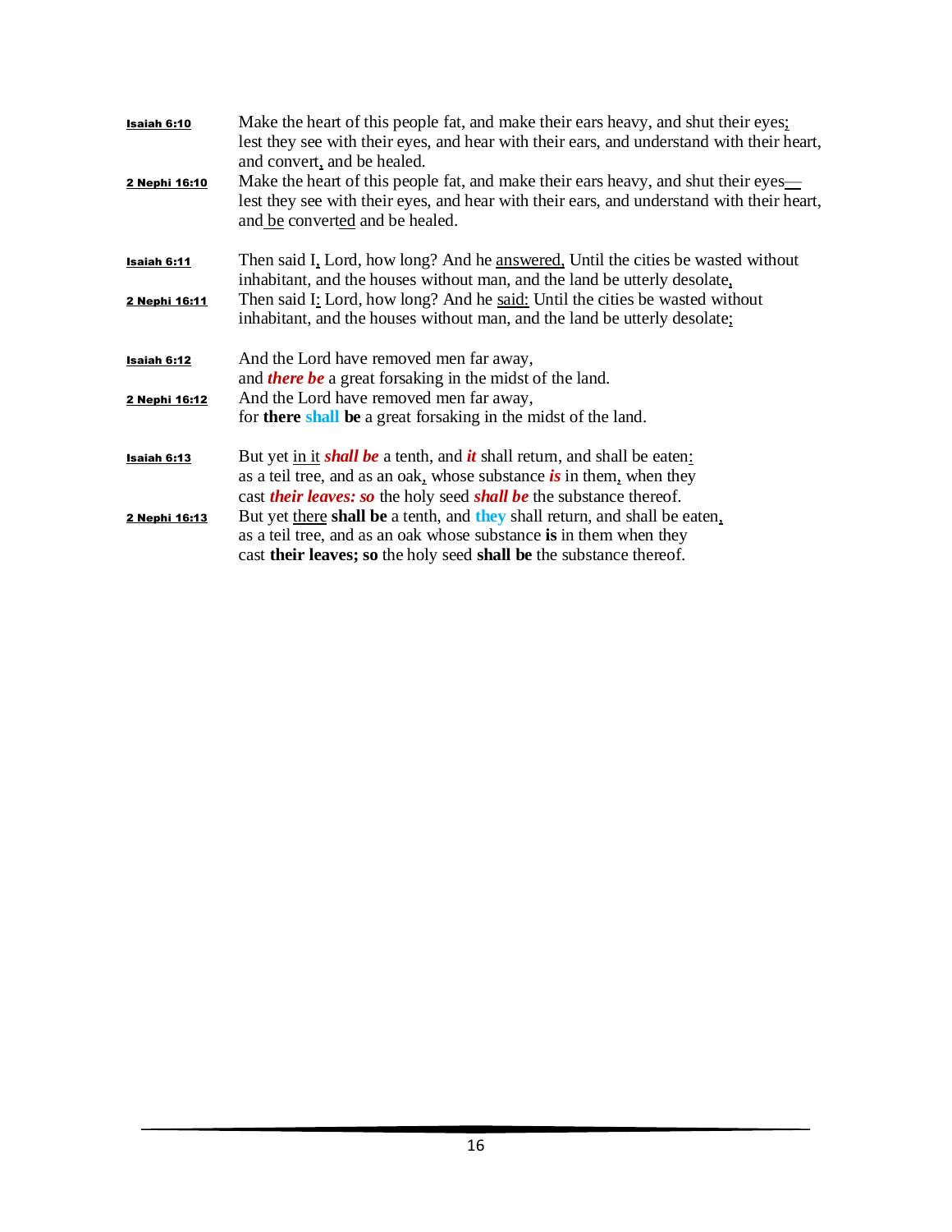**Isaiah 6:10** Make the heart of this people fat, and make their ears heavy, and shut their eyes; lest they see with their eyes, and hear with their ears, and understand with their heart, and convert, and be healed.

**2 Nephi 16:10** Make the heart of this people fat, and make their ears heavy, and shut their eyes— lest they see with their eyes, and hear with their ears, and understand with their heart, and be converted and be healed.

**Isaiah 6:11** Then said I, Lord, how long? And he answered, Until the cities be wasted without inhabitant, and the houses without man, and the land be utterly desolate,

**2 Nephi 16:11** Then said I: Lord, how long? And he said: Until the cities be wasted without inhabitant, and the houses without man, and the land be utterly desolate;

**Isaiah 6:12** And the Lord have removed men far away,
and ***there be*** a great forsaking in the midst of the land.

**2 Nephi 16:12** And the Lord have removed men far away,
for **there** **shall** **be** a great forsaking in the midst of the land.

**Isaiah 6:13** But yet in it ***shall be*** a tenth, and ***it*** shall return, and shall be eaten:
as a teil tree, and as an oak, whose substance ***is*** in them, when they
cast ***their leaves: so*** the holy seed ***shall be*** the substance thereof.

**2 Nephi 16:13** But yet there **shall be** a tenth, and **they** shall return, and shall be eaten,
as a teil tree, and as an oak whose substance **is** in them when they
cast **their leaves; so** the holy seed **shall be** the substance thereof.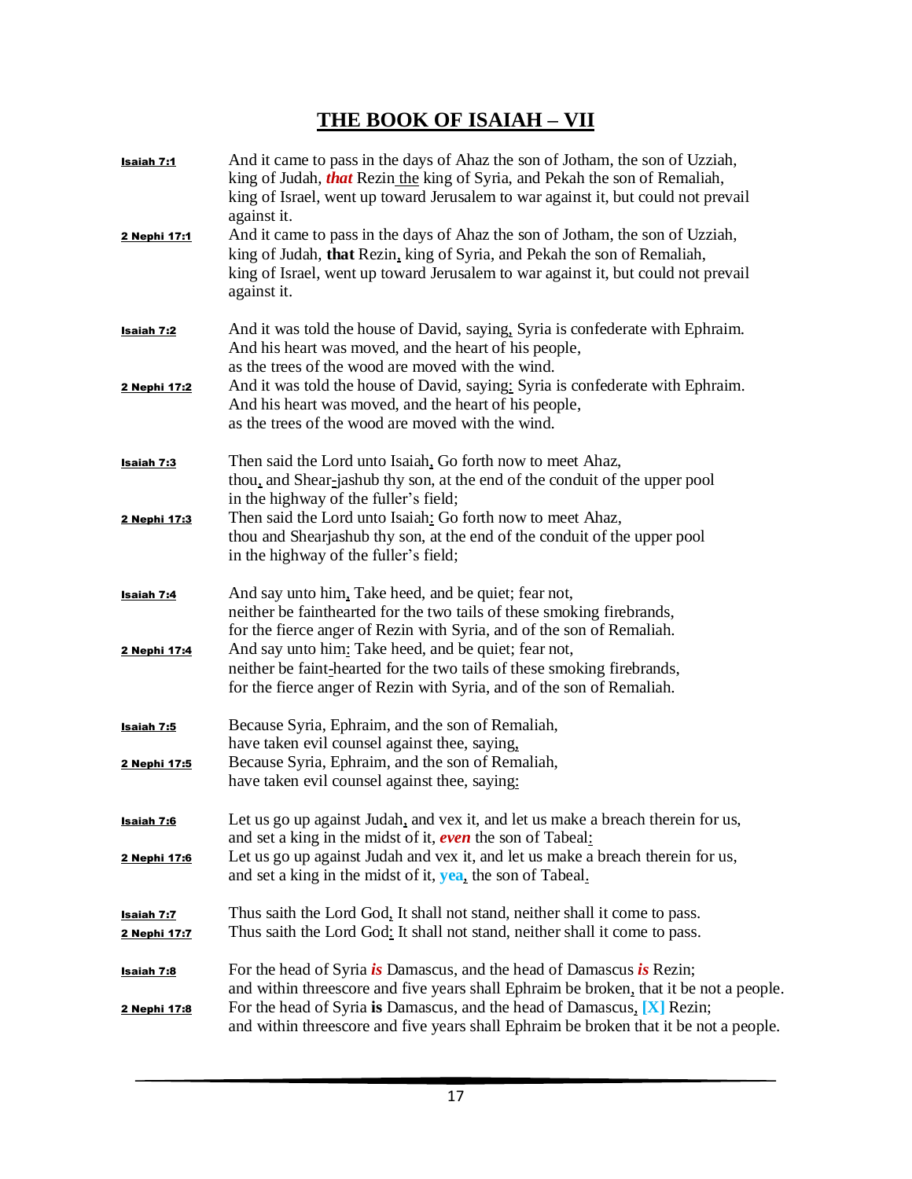# THE BOOK OF ISAIAH – VII

| | |
|---|---|
| **Isaiah 7:1** | And it came to pass in the days of Ahaz the son of Jotham, the son of Uzziah, king of Judah, ***that*** Rezin the king of Syria, and Pekah the son of Remaliah, king of Israel, went up toward Jerusalem to war against it, but could not prevail against it. |
| **2 Nephi 17:1** | And it came to pass in the days of Ahaz the son of Jotham, the son of Uzziah, king of Judah, **that** Rezin, king of Syria, and Pekah the son of Remaliah, king of Israel, went up toward Jerusalem to war against it, but could not prevail against it. |
| **Isaiah 7:2** | And it was told the house of David, saying, Syria is confederate with Ephraim. And his heart was moved, and the heart of his people, as the trees of the wood are moved with the wind. |
| **2 Nephi 17:2** | And it was told the house of David, saying: Syria is confederate with Ephraim. And his heart was moved, and the heart of his people, as the trees of the wood are moved with the wind. |
| **Isaiah 7:3** | Then said the Lord unto Isaiah, Go forth now to meet Ahaz, thou, and Shear-jashub thy son, at the end of the conduit of the upper pool in the highway of the fuller's field; |
| **2 Nephi 17:3** | Then said the Lord unto Isaiah: Go forth now to meet Ahaz, thou and Shearjashub thy son, at the end of the conduit of the upper pool in the highway of the fuller's field; |
| **Isaiah 7:4** | And say unto him, Take heed, and be quiet; fear not, neither be fainthearted for the two tails of these smoking firebrands, for the fierce anger of Rezin with Syria, and of the son of Remaliah. |
| **2 Nephi 17:4** | And say unto him: Take heed, and be quiet; fear not, neither be faint-hearted for the two tails of these smoking firebrands, for the fierce anger of Rezin with Syria, and of the son of Remaliah. |
| **Isaiah 7:5** | Because Syria, Ephraim, and the son of Remaliah, have taken evil counsel against thee, saying, |
| **2 Nephi 17:5** | Because Syria, Ephraim, and the son of Remaliah, have taken evil counsel against thee, saying: |
| **Isaiah 7:6** | Let us go up against Judah, and vex it, and let us make a breach therein for us, and set a king in the midst of it, ***even*** the son of Tabeal: |
| **2 Nephi 17:6** | Let us go up against Judah and vex it, and let us make a breach therein for us, and set a king in the midst of it, **yea**, the son of Tabeal. |
| **Isaiah 7:7** | Thus saith the Lord God, It shall not stand, neither shall it come to pass. |
| **2 Nephi 17:7** | Thus saith the Lord God: It shall not stand, neither shall it come to pass. |
| **Isaiah 7:8** | For the head of Syria ***is*** Damascus, and the head of Damascus ***is*** Rezin; and within threescore and five years shall Ephraim be broken, that it be not a people. |
| **2 Nephi 17:8** | For the head of Syria **is** Damascus, and the head of Damascus, **[X]** Rezin; and within threescore and five years shall Ephraim be broken that it be not a people. |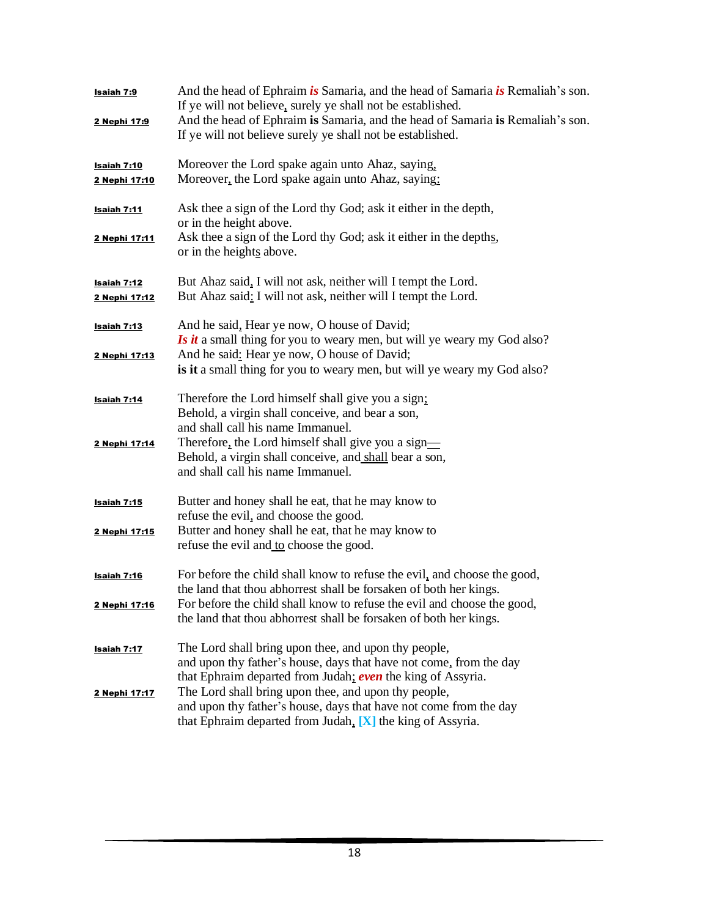**Isaiah 7:9** And the head of Ephraim ***is*** Samaria, and the head of Samaria ***is*** Remaliah's son.
If ye will not believe, surely ye shall not be established.

**2 Nephi 17:9** And the head of Ephraim **is** Samaria, and the head of Samaria **is** Remaliah's son.
If ye will not believe surely ye shall not be established.

**Isaiah 7:10** Moreover the Lord spake again unto Ahaz, saying,

**2 Nephi 17:10** Moreover, the Lord spake again unto Ahaz, saying:

**Isaiah 7:11** Ask thee a sign of the Lord thy God; ask it either in the depth,
or in the height above.

**2 Nephi 17:11** Ask thee a sign of the Lord thy God; ask it either in the depths,
or in the heights above.

**Isaiah 7:12** But Ahaz said, I will not ask, neither will I tempt the Lord.

**2 Nephi 17:12** But Ahaz said: I will not ask, neither will I tempt the Lord.

**Isaiah 7:13** And he said, Hear ye now, O house of David;
***Is it*** a small thing for you to weary men, but will ye weary my God also?

**2 Nephi 17:13** And he said: Hear ye now, O house of David;
**is it** a small thing for you to weary men, but will ye weary my God also?

**Isaiah 7:14** Therefore the Lord himself shall give you a sign;
Behold, a virgin shall conceive, and bear a son,
and shall call his name Immanuel.

**2 Nephi 17:14** Therefore, the Lord himself shall give you a sign—
Behold, a virgin shall conceive, and shall bear a son,
and shall call his name Immanuel.

**Isaiah 7:15** Butter and honey shall he eat, that he may know to
refuse the evil, and choose the good.

**2 Nephi 17:15** Butter and honey shall he eat, that he may know to
refuse the evil and to choose the good.

**Isaiah 7:16** For before the child shall know to refuse the evil, and choose the good,
the land that thou abhorrest shall be forsaken of both her kings.

**2 Nephi 17:16** For before the child shall know to refuse the evil and choose the good,
the land that thou abhorrest shall be forsaken of both her kings.

**Isaiah 7:17** The Lord shall bring upon thee, and upon thy people,
and upon thy father's house, days that have not come, from the day
that Ephraim departed from Judah; ***even*** the king of Assyria.

**2 Nephi 17:17** The Lord shall bring upon thee, and upon thy people,
and upon thy father's house, days that have not come from the day
that Ephraim departed from Judah, **[X]** the king of Assyria.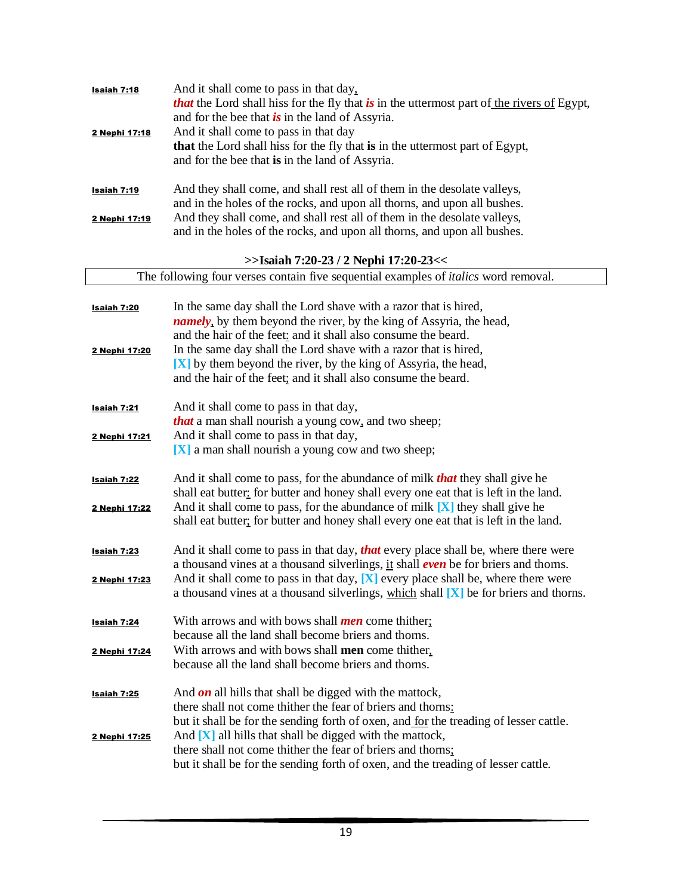**Isaiah 7:18** And it shall come to pass in that day,
***that*** the Lord shall hiss for the fly that ***is*** in the uttermost part of the rivers of Egypt,
and for the bee that ***is*** in the land of Assyria.

**2 Nephi 17:18** And it shall come to pass in that day
**that** the Lord shall hiss for the fly that **is** in the uttermost part of Egypt,
and for the bee that **is** in the land of Assyria.

**Isaiah 7:19** And they shall come, and shall rest all of them in the desolate valleys,
and in the holes of the rocks, and upon all thorns, and upon all bushes.

**2 Nephi 17:19** And they shall come, and shall rest all of them in the desolate valleys,
and in the holes of the rocks, and upon all thorns, and upon all bushes.

### >>Isaiah 7:20-23 / 2 Nephi 17:20-23<<

The following four verses contain five sequential examples of *italics* word removal.

**Isaiah 7:20** In the same day shall the Lord shave with a razor that is hired,
***namely***, by them beyond the river, by the king of Assyria, the head,
and the hair of the feet: and it shall also consume the beard.

**2 Nephi 17:20** In the same day shall the Lord shave with a razor that is hired,
**[X]** by them beyond the river, by the king of Assyria, the head,
and the hair of the feet; and it shall also consume the beard.

**Isaiah 7:21** And it shall come to pass in that day,
***that*** a man shall nourish a young cow, and two sheep;

**2 Nephi 17:21** And it shall come to pass in that day,
**[X]** a man shall nourish a young cow and two sheep;

**Isaiah 7:22** And it shall come to pass, for the abundance of milk ***that*** they shall give he
shall eat butter: for butter and honey shall every one eat that is left in the land.

**2 Nephi 17:22** And it shall come to pass, for the abundance of milk **[X]** they shall give he
shall eat butter; for butter and honey shall every one eat that is left in the land.

**Isaiah 7:23** And it shall come to pass in that day, ***that*** every place shall be, where there were
a thousand vines at a thousand silverlings, it shall ***even*** be for briers and thorns.

**2 Nephi 17:23** And it shall come to pass in that day, **[X]** every place shall be, where there were
a thousand vines at a thousand silverlings, which shall **[X]** be for briers and thorns.

**Isaiah 7:24** With arrows and with bows shall ***men*** come thither;
because all the land shall become briers and thorns.

**2 Nephi 17:24** With arrows and with bows shall **men** come thither,
because all the land shall become briers and thorns.

**Isaiah 7:25** And ***on*** all hills that shall be digged with the mattock,
there shall not come thither the fear of briers and thorns:
but it shall be for the sending forth of oxen, and for the treading of lesser cattle.

**2 Nephi 17:25** And **[X]** all hills that shall be digged with the mattock,
there shall not come thither the fear of briers and thorns;
but it shall be for the sending forth of oxen, and the treading of lesser cattle.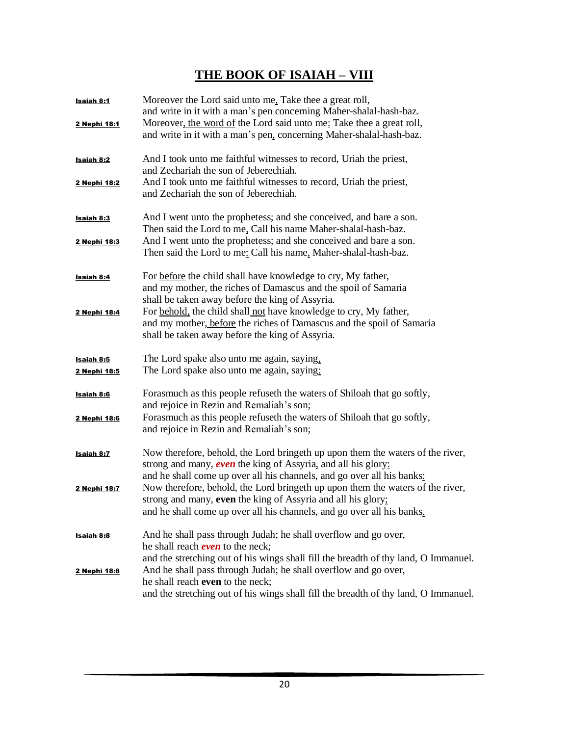# THE BOOK OF ISAIAH – VIII

**Isaiah 8:1** Moreover the Lord said unto me<u>,</u> Take thee a great roll,
and write in it with a man's pen concerning Maher-shalal-hash-baz.

**2 Nephi 18:1** Moreover<u>, the word of</u> the Lord said unto me<u>:</u> Take thee a great roll,
and write in it with a man's pen<u>,</u> concerning Maher-shalal-hash-baz.

**Isaiah 8:2** And I took unto me faithful witnesses to record, Uriah the priest,
and Zechariah the son of Jeberechiah.

**2 Nephi 18:2** And I took unto me faithful witnesses to record, Uriah the priest,
and Zechariah the son of Jeberechiah.

**Isaiah 8:3** And I went unto the prophetess; and she conceived<u>,</u> and bare a son.
Then said the Lord to me<u>,</u> Call his name Maher-shalal-hash-baz.

**2 Nephi 18:3** And I went unto the prophetess; and she conceived and bare a son.
Then said the Lord to me<u>:</u> Call his name<u>,</u> Maher-shalal-hash-baz.

**Isaiah 8:4** For <u>before</u> the child shall have knowledge to cry, My father,
and my mother, the riches of Damascus and the spoil of Samaria
shall be taken away before the king of Assyria.

**2 Nephi 18:4** For <u>behold,</u> the child shall <u>not</u> have knowledge to cry, My father,
and my mother<u>, before</u> the riches of Damascus and the spoil of Samaria
shall be taken away before the king of Assyria.

**Isaiah 8:5** The Lord spake also unto me again, saying<u>,</u>

**2 Nephi 18:5** The Lord spake also unto me again, saying<u>:</u>

**Isaiah 8:6** Forasmuch as this people refuseth the waters of Shiloah that go softly,
and rejoice in Rezin and Remaliah's son;

**2 Nephi 18:6** Forasmuch as this people refuseth the waters of Shiloah that go softly,
and rejoice in Rezin and Remaliah's son;

**Isaiah 8:7** Now therefore, behold, the Lord bringeth up upon them the waters of the river,
strong and many, ***even*** the king of Assyria<u>,</u> and all his glory<u>:</u>
and he shall come up over all his channels, and go over all his banks<u>:</u>

**2 Nephi 18:7** Now therefore, behold, the Lord bringeth up upon them the waters of the river,
strong and many, **even** the king of Assyria and all his glory<u>;</u>
and he shall come up over all his channels, and go over all his banks<u>.</u>

**Isaiah 8:8** And he shall pass through Judah; he shall overflow and go over,
he shall reach ***even*** to the neck;
and the stretching out of his wings shall fill the breadth of thy land, O Immanuel.

**2 Nephi 18:8** And he shall pass through Judah; he shall overflow and go over,
he shall reach **even** to the neck;
and the stretching out of his wings shall fill the breadth of thy land, O Immanuel.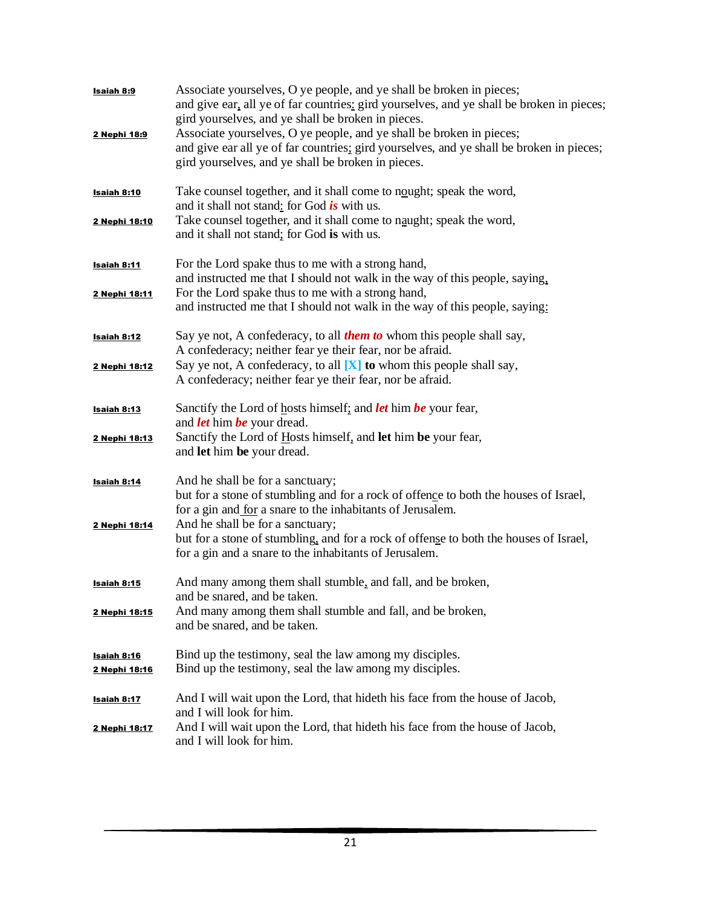**Isaiah 8:9** Associate yourselves, O ye people, and ye shall be broken in pieces;
and give ear<u>,</u> all ye of far countries<u>:</u> gird yourselves, and ye shall be broken in pieces;
gird yourselves, and ye shall be broken in pieces.

**2 Nephi 18:9** Associate yourselves, O ye people, and ye shall be broken in pieces;
and give ear all ye of far countries<u>;</u> gird yourselves, and ye shall be broken in pieces;
gird yourselves, and ye shall be broken in pieces.

**Isaiah 8:10** Take counsel together, and it shall come to n<u>o</u>ught; speak the word,
and it shall not stand<u>:</u> for God ***is*** with us.

**2 Nephi 18:10** Take counsel together, and it shall come to n<u>a</u>ught; speak the word,
and it shall not stand<u>;</u> for God **is** with us.

**Isaiah 8:11** For the Lord spake thus to me with a strong hand,
and instructed me that I should not walk in the way of this people, saying<u>,</u>

**2 Nephi 18:11** For the Lord spake thus to me with a strong hand,
and instructed me that I should not walk in the way of this people, saying<u>:</u>

**Isaiah 8:12** Say ye not, A confederacy, to all ***them to*** whom this people shall say,
A confederacy; neither fear ye their fear, nor be afraid.

**2 Nephi 18:12** Say ye not, A confederacy, to all **[X]** **to** whom this people shall say,
A confederacy; neither fear ye their fear, nor be afraid.

**Isaiah 8:13** Sanctify the Lord of <u>h</u>osts himself<u>;</u> and ***let*** him ***be*** your fear,
and ***let*** him ***be*** your dread.

**2 Nephi 18:13** Sanctify the Lord of <u>H</u>osts himself<u>,</u> and **let** him **be** your fear,
and **let** him **be** your dread.

**Isaiah 8:14** And he shall be for a sanctuary;
but for a stone of stumbling and for a rock of offen<u>c</u>e to both the houses of Israel,
for a gin and <u>for</u> a snare to the inhabitants of Jerusalem.

**2 Nephi 18:14** And he shall be for a sanctuary;
but for a stone of stumbling<u>,</u> and for a rock of offen<u>s</u>e to both the houses of Israel,
for a gin and a snare to the inhabitants of Jerusalem.

**Isaiah 8:15** And many among them shall stumble<u>,</u> and fall, and be broken,
and be snared, and be taken.

**2 Nephi 18:15** And many among them shall stumble and fall, and be broken,
and be snared, and be taken.

**Isaiah 8:16** Bind up the testimony, seal the law among my disciples.

**2 Nephi 18:16** Bind up the testimony, seal the law among my disciples.

**Isaiah 8:17** And I will wait upon the Lord, that hideth his face from the house of Jacob,
and I will look for him.

**2 Nephi 18:17** And I will wait upon the Lord, that hideth his face from the house of Jacob,
and I will look for him.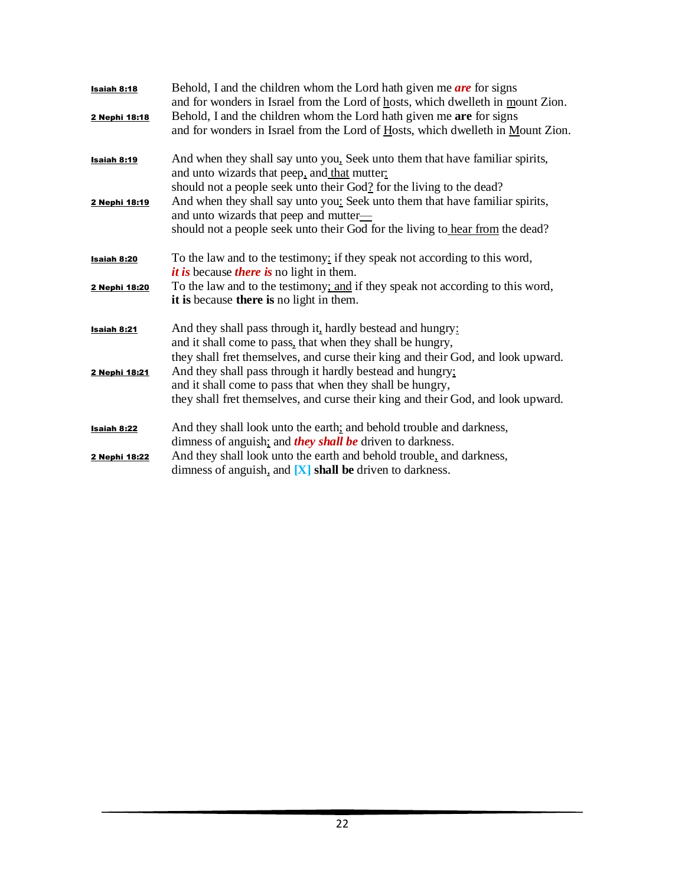**Isaiah 8:18** Behold, I and the children whom the Lord hath given me ***are*** for signs
and for wonders in Israel from the Lord of hosts, which dwelleth in mount Zion.

**2 Nephi 18:18** Behold, I and the children whom the Lord hath given me **are** for signs
and for wonders in Israel from the Lord of Hosts, which dwelleth in Mount Zion.

**Isaiah 8:19** And when they shall say unto you, Seek unto them that have familiar spirits,
and unto wizards that peep, and that mutter:
should not a people seek unto their God? for the living to the dead?

**2 Nephi 18:19** And when they shall say unto you: Seek unto them that have familiar spirits,
and unto wizards that peep and mutter—
should not a people seek unto their God for the living to hear from the dead?

**Isaiah 8:20** To the law and to the testimony: if they speak not according to this word,
***it is*** because ***there is*** no light in them.

**2 Nephi 18:20** To the law and to the testimony; and if they speak not according to this word,
**it is** because **there is** no light in them.

**Isaiah 8:21** And they shall pass through it, hardly bestead and hungry:
and it shall come to pass, that when they shall be hungry,
they shall fret themselves, and curse their king and their God, and look upward.

**2 Nephi 18:21** And they shall pass through it hardly bestead and hungry;
and it shall come to pass that when they shall be hungry,
they shall fret themselves, and curse their king and their God, and look upward.

**Isaiah 8:22** And they shall look unto the earth; and behold trouble and darkness,
dimness of anguish; and ***they shall be*** driven to darkness.

**2 Nephi 18:22** And they shall look unto the earth and behold trouble, and darkness,
dimness of anguish, and **[X]** **shall be** driven to darkness.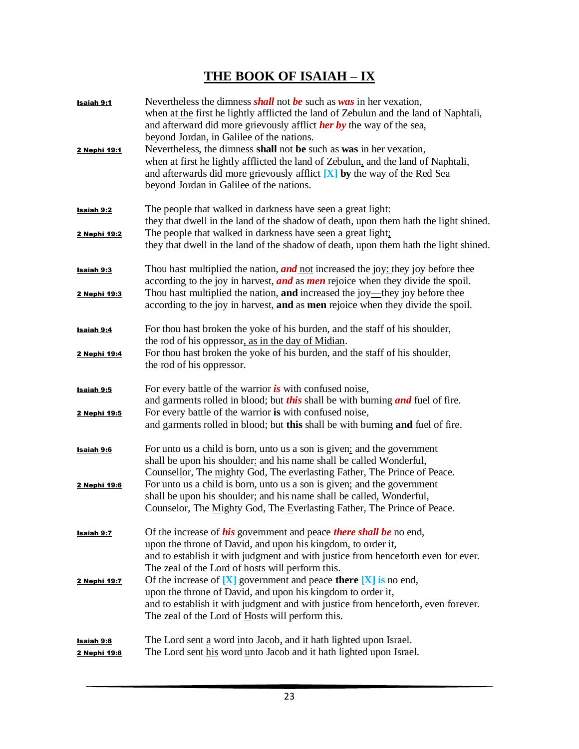# THE BOOK OF ISAIAH – IX

**Isaiah 9:1** Nevertheless the dimness ***shall*** not ***be*** such as ***was*** in her vexation,
when at the first he lightly afflicted the land of Zebulun and the land of Naphtali,
and afterward did more grievously afflict ***her by*** the way of the sea,
beyond Jordan, in Galilee of the nations.

**2 Nephi 19:1** Nevertheless, the dimness **shall** not **be** such as **was** in her vexation,
when at first he lightly afflicted the land of Zebulun, and the land of Naphtali,
and afterwards did more grievously afflict **[X] by** the way of the Red Sea
beyond Jordan in Galilee of the nations.

**Isaiah 9:2** The people that walked in darkness have seen a great light:
they that dwell in the land of the shadow of death, upon them hath the light shined.

**2 Nephi 19:2** The people that walked in darkness have seen a great light;
they that dwell in the land of the shadow of death, upon them hath the light shined.

**Isaiah 9:3** Thou hast multiplied the nation, ***and*** not increased the joy: they joy before thee
according to the joy in harvest, ***and*** as ***men*** rejoice when they divide the spoil.

**2 Nephi 19:3** Thou hast multiplied the nation, **and** increased the joy—they joy before thee
according to the joy in harvest, **and** as **men** rejoice when they divide the spoil.

**Isaiah 9:4** For thou hast broken the yoke of his burden, and the staff of his shoulder,
the rod of his oppressor, as in the day of Midian.

**2 Nephi 19:4** For thou hast broken the yoke of his burden, and the staff of his shoulder,
the rod of his oppressor.

**Isaiah 9:5** For every battle of the warrior ***is*** with confused noise,
and garments rolled in blood; but ***this*** shall be with burning ***and*** fuel of fire.

**2 Nephi 19:5** For every battle of the warrior **is** with confused noise,
and garments rolled in blood; but **this** shall be with burning **and** fuel of fire.

**Isaiah 9:6** For unto us a child is born, unto us a son is given: and the government
shall be upon his shoulder: and his name shall be called Wonderful,
Counsellor, The mighty God, The everlasting Father, The Prince of Peace.

**2 Nephi 19:6** For unto us a child is born, unto us a son is given; and the government
shall be upon his shoulder; and his name shall be called, Wonderful,
Counselor, The Mighty God, The Everlasting Father, The Prince of Peace.

**Isaiah 9:7** Of the increase of ***his*** government and peace ***there shall be*** no end,
upon the throne of David, and upon his kingdom, to order it,
and to establish it with judgment and with justice from henceforth even for ever.
The zeal of the Lord of hosts will perform this.

**2 Nephi 19:7** Of the increase of **[X]** government and peace **there [X] is** no end,
upon the throne of David, and upon his kingdom to order it,
and to establish it with judgment and with justice from henceforth, even forever.
The zeal of the Lord of Hosts will perform this.

**Isaiah 9:8** The Lord sent a word into Jacob, and it hath lighted upon Israel.

**2 Nephi 19:8** The Lord sent his word unto Jacob and it hath lighted upon Israel.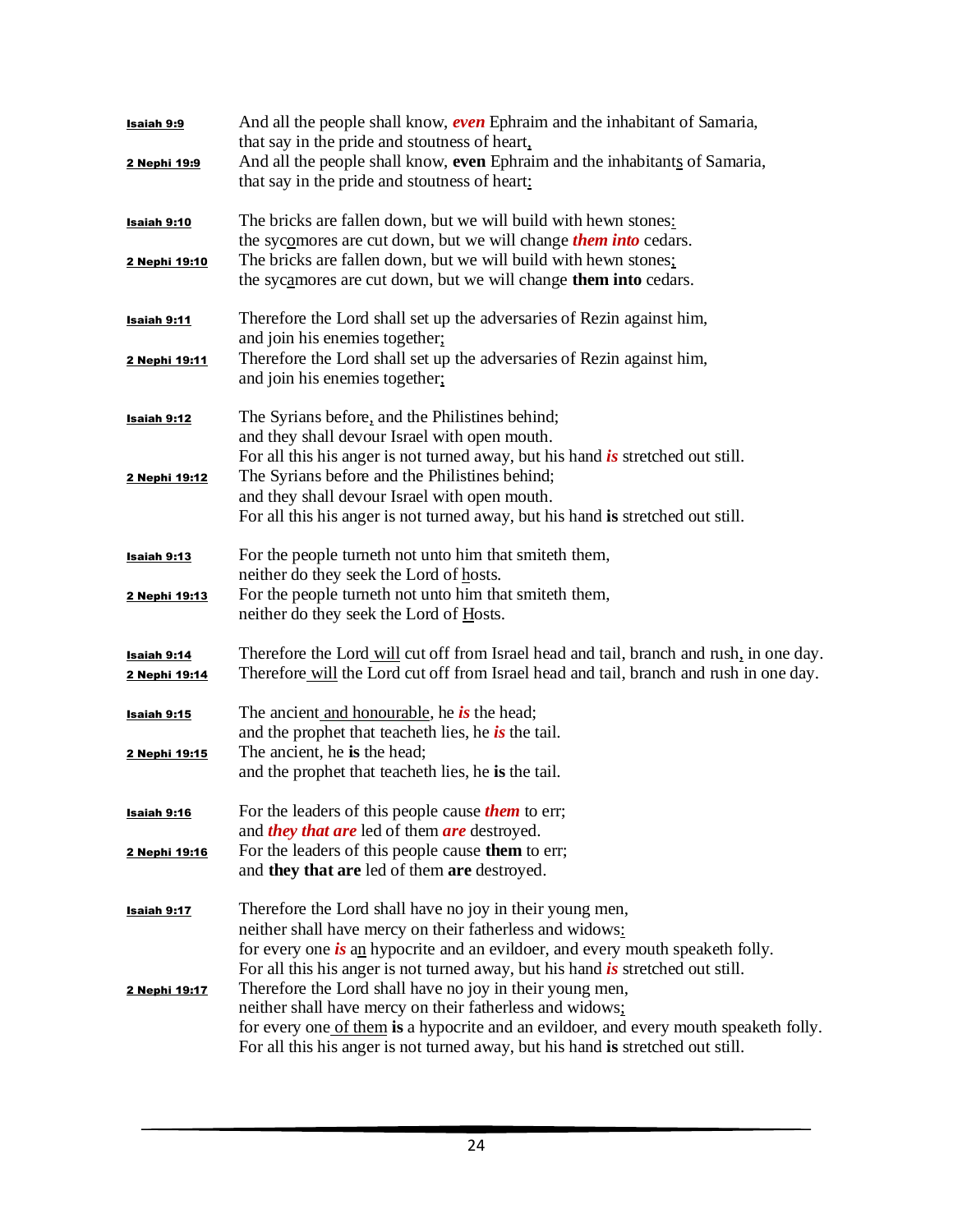**Isaiah 9:9** And all the people shall know, ***even*** Ephraim and the inhabitant of Samaria,
that say in the pride and stoutness of heart,

**2 Nephi 19:9** And all the people shall know, **even** Ephraim and the inhabitants of Samaria,
that say in the pride and stoutness of heart:

**Isaiah 9:10** The bricks are fallen down, but we will build with hewn stones:
the sycomores are cut down, but we will change ***them into*** cedars.

**2 Nephi 19:10** The bricks are fallen down, but we will build with hewn stones;
the sycamores are cut down, but we will change **them into** cedars.

**Isaiah 9:11** Therefore the Lord shall set up the adversaries of Rezin against him,
and join his enemies together;

**2 Nephi 19:11** Therefore the Lord shall set up the adversaries of Rezin against him,
and join his enemies together;

**Isaiah 9:12** The Syrians before, and the Philistines behind;
and they shall devour Israel with open mouth.
For all this his anger is not turned away, but his hand ***is*** stretched out still.

**2 Nephi 19:12** The Syrians before and the Philistines behind;
and they shall devour Israel with open mouth.
For all this his anger is not turned away, but his hand **is** stretched out still.

**Isaiah 9:13** For the people turneth not unto him that smiteth them,
neither do they seek the Lord of hosts.

**2 Nephi 19:13** For the people turneth not unto him that smiteth them,
neither do they seek the Lord of Hosts.

**Isaiah 9:14** Therefore the Lord will cut off from Israel head and tail, branch and rush, in one day.

**2 Nephi 19:14** Therefore will the Lord cut off from Israel head and tail, branch and rush in one day.

**Isaiah 9:15** The ancient and honourable, he ***is*** the head;
and the prophet that teacheth lies, he ***is*** the tail.

**2 Nephi 19:15** The ancient, he **is** the head;
and the prophet that teacheth lies, he **is** the tail.

**Isaiah 9:16** For the leaders of this people cause ***them*** to err;
and ***they that are*** led of them ***are*** destroyed.

**2 Nephi 19:16** For the leaders of this people cause **them** to err;
and **they that are** led of them **are** destroyed.

**Isaiah 9:17** Therefore the Lord shall have no joy in their young men,
neither shall have mercy on their fatherless and widows:
for every one ***is*** an hypocrite and an evildoer, and every mouth speaketh folly.
For all this his anger is not turned away, but his hand ***is*** stretched out still.

**2 Nephi 19:17** Therefore the Lord shall have no joy in their young men,
neither shall have mercy on their fatherless and widows;
for every one of them **is** a hypocrite and an evildoer, and every mouth speaketh folly.
For all this his anger is not turned away, but his hand **is** stretched out still.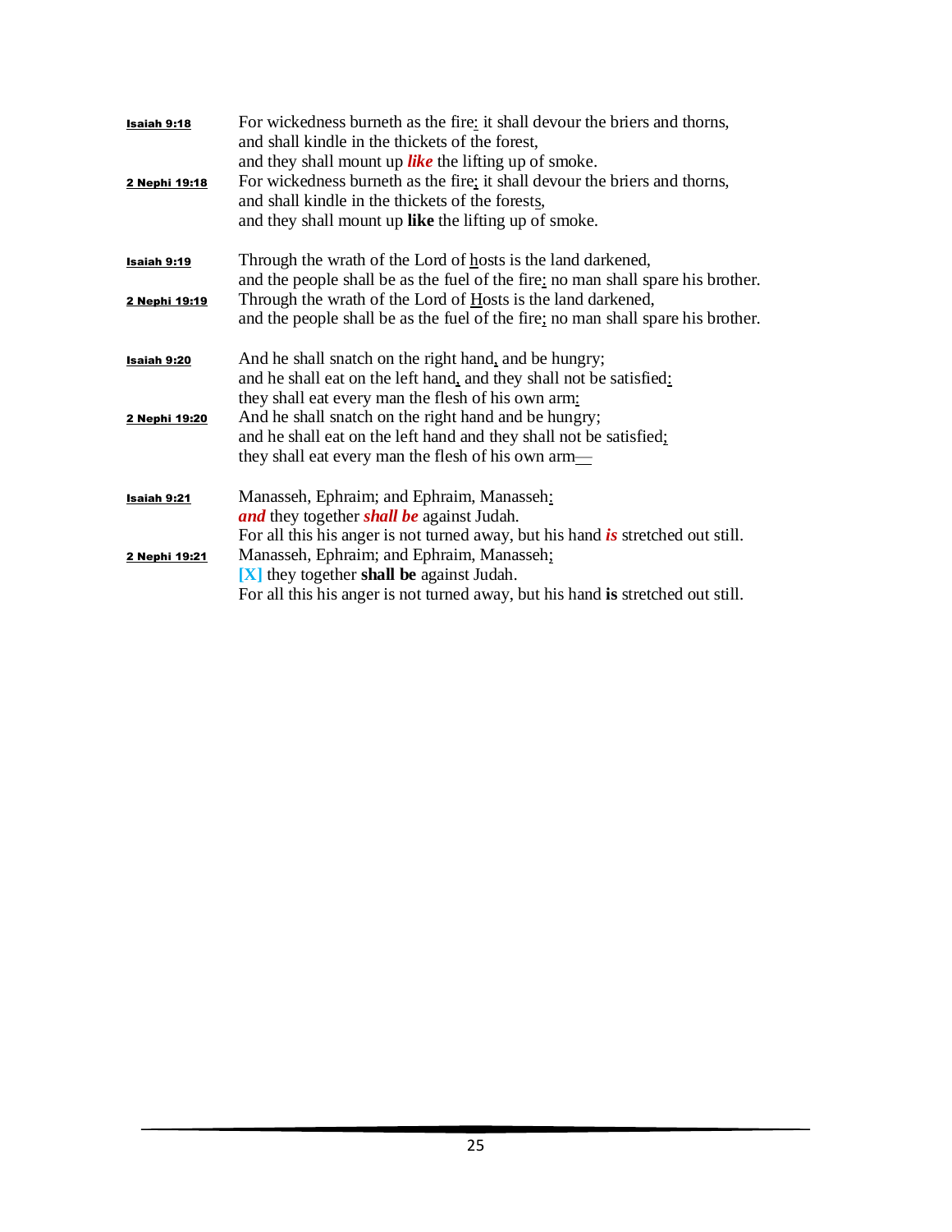**Isaiah 9:18** For wickedness burneth as the fire<u>:</u> it shall devour the briers and thorns,
and shall kindle in the thickets of the forest,
and they shall mount up ***like*** the lifting up of smoke.

**2 Nephi 19:18** For wickedness burneth as the fire<u>;</u> it shall devour the briers and thorns,
and shall kindle in the thickets of the forest<u>s</u>,
and they shall mount up **like** the lifting up of smoke.

**Isaiah 9:19** Through the wrath of the Lord of <u>h</u>osts is the land darkened,
and the people shall be as the fuel of the fire<u>:</u> no man shall spare his brother.

**2 Nephi 19:19** Through the wrath of the Lord of <u>H</u>osts is the land darkened,
and the people shall be as the fuel of the fire<u>;</u> no man shall spare his brother.

**Isaiah 9:20** And he shall snatch on the right hand<u>,</u> and be hungry;
and he shall eat on the left hand<u>,</u> and they shall not be satisfied<u>:</u>
they shall eat every man the flesh of his own arm<u>:</u>

**2 Nephi 19:20** And he shall snatch on the right hand and be hungry;
and he shall eat on the left hand and they shall not be satisfied<u>;</u>
they shall eat every man the flesh of his own arm<u>—</u>

**Isaiah 9:21** Manasseh, Ephraim; and Ephraim, Manasseh<u>:</u>
***and*** they together ***shall be*** against Judah.
For all this his anger is not turned away, but his hand ***is*** stretched out still.

**2 Nephi 19:21** Manasseh, Ephraim; and Ephraim, Manasseh<u>;</u>
**[X]** they together **shall be** against Judah.
For all this his anger is not turned away, but his hand **is** stretched out still.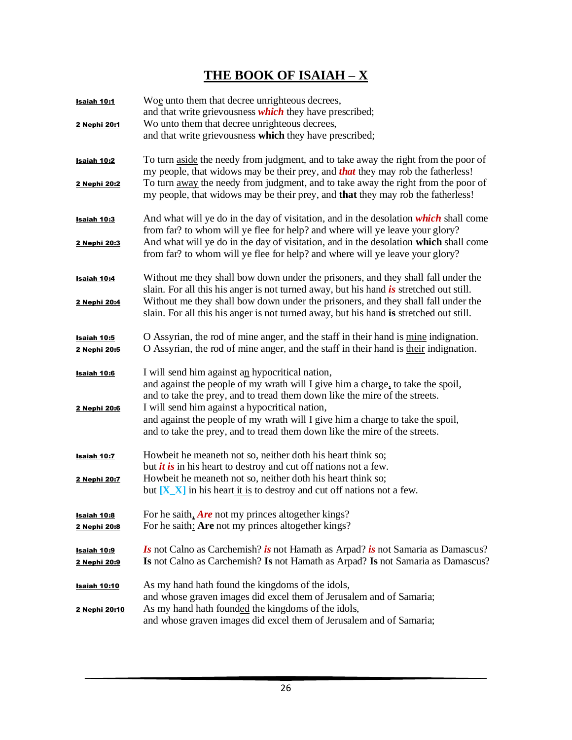# THE BOOK OF ISAIAH – X

| | |
|---|---|
| Isaiah 10:1 | Woe unto them that decree unrighteous decrees,<br>and that write grievousness ***which*** they have prescribed; |
| 2 Nephi 20:1 | Wo unto them that decree unrighteous decrees,<br>and that write grievousness **which** they have prescribed; |
| Isaiah 10:2 | To turn aside the needy from judgment, and to take away the right from the poor of my people, that widows may be their prey, and ***that*** they may rob the fatherless! |
| 2 Nephi 20:2 | To turn away the needy from judgment, and to take away the right from the poor of my people, that widows may be their prey, and **that** they may rob the fatherless! |
| Isaiah 10:3 | And what will ye do in the day of visitation, and in the desolation ***which*** shall come from far? to whom will ye flee for help? and where will ye leave your glory? |
| 2 Nephi 20:3 | And what will ye do in the day of visitation, and in the desolation **which** shall come from far? to whom will ye flee for help? and where will ye leave your glory? |
| Isaiah 10:4 | Without me they shall bow down under the prisoners, and they shall fall under the slain. For all this his anger is not turned away, but his hand ***is*** stretched out still. |
| 2 Nephi 20:4 | Without me they shall bow down under the prisoners, and they shall fall under the slain. For all this his anger is not turned away, but his hand **is** stretched out still. |
| Isaiah 10:5 | O Assyrian, the rod of mine anger, and the staff in their hand is mine indignation. |
| 2 Nephi 20:5 | O Assyrian, the rod of mine anger, and the staff in their hand is their indignation. |
| Isaiah 10:6 | I will send him against an hypocritical nation,<br>and against the people of my wrath will I give him a charge, to take the spoil,<br>and to take the prey, and to tread them down like the mire of the streets. |
| 2 Nephi 20:6 | I will send him against a hypocritical nation,<br>and against the people of my wrath will I give him a charge to take the spoil,<br>and to take the prey, and to tread them down like the mire of the streets. |
| Isaiah 10:7 | Howbeit he meaneth not so, neither doth his heart think so;<br>but ***it is*** in his heart to destroy and cut off nations not a few. |
| 2 Nephi 20:7 | Howbeit he meaneth not so, neither doth his heart think so;<br>but **[X_X]** in his heart it is to destroy and cut off nations not a few. |
| Isaiah 10:8 | For he saith, ***Are*** not my princes altogether kings? |
| 2 Nephi 20:8 | For he saith: **Are** not my princes altogether kings? |
| Isaiah 10:9 | ***Is*** not Calno as Carchemish? ***is*** not Hamath as Arpad? ***is*** not Samaria as Damascus? |
| 2 Nephi 20:9 | **Is** not Calno as Carchemish? **Is** not Hamath as Arpad? **Is** not Samaria as Damascus? |
| Isaiah 10:10 | As my hand hath found the kingdoms of the idols,<br>and whose graven images did excel them of Jerusalem and of Samaria; |
| 2 Nephi 20:10 | As my hand hath founded the kingdoms of the idols,<br>and whose graven images did excel them of Jerusalem and of Samaria; |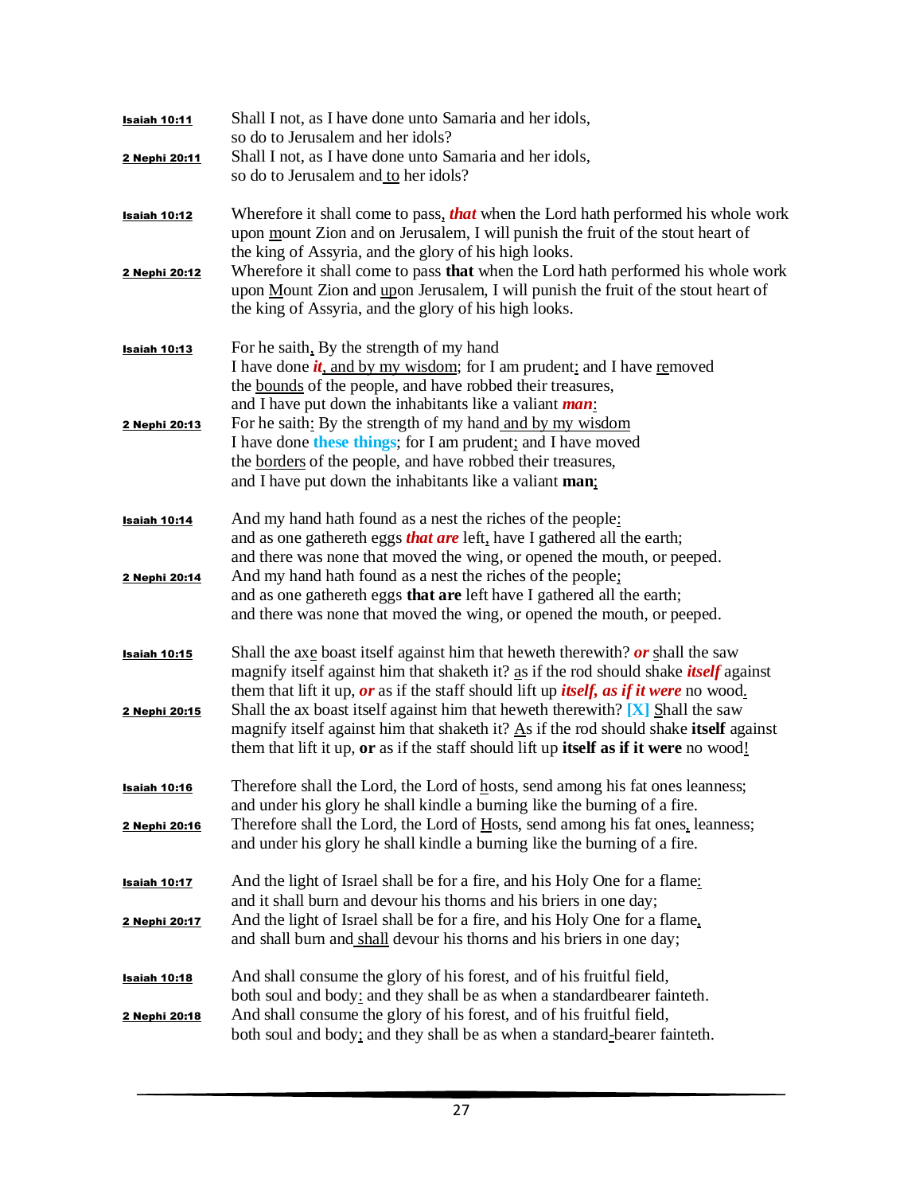**Isaiah 10:11** Shall I not, as I have done unto Samaria and her idols,
so do to Jerusalem and her idols?

**2 Nephi 20:11** Shall I not, as I have done unto Samaria and her idols,
so do to Jerusalem and to her idols?

**Isaiah 10:12** Wherefore it shall come to pass, ***that*** when the Lord hath performed his whole work upon mount Zion and on Jerusalem, I will punish the fruit of the stout heart of the king of Assyria, and the glory of his high looks.

**2 Nephi 20:12** Wherefore it shall come to pass **that** when the Lord hath performed his whole work upon Mount Zion and upon Jerusalem, I will punish the fruit of the stout heart of the king of Assyria, and the glory of his high looks.

**Isaiah 10:13** For he saith, By the strength of my hand
I have done ***it***, and by my wisdom; for I am prudent: and I have removed
the bounds of the people, and have robbed their treasures,
and I have put down the inhabitants like a valiant ***man***:

**2 Nephi 20:13** For he saith: By the strength of my hand and by my wisdom
I have done **these things**; for I am prudent; and I have moved
the borders of the people, and have robbed their treasures,
and I have put down the inhabitants like a valiant **man**;

**Isaiah 10:14** And my hand hath found as a nest the riches of the people:
and as one gathereth eggs ***that are*** left, have I gathered all the earth;
and there was none that moved the wing, or opened the mouth, or peeped.

**2 Nephi 20:14** And my hand hath found as a nest the riches of the people;
and as one gathereth eggs **that are** left have I gathered all the earth;
and there was none that moved the wing, or opened the mouth, or peeped.

**Isaiah 10:15** Shall the axe boast itself against him that heweth therewith? ***or*** shall the saw magnify itself against him that shaketh it? as if the rod should shake ***itself*** against them that lift it up, ***or*** as if the staff should lift up ***itself, as if it were*** no wood.

**2 Nephi 20:15** Shall the ax boast itself against him that heweth therewith? **[X]** Shall the saw magnify itself against him that shaketh it? As if the rod should shake **itself** against them that lift it up, **or** as if the staff should lift up **itself as if it were** no wood!

**Isaiah 10:16** Therefore shall the Lord, the Lord of hosts, send among his fat ones leanness;
and under his glory he shall kindle a burning like the burning of a fire.

**2 Nephi 20:16** Therefore shall the Lord, the Lord of Hosts, send among his fat ones, leanness;
and under his glory he shall kindle a burning like the burning of a fire.

**Isaiah 10:17** And the light of Israel shall be for a fire, and his Holy One for a flame:
and it shall burn and devour his thorns and his briers in one day;

**2 Nephi 20:17** And the light of Israel shall be for a fire, and his Holy One for a flame,
and shall burn and shall devour his thorns and his briers in one day;

**Isaiah 10:18** And shall consume the glory of his forest, and of his fruitful field,
both soul and body: and they shall be as when a standardbearer fainteth.

**2 Nephi 20:18** And shall consume the glory of his forest, and of his fruitful field,
both soul and body; and they shall be as when a standard-bearer fainteth.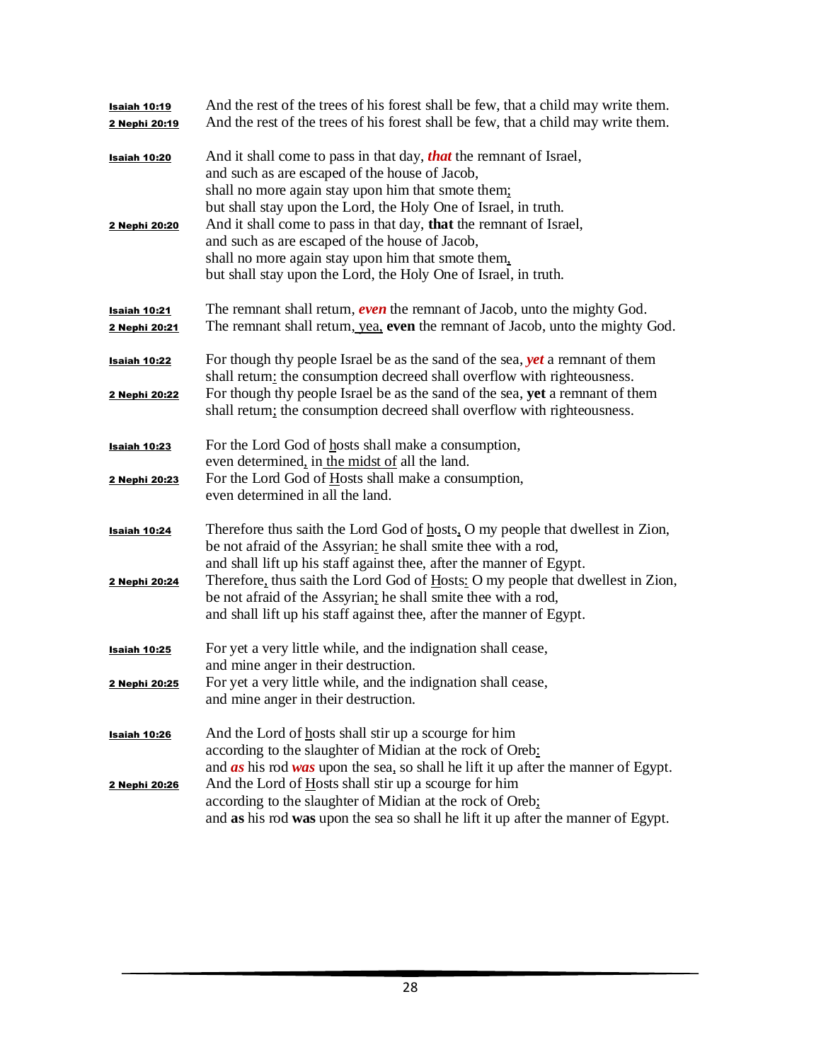**Isaiah 10:19** And the rest of the trees of his forest shall be few, that a child may write them.
**2 Nephi 20:19** And the rest of the trees of his forest shall be few, that a child may write them.

**Isaiah 10:20** And it shall come to pass in that day, ***that*** the remnant of Israel,
and such as are escaped of the house of Jacob,
shall no more again stay upon him that smote them;
but shall stay upon the Lord, the Holy One of Israel, in truth.
**2 Nephi 20:20** And it shall come to pass in that day, **that** the remnant of Israel,
and such as are escaped of the house of Jacob,
shall no more again stay upon him that smote them,
but shall stay upon the Lord, the Holy One of Israel, in truth.

**Isaiah 10:21** The remnant shall return, ***even*** the remnant of Jacob, unto the mighty God.
**2 Nephi 20:21** The remnant shall return, yea, **even** the remnant of Jacob, unto the mighty God.

**Isaiah 10:22** For though thy people Israel be as the sand of the sea, ***yet*** a remnant of them
shall return: the consumption decreed shall overflow with righteousness.
**2 Nephi 20:22** For though thy people Israel be as the sand of the sea, **yet** a remnant of them
shall return; the consumption decreed shall overflow with righteousness.

**Isaiah 10:23** For the Lord God of hosts shall make a consumption,
even determined, in the midst of all the land.
**2 Nephi 20:23** For the Lord God of Hosts shall make a consumption,
even determined in all the land.

**Isaiah 10:24** Therefore thus saith the Lord God of hosts, O my people that dwellest in Zion,
be not afraid of the Assyrian: he shall smite thee with a rod,
and shall lift up his staff against thee, after the manner of Egypt.
**2 Nephi 20:24** Therefore, thus saith the Lord God of Hosts: O my people that dwellest in Zion,
be not afraid of the Assyrian; he shall smite thee with a rod,
and shall lift up his staff against thee, after the manner of Egypt.

**Isaiah 10:25** For yet a very little while, and the indignation shall cease,
and mine anger in their destruction.
**2 Nephi 20:25** For yet a very little while, and the indignation shall cease,
and mine anger in their destruction.

**Isaiah 10:26** And the Lord of hosts shall stir up a scourge for him
according to the slaughter of Midian at the rock of Oreb:
and ***as*** his rod ***was*** upon the sea, so shall he lift it up after the manner of Egypt.
**2 Nephi 20:26** And the Lord of Hosts shall stir up a scourge for him
according to the slaughter of Midian at the rock of Oreb;
and **as** his rod **was** upon the sea so shall he lift it up after the manner of Egypt.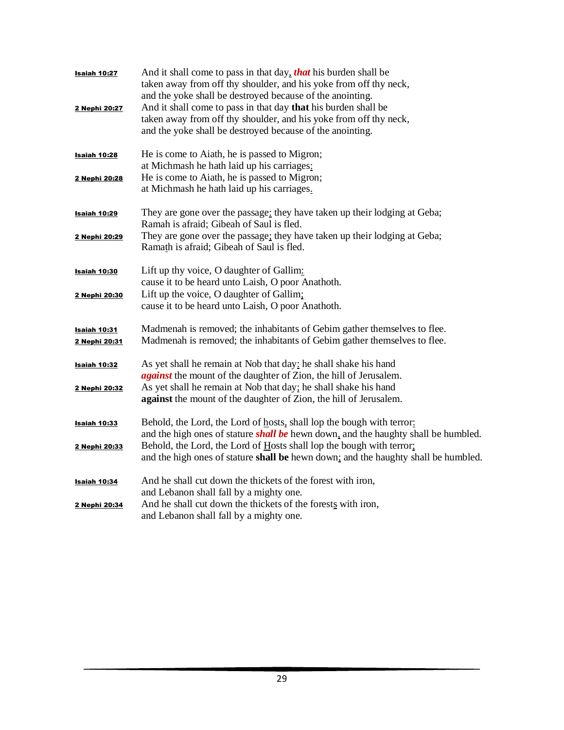**Isaiah 10:27** And it shall come to pass in that day, ***that*** his burden shall be
taken away from off thy shoulder, and his yoke from off thy neck,
and the yoke shall be destroyed because of the anointing.

**2 Nephi 20:27** And it shall come to pass in that day **that** his burden shall be
taken away from off thy shoulder, and his yoke from off thy neck,
and the yoke shall be destroyed because of the anointing.

**Isaiah 10:28** He is come to Aiath, he is passed to Migron;
at Michmash he hath laid up his carriages:

**2 Nephi 20:28** He is come to Aiath, he is passed to Migron;
at Michmash he hath laid up his carriages.

**Isaiah 10:29** They are gone over the passage: they have taken up their lodging at Geba;
Ramah is afraid; Gibeah of Saul is fled.

**2 Nephi 20:29** They are gone over the passage; they have taken up their lodging at Geba;
Ramath is afraid; Gibeah of Saul is fled.

**Isaiah 10:30** Lift up thy voice, O daughter of Gallim:
cause it to be heard unto Laish, O poor Anathoth.

**2 Nephi 20:30** Lift up the voice, O daughter of Gallim;
cause it to be heard unto Laish, O poor Anathoth.

**Isaiah 10:31** Madmenah is removed; the inhabitants of Gebim gather themselves to flee.

**2 Nephi 20:31** Madmenah is removed; the inhabitants of Gebim gather themselves to flee.

**Isaiah 10:32** As yet shall he remain at Nob that day: he shall shake his hand
***against*** the mount of the daughter of Zion, the hill of Jerusalem.

**2 Nephi 20:32** As yet shall he remain at Nob that day; he shall shake his hand
**against** the mount of the daughter of Zion, the hill of Jerusalem.

**Isaiah 10:33** Behold, the Lord, the Lord of hosts, shall lop the bough with terror:
and the high ones of stature ***shall be*** hewn down, and the haughty shall be humbled.

**2 Nephi 20:33** Behold, the Lord, the Lord of Hosts shall lop the bough with terror;
and the high ones of stature **shall be** hewn down; and the haughty shall be humbled.

**Isaiah 10:34** And he shall cut down the thickets of the forest with iron,
and Lebanon shall fall by a mighty one.

**2 Nephi 20:34** And he shall cut down the thickets of the forests with iron,
and Lebanon shall fall by a mighty one.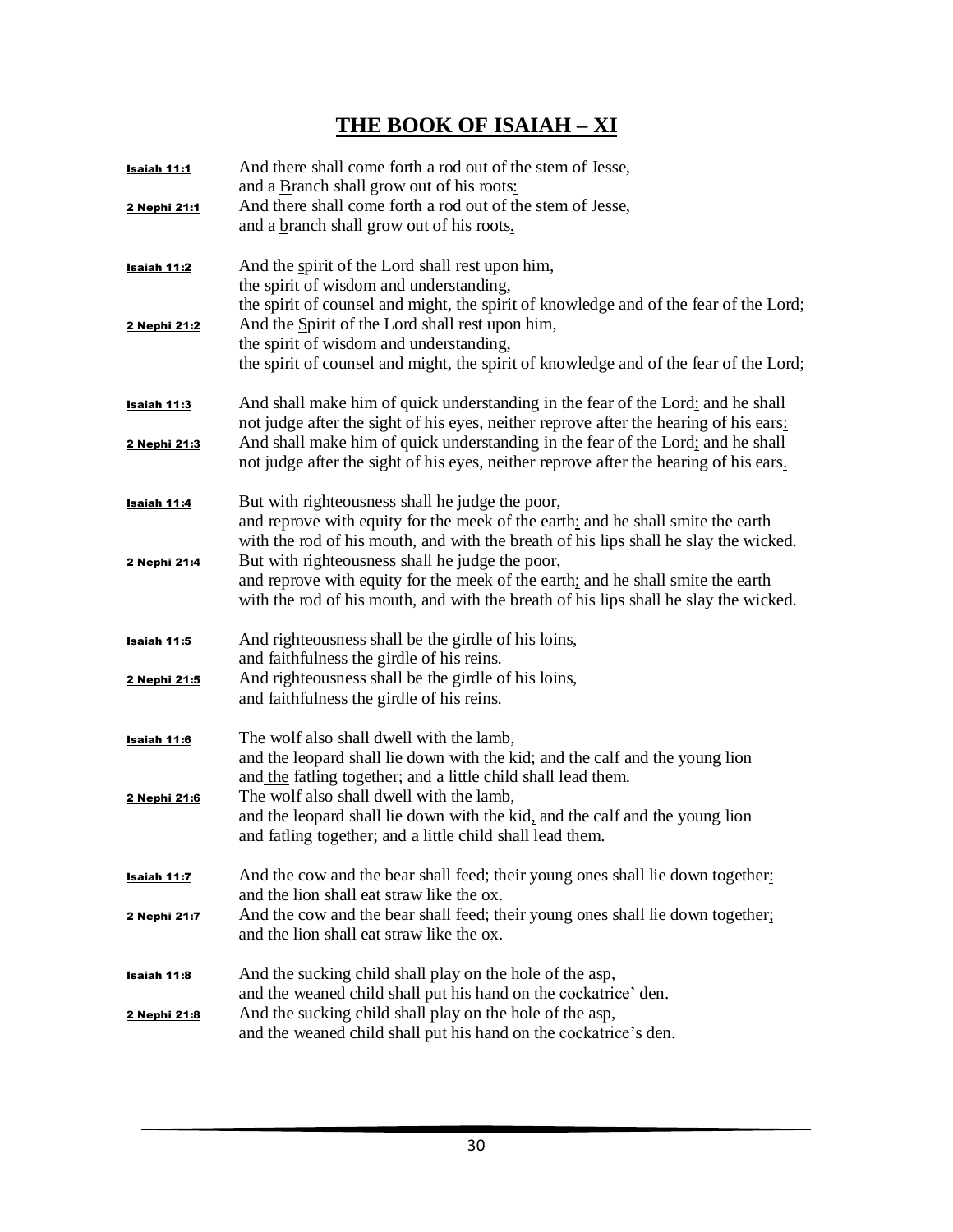# <u>THE BOOK OF ISAIAH – XI</u>

**<u>Isaiah 11:1</u>** And there shall come forth a rod out of the stem of Jesse,
and a <u>B</u>ranch shall grow out of his roots<u>:</u>

**<u>2 Nephi 21:1</u>** And there shall come forth a rod out of the stem of Jesse,
and a <u>b</u>ranch shall grow out of his roots<u>.</u>

**<u>Isaiah 11:2</u>** And the <u>s</u>pirit of the Lord shall rest upon him,
the spirit of wisdom and understanding,
the spirit of counsel and might, the spirit of knowledge and of the fear of the Lord;

**<u>2 Nephi 21:2</u>** And the <u>S</u>pirit of the Lord shall rest upon him,
the spirit of wisdom and understanding,
the spirit of counsel and might, the spirit of knowledge and of the fear of the Lord;

**<u>Isaiah 11:3</u>** And shall make him of quick understanding in the fear of the Lord<u>:</u> and he shall not judge after the sight of his eyes, neither reprove after the hearing of his ears<u>:</u>

**<u>2 Nephi 21:3</u>** And shall make him of quick understanding in the fear of the Lord<u>;</u> and he shall not judge after the sight of his eyes, neither reprove after the hearing of his ears<u>.</u>

**<u>Isaiah 11:4</u>** But with righteousness shall he judge the poor,
and reprove with equity for the meek of the earth<u>:</u> and he shall smite the earth
with the rod of his mouth, and with the breath of his lips shall he slay the wicked.

**<u>2 Nephi 21:4</u>** But with righteousness shall he judge the poor,
and reprove with equity for the meek of the earth<u>;</u> and he shall smite the earth
with the rod of his mouth, and with the breath of his lips shall he slay the wicked.

**<u>Isaiah 11:5</u>** And righteousness shall be the girdle of his loins,
and faithfulness the girdle of his reins.

**<u>2 Nephi 21:5</u>** And righteousness shall be the girdle of his loins,
and faithfulness the girdle of his reins.

**<u>Isaiah 11:6</u>** The wolf also shall dwell with the lamb,
and the leopard shall lie down with the kid<u>;</u> and the calf and the young lion
and <u>the</u> fatling together; and a little child shall lead them.

**<u>2 Nephi 21:6</u>** The wolf also shall dwell with the lamb,
and the leopard shall lie down with the kid<u>,</u> and the calf and the young lion
and fatling together; and a little child shall lead them.

**<u>Isaiah 11:7</u>** And the cow and the bear shall feed; their young ones shall lie down together<u>:</u>
and the lion shall eat straw like the ox.

**<u>2 Nephi 21:7</u>** And the cow and the bear shall feed; their young ones shall lie down together<u>;</u>
and the lion shall eat straw like the ox.

**<u>Isaiah 11:8</u>** And the sucking child shall play on the hole of the asp,
and the weaned child shall put his hand on the cockatrice’ den.

**<u>2 Nephi 21:8</u>** And the sucking child shall play on the hole of the asp,
and the weaned child shall put his hand on the cockatrice’<u>s</u> den.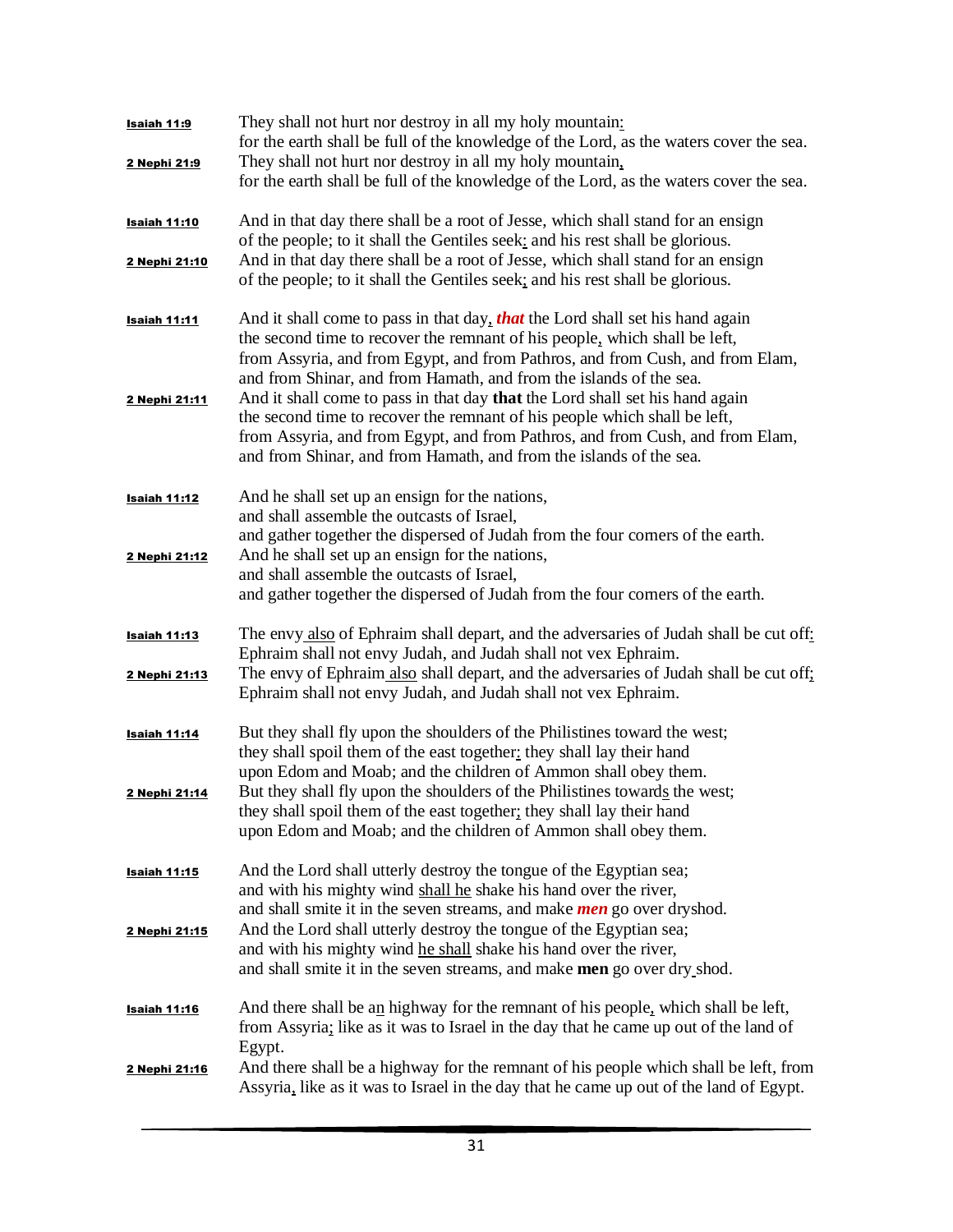<u>**Isaiah 11:9**</u> They shall not hurt nor destroy in all my holy mountain<u>:</u>
for the earth shall be full of the knowledge of the Lord, as the waters cover the sea.

<u>**2 Nephi 21:9**</u> They shall not hurt nor destroy in all my holy mountain<u>,</u>
for the earth shall be full of the knowledge of the Lord, as the waters cover the sea.

<u>**Isaiah 11:10**</u> And in that day there shall be a root of Jesse, which shall stand for an ensign
of the people; to it shall the Gentiles seek<u>:</u> and his rest shall be glorious.

<u>**2 Nephi 21:10**</u> And in that day there shall be a root of Jesse, which shall stand for an ensign
of the people; to it shall the Gentiles seek<u>;</u> and his rest shall be glorious.

<u>**Isaiah 11:11**</u> And it shall come to pass in that day<u>,</u> ***that*** the Lord shall set his hand again
the second time to recover the remnant of his people<u>,</u> which shall be left,
from Assyria, and from Egypt, and from Pathros, and from Cush, and from Elam,
and from Shinar, and from Hamath, and from the islands of the sea.

<u>**2 Nephi 21:11**</u> And it shall come to pass in that day **that** the Lord shall set his hand again
the second time to recover the remnant of his people which shall be left,
from Assyria, and from Egypt, and from Pathros, and from Cush, and from Elam,
and from Shinar, and from Hamath, and from the islands of the sea.

<u>**Isaiah 11:12**</u> And he shall set up an ensign for the nations,
and shall assemble the outcasts of Israel,
and gather together the dispersed of Judah from the four corners of the earth.

<u>**2 Nephi 21:12**</u> And he shall set up an ensign for the nations,
and shall assemble the outcasts of Israel,
and gather together the dispersed of Judah from the four corners of the earth.

<u>**Isaiah 11:13**</u> The envy<u> also</u> of Ephraim shall depart, and the adversaries of Judah shall be cut off<u>:</u>
Ephraim shall not envy Judah, and Judah shall not vex Ephraim.

<u>**2 Nephi 21:13**</u> The envy of Ephraim<u> also</u> shall depart, and the adversaries of Judah shall be cut off<u>;</u>
Ephraim shall not envy Judah, and Judah shall not vex Ephraim.

<u>**Isaiah 11:14**</u> But they shall fly upon the shoulders of the Philistines toward the west;
they shall spoil them of the east together<u>:</u> they shall lay their hand
upon Edom and Moab; and the children of Ammon shall obey them.

<u>**2 Nephi 21:14**</u> But they shall fly upon the shoulders of the Philistines toward<u>s</u> the west;
they shall spoil them of the east together<u>;</u> they shall lay their hand
upon Edom and Moab; and the children of Ammon shall obey them.

<u>**Isaiah 11:15**</u> And the Lord shall utterly destroy the tongue of the Egyptian sea;
and with his mighty wind <u>shall he</u> shake his hand over the river,
and shall smite it in the seven streams, and make ***men*** go over dryshod.

<u>**2 Nephi 21:15**</u> And the Lord shall utterly destroy the tongue of the Egyptian sea;
and with his mighty wind <u>he shall</u> shake his hand over the river,
and shall smite it in the seven streams, and make **men** go over dry<u> </u>shod.

<u>**Isaiah 11:16**</u> And there shall be a<u>n</u> highway for the remnant of his people<u>,</u> which shall be left,
from Assyria<u>;</u> like as it was to Israel in the day that he came up out of the land of
Egypt.

<u>**2 Nephi 21:16**</u> And there shall be a highway for the remnant of his people which shall be left, from
Assyria<u>,</u> like as it was to Israel in the day that he came up out of the land of Egypt.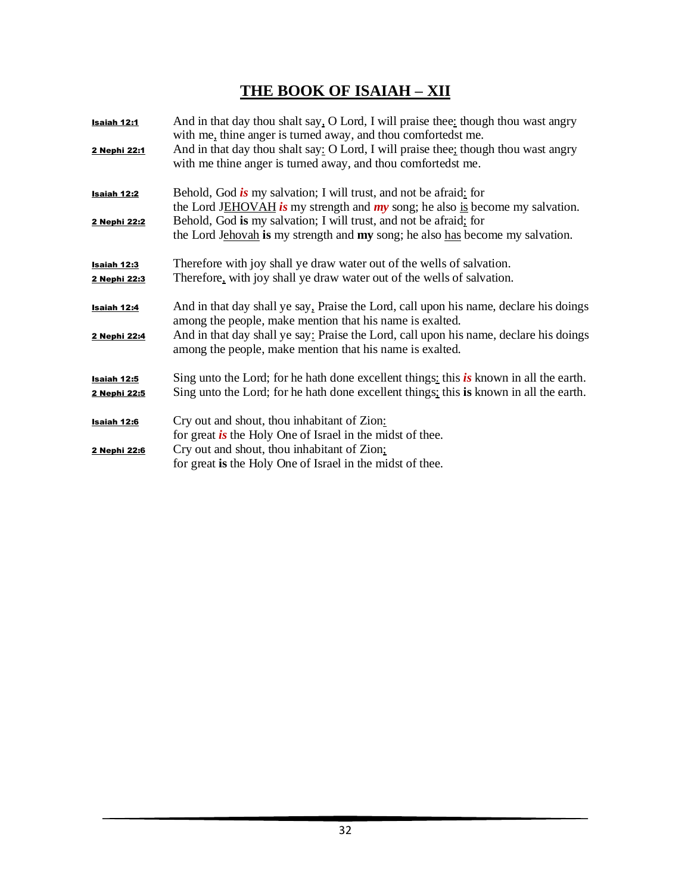# THE BOOK OF ISAIAH – XII

**Isaiah 12:1** And in that day thou shalt say, O Lord, I will praise thee: though thou wast angry with me, thine anger is turned away, and thou comfortedst me.
**2 Nephi 22:1** And in that day thou shalt say: O Lord, I will praise thee; though thou wast angry with me thine anger is turned away, and thou comfortedst me.

**Isaiah 12:2** Behold, God ***is*** my salvation; I will trust, and not be afraid: for the Lord JEHOVAH ***is*** my strength and ***my*** song; he also is become my salvation.
**2 Nephi 22:2** Behold, God **is** my salvation; I will trust, and not be afraid; for the Lord Jehovah **is** my strength and **my** song; he also has become my salvation.

**Isaiah 12:3** Therefore with joy shall ye draw water out of the wells of salvation.
**2 Nephi 22:3** Therefore, with joy shall ye draw water out of the wells of salvation.

**Isaiah 12:4** And in that day shall ye say, Praise the Lord, call upon his name, declare his doings among the people, make mention that his name is exalted.
**2 Nephi 22:4** And in that day shall ye say: Praise the Lord, call upon his name, declare his doings among the people, make mention that his name is exalted.

**Isaiah 12:5** Sing unto the Lord; for he hath done excellent things: this ***is*** known in all the earth.
**2 Nephi 22:5** Sing unto the Lord; for he hath done excellent things; this **is** known in all the earth.

**Isaiah 12:6** Cry out and shout, thou inhabitant of Zion: for great ***is*** the Holy One of Israel in the midst of thee.
**2 Nephi 22:6** Cry out and shout, thou inhabitant of Zion; for great **is** the Holy One of Israel in the midst of thee.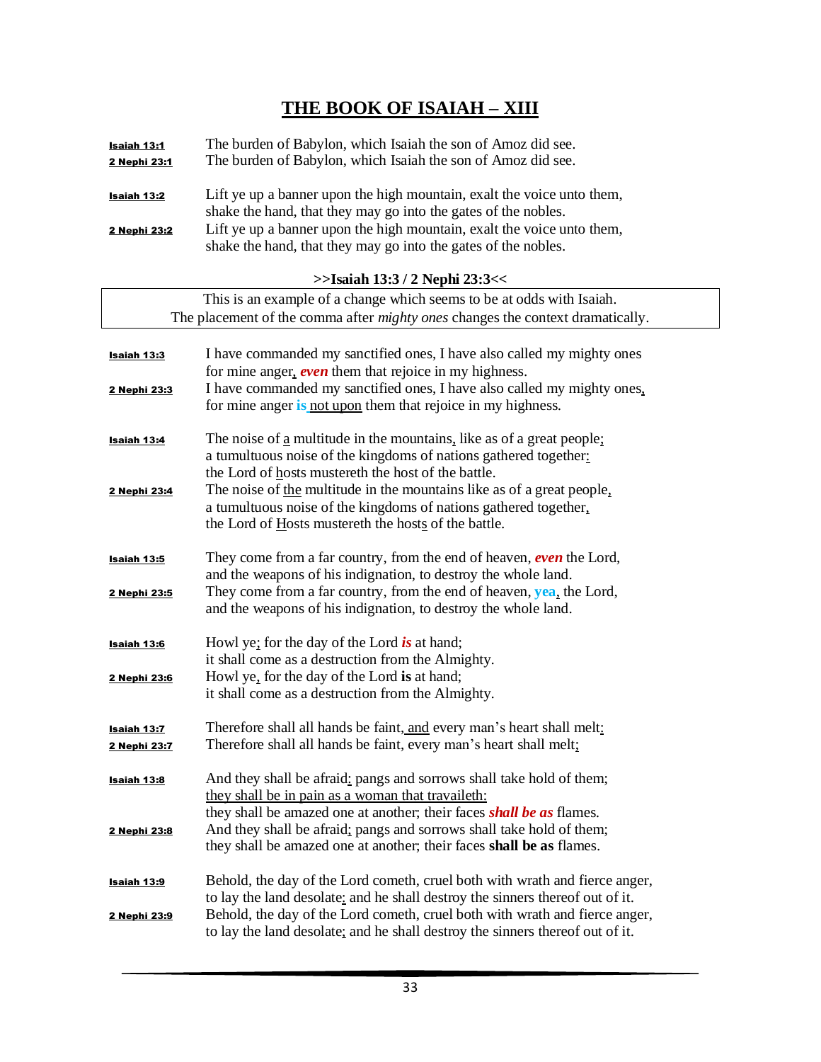# THE BOOK OF ISAIAH – XIII

**Isaiah 13:1** The burden of Babylon, which Isaiah the son of Amoz did see.
**2 Nephi 23:1** The burden of Babylon, which Isaiah the son of Amoz did see.

**Isaiah 13:2** Lift ye up a banner upon the high mountain, exalt the voice unto them, shake the hand, that they may go into the gates of the nobles.
**2 Nephi 23:2** Lift ye up a banner upon the high mountain, exalt the voice unto them, shake the hand, that they may go into the gates of the nobles.

**>>Isaiah 13:3 / 2 Nephi 23:3<<**

| This is an example of a change which seems to be at odds with Isaiah. The placement of the comma after *mighty ones* changes the context dramatically. |
|---|

**Isaiah 13:3** I have commanded my sanctified ones, I have also called my mighty ones for mine anger, ***even*** them that rejoice in my highness.
**2 Nephi 23:3** I have commanded my sanctified ones, I have also called my mighty ones, for mine anger **is** not upon them that rejoice in my highness.

**Isaiah 13:4** The noise of a multitude in the mountains, like as of a great people; a tumultuous noise of the kingdoms of nations gathered together: the Lord of hosts mustereth the host of the battle.
**2 Nephi 23:4** The noise of the multitude in the mountains like as of a great people, a tumultuous noise of the kingdoms of nations gathered together, the Lord of Hosts mustereth the hosts of the battle.

**Isaiah 13:5** They come from a far country, from the end of heaven, ***even*** the Lord, and the weapons of his indignation, to destroy the whole land.
**2 Nephi 23:5** They come from a far country, from the end of heaven, **yea**, the Lord, and the weapons of his indignation, to destroy the whole land.

**Isaiah 13:6** Howl ye; for the day of the Lord ***is*** at hand; it shall come as a destruction from the Almighty.
**2 Nephi 23:6** Howl ye, for the day of the Lord **is** at hand; it shall come as a destruction from the Almighty.

**Isaiah 13:7** Therefore shall all hands be faint, and every man's heart shall melt:
**2 Nephi 23:7** Therefore shall all hands be faint, every man's heart shall melt;

**Isaiah 13:8** And they shall be afraid: pangs and sorrows shall take hold of them; they shall be in pain as a woman that travaileth: they shall be amazed one at another; their faces ***shall be as*** flames.
**2 Nephi 23:8** And they shall be afraid; pangs and sorrows shall take hold of them; they shall be amazed one at another; their faces **shall be as** flames.

**Isaiah 13:9** Behold, the day of the Lord cometh, cruel both with wrath and fierce anger, to lay the land desolate: and he shall destroy the sinners thereof out of it.
**2 Nephi 23:9** Behold, the day of the Lord cometh, cruel both with wrath and fierce anger, to lay the land desolate; and he shall destroy the sinners thereof out of it.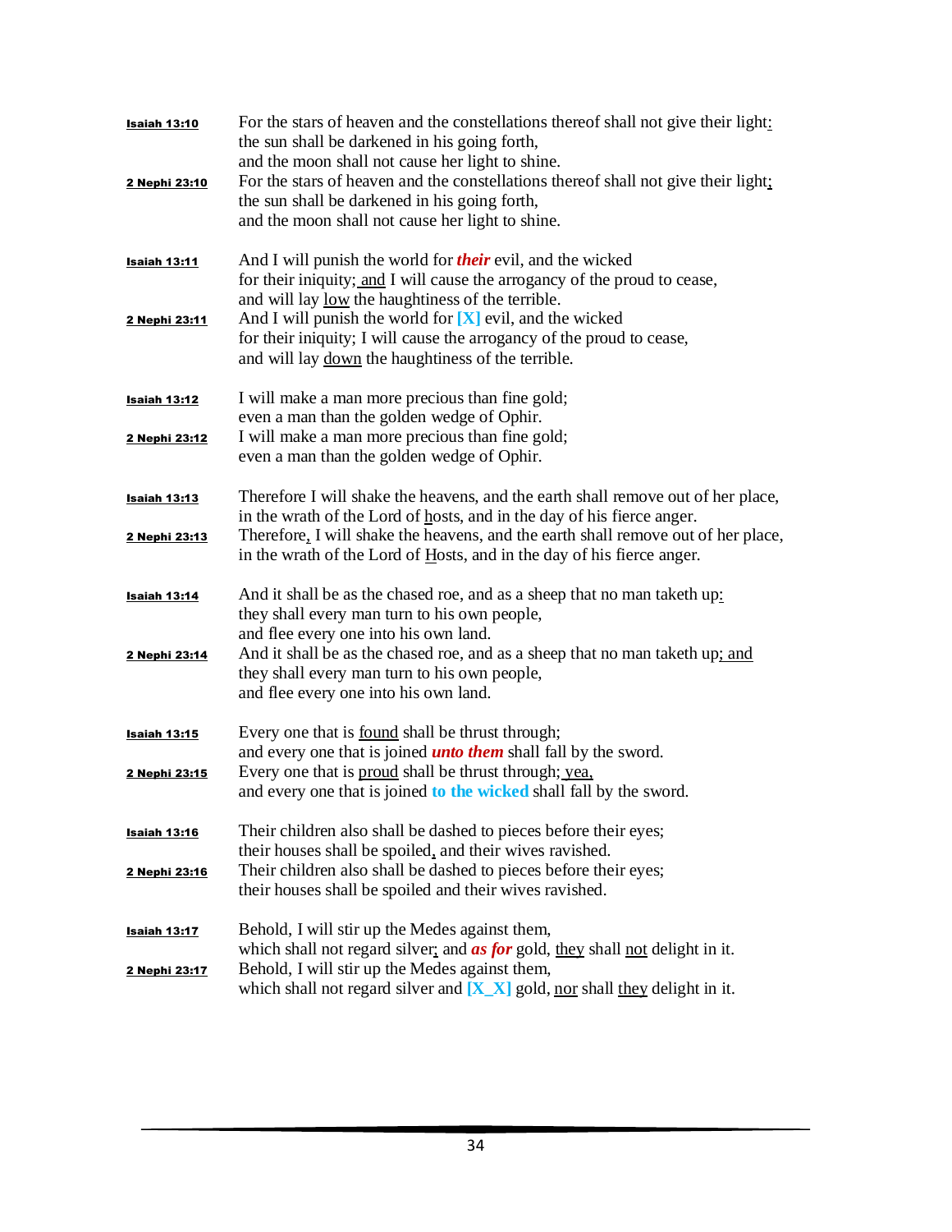**Isaiah 13:10** For the stars of heaven and the constellations thereof shall not give their light<u>:</u>
the sun shall be darkened in his going forth,
and the moon shall not cause her light to shine.

**2 Nephi 23:10** For the stars of heaven and the constellations thereof shall not give their light<u>;</u>
the sun shall be darkened in his going forth,
and the moon shall not cause her light to shine.

**Isaiah 13:11** And I will punish the world for ***their*** evil, and the wicked
for their iniquity;<u> and</u> I will cause the arrogancy of the proud to cease,
and will lay <u>low</u> the haughtiness of the terrible.

**2 Nephi 23:11** And I will punish the world for **[X]** evil, and the wicked
for their iniquity; I will cause the arrogancy of the proud to cease,
and will lay <u>down</u> the haughtiness of the terrible.

**Isaiah 13:12** I will make a man more precious than fine gold;
even a man than the golden wedge of Ophir.

**2 Nephi 23:12** I will make a man more precious than fine gold;
even a man than the golden wedge of Ophir.

**Isaiah 13:13** Therefore I will shake the heavens, and the earth shall remove out of her place,
in the wrath of the Lord of <u>h</u>osts, and in the day of his fierce anger.

**2 Nephi 23:13** Therefore<u>,</u> I will shake the heavens, and the earth shall remove out of her place,
in the wrath of the Lord of <u>H</u>osts, and in the day of his fierce anger.

**Isaiah 13:14** And it shall be as the chased roe, and as a sheep that no man taketh up<u>:</u>
they shall every man turn to his own people,
and flee every one into his own land.

**2 Nephi 23:14** And it shall be as the chased roe, and as a sheep that no man taketh up<u>; and</u>
they shall every man turn to his own people,
and flee every one into his own land.

**Isaiah 13:15** Every one that is <u>found</u> shall be thrust through;
and every one that is joined ***unto them*** shall fall by the sword.

**2 Nephi 23:15** Every one that is <u>proud</u> shall be thrust through;<u> yea,</u>
and every one that is joined **to the wicked** shall fall by the sword.

**Isaiah 13:16** Their children also shall be dashed to pieces before their eyes;
their houses shall be spoiled<u>,</u> and their wives ravished.

**2 Nephi 23:16** Their children also shall be dashed to pieces before their eyes;
their houses shall be spoiled and their wives ravished.

**Isaiah 13:17** Behold, I will stir up the Medes against them,
which shall not regard silver<u>;</u> and ***as for*** gold, <u>they</u> shall <u>not</u> delight in it.

**2 Nephi 23:17** Behold, I will stir up the Medes against them,
which shall not regard silver and **[X_X]** gold, <u>nor</u> shall <u>they</u> delight in it.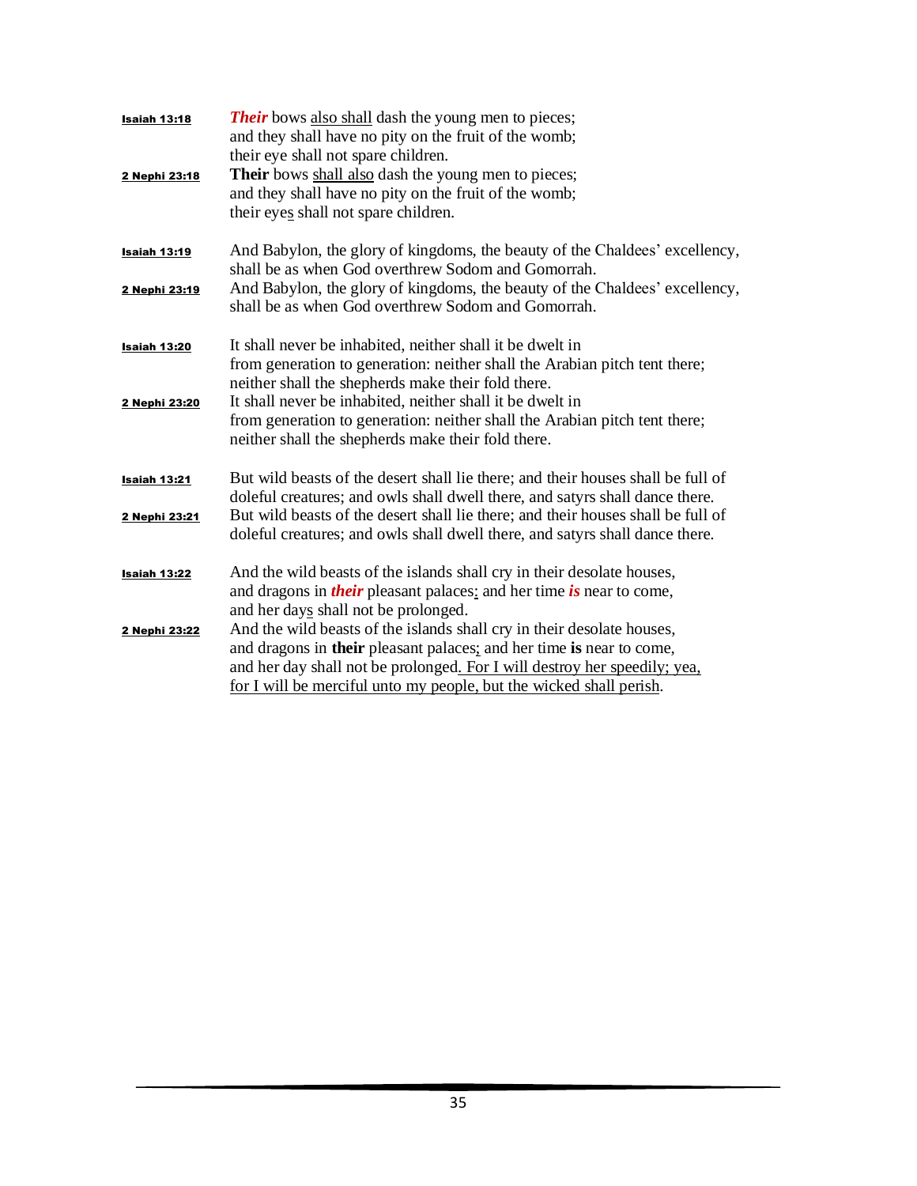**Isaiah 13:18** ***Their*** bows <u>also shall</u> dash the young men to pieces;
and they shall have no pity on the fruit of the womb;
their eye shall not spare children.

**2 Nephi 23:18** **Their** bows <u>shall also</u> dash the young men to pieces;
and they shall have no pity on the fruit of the womb;
their eye<u>s</u> shall not spare children.

**Isaiah 13:19** And Babylon, the glory of kingdoms, the beauty of the Chaldees' excellency,
shall be as when God overthrew Sodom and Gomorrah.

**2 Nephi 23:19** And Babylon, the glory of kingdoms, the beauty of the Chaldees' excellency,
shall be as when God overthrew Sodom and Gomorrah.

**Isaiah 13:20** It shall never be inhabited, neither shall it be dwelt in
from generation to generation: neither shall the Arabian pitch tent there;
neither shall the shepherds make their fold there.

**2 Nephi 23:20** It shall never be inhabited, neither shall it be dwelt in
from generation to generation: neither shall the Arabian pitch tent there;
neither shall the shepherds make their fold there.

**Isaiah 13:21** But wild beasts of the desert shall lie there; and their houses shall be full of
doleful creatures; and owls shall dwell there, and satyrs shall dance there.

**2 Nephi 23:21** But wild beasts of the desert shall lie there; and their houses shall be full of
doleful creatures; and owls shall dwell there, and satyrs shall dance there.

**Isaiah 13:22** And the wild beasts of the islands shall cry in their desolate houses,
and dragons in ***their*** pleasant palaces<u>:</u> and her time ***is*** near to come,
and her day<u>s</u> shall not be prolonged.

**2 Nephi 23:22** And the wild beasts of the islands shall cry in their desolate houses,
and dragons in **their** pleasant palaces<u>;</u> and her time **is** near to come,
and her day shall not be prolonged<u>. For I will destroy her speedily; yea,
for I will be merciful unto my people, but the wicked shall perish</u>.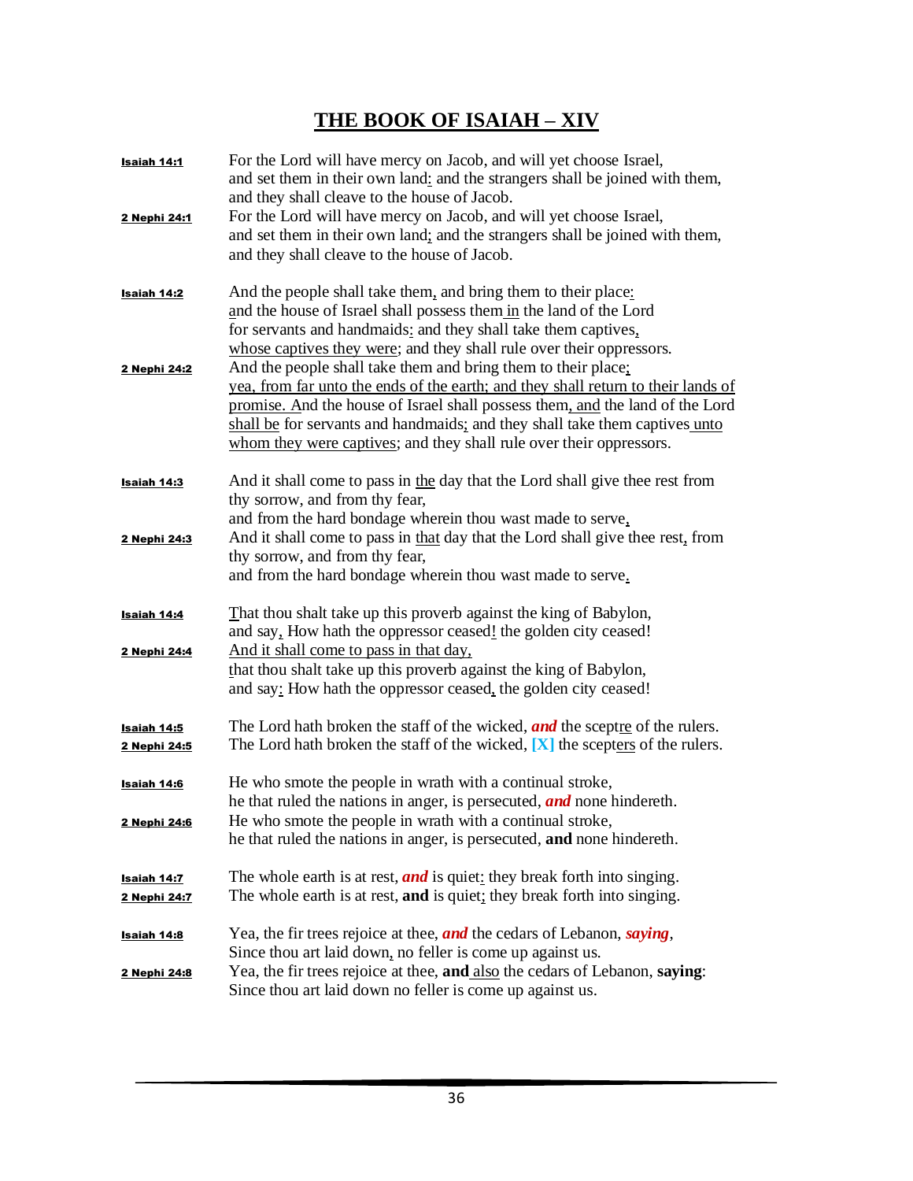# THE BOOK OF ISAIAH – XIV

**Isaiah 14:1** For the Lord will have mercy on Jacob, and will yet choose Israel,
and set them in their own land: and the strangers shall be joined with them,
and they shall cleave to the house of Jacob.

**2 Nephi 24:1** For the Lord will have mercy on Jacob, and will yet choose Israel,
and set them in their own land; and the strangers shall be joined with them,
and they shall cleave to the house of Jacob.

**Isaiah 14:2** And the people shall take them, and bring them to their place:
and the house of Israel shall possess them in the land of the Lord
for servants and handmaids: and they shall take them captives,
whose captives they were; and they shall rule over their oppressors.

**2 Nephi 24:2** And the people shall take them and bring them to their place;
yea, from far unto the ends of the earth; and they shall return to their lands of promise. And the house of Israel shall possess them, and the land of the Lord shall be for servants and handmaids; and they shall take them captives unto whom they were captives; and they shall rule over their oppressors.

**Isaiah 14:3** And it shall come to pass in the day that the Lord shall give thee rest from
thy sorrow, and from thy fear,
and from the hard bondage wherein thou wast made to serve,

**2 Nephi 24:3** And it shall come to pass in that day that the Lord shall give thee rest, from
thy sorrow, and from thy fear,
and from the hard bondage wherein thou wast made to serve.

**Isaiah 14:4** That thou shalt take up this proverb against the king of Babylon,
and say, How hath the oppressor ceased! the golden city ceased!

**2 Nephi 24:4** And it shall come to pass in that day,
that thou shalt take up this proverb against the king of Babylon,
and say: How hath the oppressor ceased, the golden city ceased!

**Isaiah 14:5** The Lord hath broken the staff of the wicked, ***and*** the sceptre of the rulers.

**2 Nephi 24:5** The Lord hath broken the staff of the wicked, **[X]** the scepters of the rulers.

**Isaiah 14:6** He who smote the people in wrath with a continual stroke,
he that ruled the nations in anger, is persecuted, ***and*** none hindereth.

**2 Nephi 24:6** He who smote the people in wrath with a continual stroke,
he that ruled the nations in anger, is persecuted, **and** none hindereth.

**Isaiah 14:7** The whole earth is at rest, ***and*** is quiet: they break forth into singing.

**2 Nephi 24:7** The whole earth is at rest, **and** is quiet; they break forth into singing.

**Isaiah 14:8** Yea, the fir trees rejoice at thee, ***and*** the cedars of Lebanon, ***saying***,
Since thou art laid down, no feller is come up against us.

**2 Nephi 24:8** Yea, the fir trees rejoice at thee, **and** also the cedars of Lebanon, **saying**:
Since thou art laid down no feller is come up against us.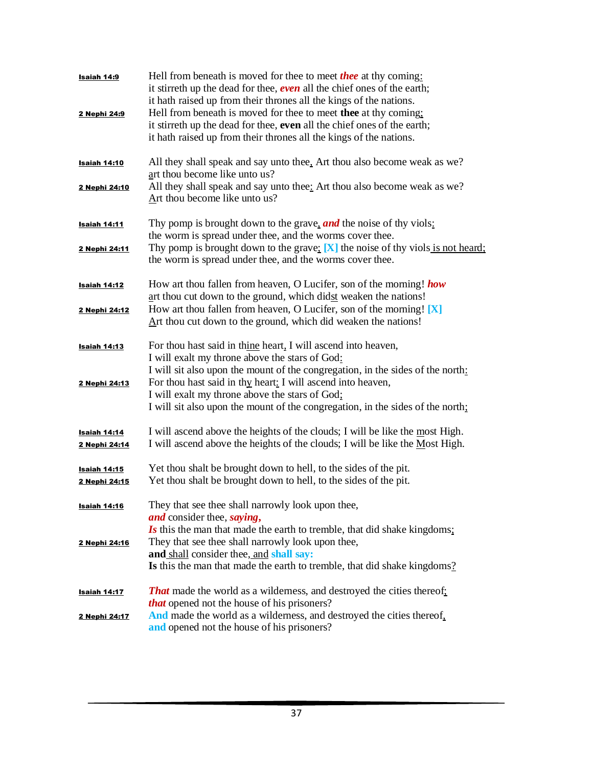**Isaiah 14:9** Hell from beneath is moved for thee to meet ***thee*** at thy coming:
it stirreth up the dead for thee, ***even*** all the chief ones of the earth;
it hath raised up from their thrones all the kings of the nations.

**2 Nephi 24:9** Hell from beneath is moved for thee to meet **thee** at thy coming;
it stirreth up the dead for thee, **even** all the chief ones of the earth;
it hath raised up from their thrones all the kings of the nations.

**Isaiah 14:10** All they shall speak and say unto thee, Art thou also become weak as we?
art thou become like unto us?

**2 Nephi 24:10** All they shall speak and say unto thee: Art thou also become weak as we?
Art thou become like unto us?

**Isaiah 14:11** Thy pomp is brought down to the grave, ***and*** the noise of thy viols:
the worm is spread under thee, and the worms cover thee.

**2 Nephi 24:11** Thy pomp is brought down to the grave; **[X]** the noise of thy viols is not heard;
the worm is spread under thee, and the worms cover thee.

**Isaiah 14:12** How art thou fallen from heaven, O Lucifer, son of the morning! ***how***
art thou cut down to the ground, which didst weaken the nations!

**2 Nephi 24:12** How art thou fallen from heaven, O Lucifer, son of the morning! **[X]**
Art thou cut down to the ground, which did weaken the nations!

**Isaiah 14:13** For thou hast said in thine heart, I will ascend into heaven,
I will exalt my throne above the stars of God:
I will sit also upon the mount of the congregation, in the sides of the north:

**2 Nephi 24:13** For thou hast said in thy heart: I will ascend into heaven,
I will exalt my throne above the stars of God;
I will sit also upon the mount of the congregation, in the sides of the north;

**Isaiah 14:14** I will ascend above the heights of the clouds; I will be like the most High.

**2 Nephi 24:14** I will ascend above the heights of the clouds; I will be like the Most High.

**Isaiah 14:15** Yet thou shalt be brought down to hell, to the sides of the pit.

**2 Nephi 24:15** Yet thou shalt be brought down to hell, to the sides of the pit.

**Isaiah 14:16** They that see thee shall narrowly look upon thee,
***and*** consider thee, ***saying,***
***Is*** this the man that made the earth to tremble, that did shake kingdoms;

**2 Nephi 24:16** They that see thee shall narrowly look upon thee,
**and** shall consider thee, and **shall say:**
**Is** this the man that made the earth to tremble, that did shake kingdoms?

**Isaiah 14:17** ***That*** made the world as a wilderness, and destroyed the cities thereof;
***that*** opened not the house of his prisoners?

**2 Nephi 24:17** **And** made the world as a wilderness, and destroyed the cities thereof,
**and** opened not the house of his prisoners?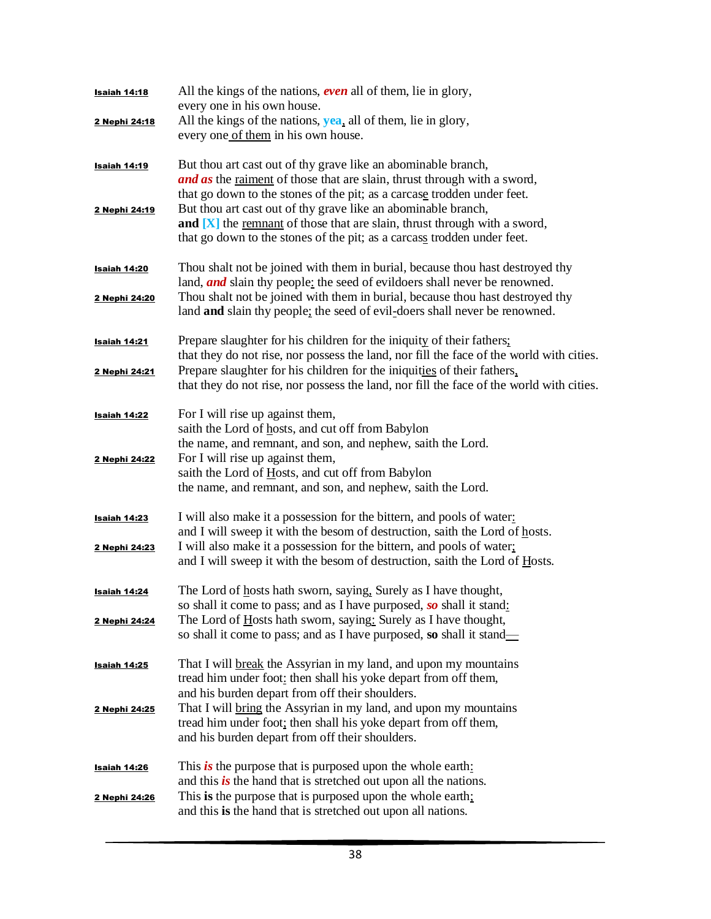**Isaiah 14:18** All the kings of the nations, ***even*** all of them, lie in glory,
every one in his own house.

**2 Nephi 24:18** All the kings of the nations, **yea**, all of them, lie in glory,
every one of them in his own house.

**Isaiah 14:19** But thou art cast out of thy grave like an abominable branch,
***and as*** the raiment of those that are slain, thrust through with a sword,
that go down to the stones of the pit; as a carcase trodden under feet.

**2 Nephi 24:19** But thou art cast out of thy grave like an abominable branch,
**and [X]** the remnant of those that are slain, thrust through with a sword,
that go down to the stones of the pit; as a carcass trodden under feet.

**Isaiah 14:20** Thou shalt not be joined with them in burial, because thou hast destroyed thy
land, ***and*** slain thy people: the seed of evildoers shall never be renowned.

**2 Nephi 24:20** Thou shalt not be joined with them in burial, because thou hast destroyed thy
land **and** slain thy people; the seed of evil-doers shall never be renowned.

**Isaiah 14:21** Prepare slaughter for his children for the iniquity of their fathers;
that they do not rise, nor possess the land, nor fill the face of the world with cities.

**2 Nephi 24:21** Prepare slaughter for his children for the iniquities of their fathers,
that they do not rise, nor possess the land, nor fill the face of the world with cities.

**Isaiah 14:22** For I will rise up against them,
saith the Lord of hosts, and cut off from Babylon
the name, and remnant, and son, and nephew, saith the Lord.

**2 Nephi 24:22** For I will rise up against them,
saith the Lord of Hosts, and cut off from Babylon
the name, and remnant, and son, and nephew, saith the Lord.

**Isaiah 14:23** I will also make it a possession for the bittern, and pools of water:
and I will sweep it with the besom of destruction, saith the Lord of hosts.

**2 Nephi 24:23** I will also make it a possession for the bittern, and pools of water;
and I will sweep it with the besom of destruction, saith the Lord of Hosts.

**Isaiah 14:24** The Lord of hosts hath sworn, saying, Surely as I have thought,
so shall it come to pass; and as I have purposed, ***so*** shall it stand:

**2 Nephi 24:24** The Lord of Hosts hath sworn, saying: Surely as I have thought,
so shall it come to pass; and as I have purposed, **so** shall it stand—

**Isaiah 14:25** That I will break the Assyrian in my land, and upon my mountains
tread him under foot: then shall his yoke depart from off them,
and his burden depart from off their shoulders.

**2 Nephi 24:25** That I will bring the Assyrian in my land, and upon my mountains
tread him under foot; then shall his yoke depart from off them,
and his burden depart from off their shoulders.

**Isaiah 14:26** This ***is*** the purpose that is purposed upon the whole earth:
and this ***is*** the hand that is stretched out upon all the nations.

**2 Nephi 24:26** This **is** the purpose that is purposed upon the whole earth;
and this **is** the hand that is stretched out upon all nations.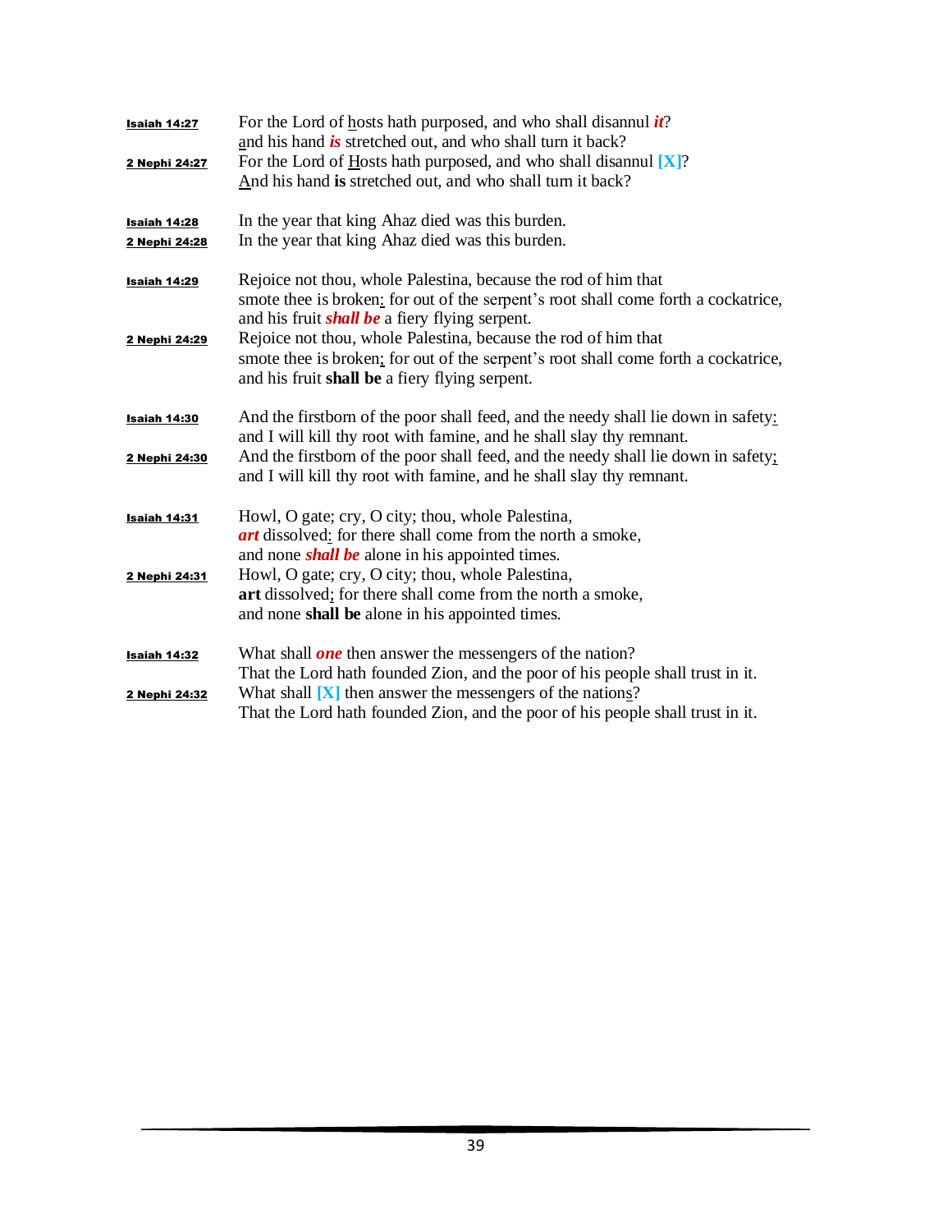**Isaiah 14:27** For the Lord of <u>h</u>osts hath purposed, and who shall disannul ***it***?
<u>a</u>nd his hand ***is*** stretched out, and who shall turn it back?

**2 Nephi 24:27** For the Lord of <u>H</u>osts hath purposed, and who shall disannul **[X]**?
<u>A</u>nd his hand **is** stretched out, and who shall turn it back?

**Isaiah 14:28** In the year that king Ahaz died was this burden.

**2 Nephi 24:28** In the year that king Ahaz died was this burden.

**Isaiah 14:29** Rejoice not thou, whole Palestina, because the rod of him that
smote thee is broken<u>:</u> for out of the serpent's root shall come forth a cockatrice,
and his fruit ***shall be*** a fiery flying serpent.

**2 Nephi 24:29** Rejoice not thou, whole Palestina, because the rod of him that
smote thee is broken<u>;</u> for out of the serpent's root shall come forth a cockatrice,
and his fruit **shall be** a fiery flying serpent.

**Isaiah 14:30** And the firstborn of the poor shall feed, and the needy shall lie down in safety<u>:</u>
and I will kill thy root with famine, and he shall slay thy remnant.

**2 Nephi 24:30** And the firstborn of the poor shall feed, and the needy shall lie down in safety<u>;</u>
and I will kill thy root with famine, and he shall slay thy remnant.

**Isaiah 14:31** Howl, O gate; cry, O city; thou, whole Palestina,
***art*** dissolved<u>:</u> for there shall come from the north a smoke,
and none ***shall be*** alone in his appointed times.

**2 Nephi 24:31** Howl, O gate; cry, O city; thou, whole Palestina,
**art** dissolved<u>;</u> for there shall come from the north a smoke,
and none **shall be** alone in his appointed times.

**Isaiah 14:32** What shall ***one*** then answer the messengers of the nation?
That the Lord hath founded Zion, and the poor of his people shall trust in it.

**2 Nephi 24:32** What shall **[X]** then answer the messengers of the nation<u>s</u>?
That the Lord hath founded Zion, and the poor of his people shall trust in it.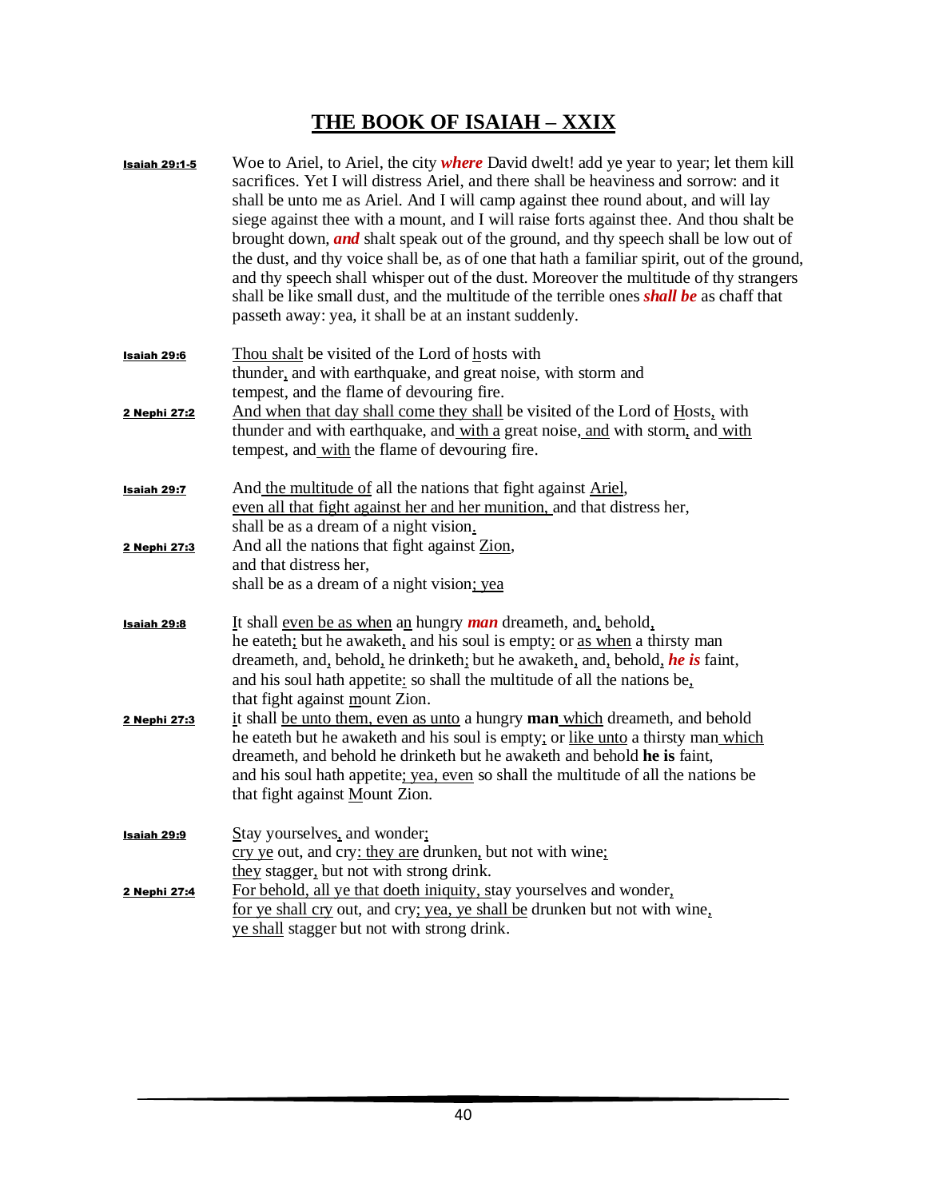# THE BOOK OF ISAIAH – XXIX

**Isaiah 29:1-5** Woe to Ariel, to Ariel, the city ***where*** David dwelt! add ye year to year; let them kill sacrifices. Yet I will distress Ariel, and there shall be heaviness and sorrow: and it shall be unto me as Ariel. And I will camp against thee round about, and will lay siege against thee with a mount, and I will raise forts against thee. And thou shalt be brought down, ***and*** shalt speak out of the ground, and thy speech shall be low out of the dust, and thy voice shall be, as of one that hath a familiar spirit, out of the ground, and thy speech shall whisper out of the dust. Moreover the multitude of thy strangers shall be like small dust, and the multitude of the terrible ones ***shall be*** as chaff that passeth away: yea, it shall be at an instant suddenly.

**Isaiah 29:6** Thou shalt be visited of the Lord of hosts with
thunder, and with earthquake, and great noise, with storm and
tempest, and the flame of devouring fire.

**2 Nephi 27:2** And when that day shall come they shall be visited of the Lord of Hosts, with
thunder and with earthquake, and with a great noise, and with storm, and with
tempest, and with the flame of devouring fire.

**Isaiah 29:7** And the multitude of all the nations that fight against Ariel,
even all that fight against her and her munition, and that distress her,
shall be as a dream of a night vision.

**2 Nephi 27:3** And all the nations that fight against Zion,
and that distress her,
shall be as a dream of a night vision; yea

**Isaiah 29:8** It shall even be as when an hungry ***man*** dreameth, and, behold,
he eateth; but he awaketh, and his soul is empty: or as when a thirsty man
dreameth, and, behold, he drinketh; but he awaketh, and, behold, ***he is*** faint,
and his soul hath appetite: so shall the multitude of all the nations be,
that fight against mount Zion.

**2 Nephi 27:3** it shall be unto them, even as unto a hungry **man** which dreameth, and behold
he eateth but he awaketh and his soul is empty; or like unto a thirsty man which
dreameth, and behold he drinketh but he awaketh and behold **he is** faint,
and his soul hath appetite; yea, even so shall the multitude of all the nations be
that fight against Mount Zion.

**Isaiah 29:9** Stay yourselves, and wonder;
cry ye out, and cry: they are drunken, but not with wine;
they stagger, but not with strong drink.

**2 Nephi 27:4** For behold, all ye that doeth iniquity, stay yourselves and wonder,
for ye shall cry out, and cry; yea, ye shall be drunken but not with wine,
ye shall stagger but not with strong drink.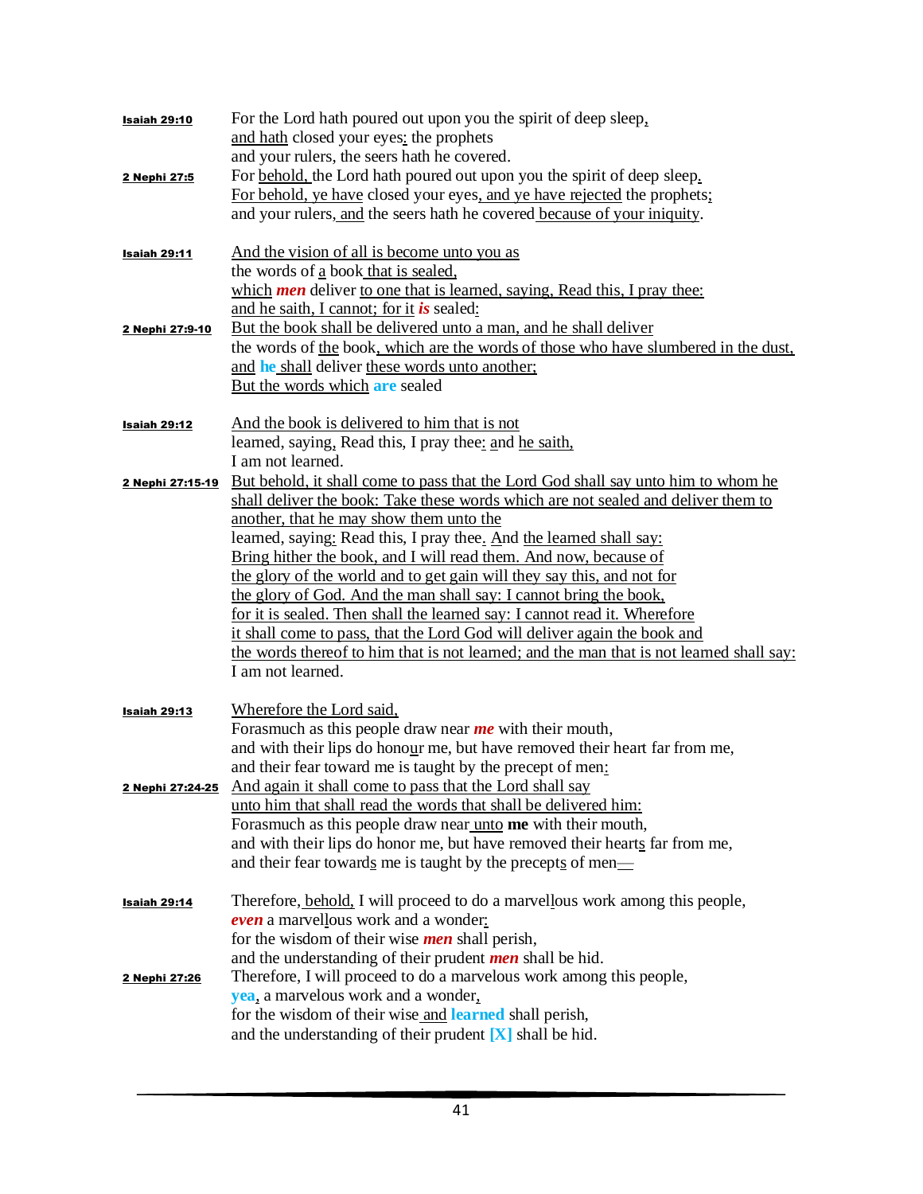**Isaiah 29:10**
For the Lord hath poured out upon you the spirit of deep sleep,
and hath closed your eyes: the prophets
and your rulers, the seers hath he covered.

**2 Nephi 27:5**
For behold, the Lord hath poured out upon you the spirit of deep sleep.
For behold, ye have closed your eyes, and ye have rejected the prophets;
and your rulers, and the seers hath he covered because of your iniquity.

**Isaiah 29:11**
And the vision of all is become unto you as
the words of a book that is sealed,
which ***men*** deliver to one that is learned, saying, Read this, I pray thee:
and he saith, I cannot; for it ***is*** sealed:

**2 Nephi 27:9-10**
But the book shall be delivered unto a man, and he shall deliver
the words of the book, which are the words of those who have slumbered in the dust,
and **he** shall deliver these words unto another;
But the words which **are** sealed

**Isaiah 29:12**
And the book is delivered to him that is not
learned, saying, Read this, I pray thee: and he saith,
I am not learned.

**2 Nephi 27:15-19**
But behold, it shall come to pass that the Lord God shall say unto him to whom he shall deliver the book: Take these words which are not sealed and deliver them to another, that he may show them unto the
learned, saying: Read this, I pray thee. And the learned shall say:
Bring hither the book, and I will read them. And now, because of
the glory of the world and to get gain will they say this, and not for
the glory of God. And the man shall say: I cannot bring the book,
for it is sealed. Then shall the learned say: I cannot read it. Wherefore
it shall come to pass, that the Lord God will deliver again the book and
the words thereof to him that is not learned; and the man that is not learned shall say:
I am not learned.

**Isaiah 29:13**
Wherefore the Lord said,
Forasmuch as this people draw near ***me*** with their mouth,
and with their lips do honour me, but have removed their heart far from me,
and their fear toward me is taught by the precept of men:

**2 Nephi 27:24-25**
And again it shall come to pass that the Lord shall say
unto him that shall read the words that shall be delivered him:
Forasmuch as this people draw near unto **me** with their mouth,
and with their lips do honor me, but have removed their hearts far from me,
and their fear towards me is taught by the precepts of men—

**Isaiah 29:14**
Therefore, behold, I will proceed to do a marvellous work among this people,
***even*** a marvellous work and a wonder:
for the wisdom of their wise ***men*** shall perish,
and the understanding of their prudent ***men*** shall be hid.

**2 Nephi 27:26**
Therefore, I will proceed to do a marvelous work among this people,
**yea**, a marvelous work and a wonder,
for the wisdom of their wise and **learned** shall perish,
and the understanding of their prudent **[X]** shall be hid.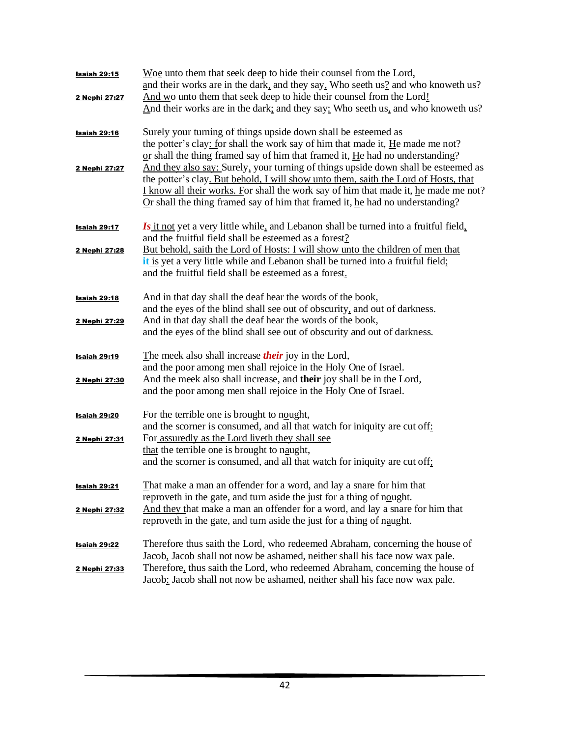**Isaiah 29:15** Woe unto them that seek deep to hide their counsel from the Lord, and their works are in the dark, and they say, Who seeth us? and who knoweth us?

**2 Nephi 27:27** And wo unto them that seek deep to hide their counsel from the Lord! And their works are in the dark; and they say: Who seeth us, and who knoweth us?

**Isaiah 29:16** Surely your turning of things upside down shall be esteemed as the potter's clay: for shall the work say of him that made it, He made me not? or shall the thing framed say of him that framed it, He had no understanding?

**2 Nephi 27:27** And they also say: Surely, your turning of things upside down shall be esteemed as the potter's clay. But behold, I will show unto them, saith the Lord of Hosts, that I know all their works. For shall the work say of him that made it, he made me not? Or shall the thing framed say of him that framed it, he had no understanding?

**Isaiah 29:17** ***Is*** it not yet a very little while, and Lebanon shall be turned into a fruitful field, and the fruitful field shall be esteemed as a forest?

**2 Nephi 27:28** But behold, saith the Lord of Hosts: I will show unto the children of men that **it** is yet a very little while and Lebanon shall be turned into a fruitful field; and the fruitful field shall be esteemed as a forest.

**Isaiah 29:18** And in that day shall the deaf hear the words of the book, and the eyes of the blind shall see out of obscurity, and out of darkness.

**2 Nephi 27:29** And in that day shall the deaf hear the words of the book, and the eyes of the blind shall see out of obscurity and out of darkness.

**Isaiah 29:19** The meek also shall increase ***their*** joy in the Lord, and the poor among men shall rejoice in the Holy One of Israel.

**2 Nephi 27:30** And the meek also shall increase, and **their** joy shall be in the Lord, and the poor among men shall rejoice in the Holy One of Israel.

**Isaiah 29:20** For the terrible one is brought to nought, and the scorner is consumed, and all that watch for iniquity are cut off:

**2 Nephi 27:31** For assuredly as the Lord liveth they shall see that the terrible one is brought to naught, and the scorner is consumed, and all that watch for iniquity are cut off;

**Isaiah 29:21** That make a man an offender for a word, and lay a snare for him that reproveth in the gate, and turn aside the just for a thing of nought.

**2 Nephi 27:32** And they that make a man an offender for a word, and lay a snare for him that reproveth in the gate, and turn aside the just for a thing of naught.

**Isaiah 29:22** Therefore thus saith the Lord, who redeemed Abraham, concerning the house of Jacob, Jacob shall not now be ashamed, neither shall his face now wax pale.

**2 Nephi 27:33** Therefore, thus saith the Lord, who redeemed Abraham, concerning the house of Jacob: Jacob shall not now be ashamed, neither shall his face now wax pale.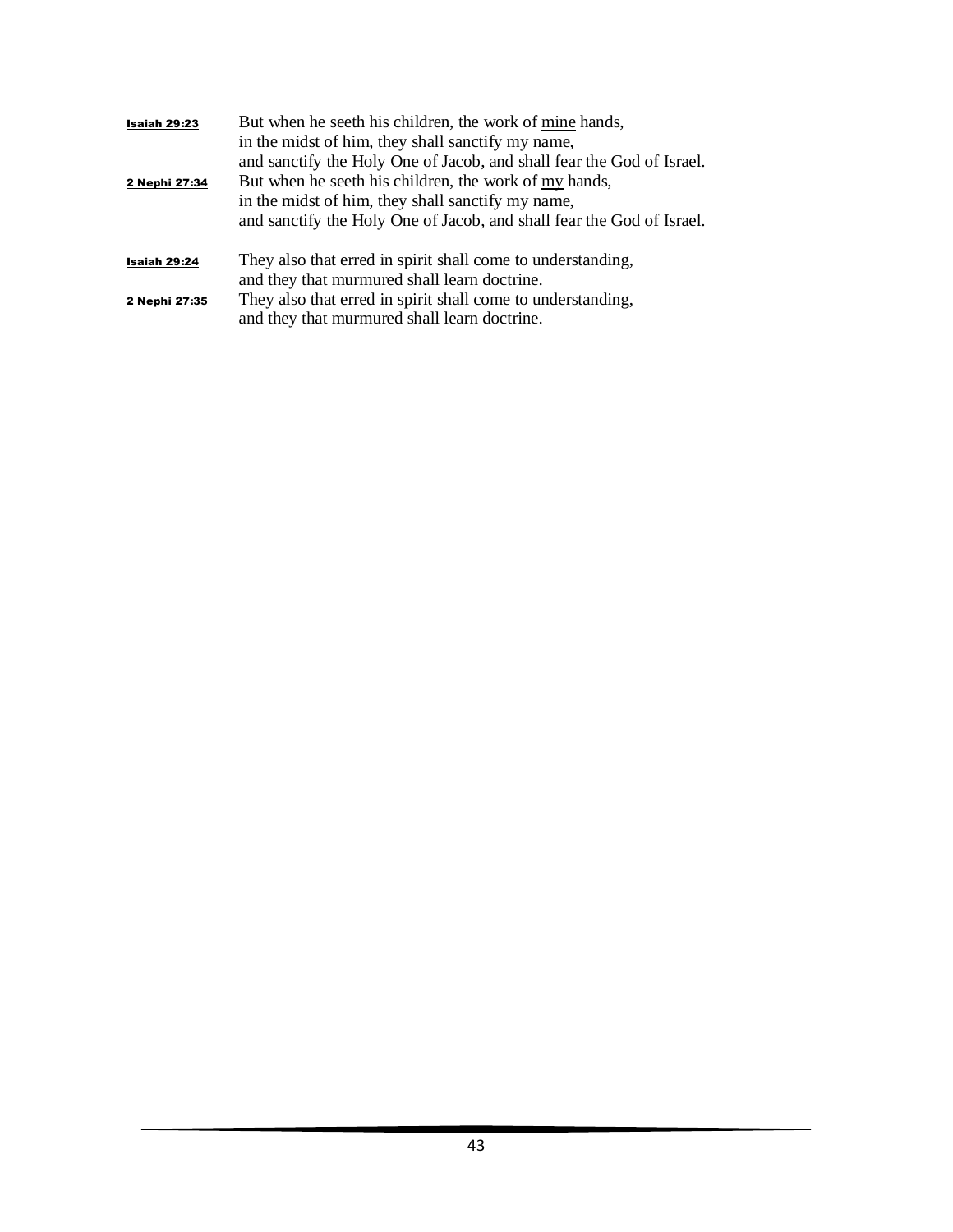**Isaiah 29:23** But when he seeth his children, the work of <u>mine</u> hands,
in the midst of him, they shall sanctify my name,
and sanctify the Holy One of Jacob, and shall fear the God of Israel.

**2 Nephi 27:34** But when he seeth his children, the work of <u>my</u> hands,
in the midst of him, they shall sanctify my name,
and sanctify the Holy One of Jacob, and shall fear the God of Israel.

**Isaiah 29:24** They also that erred in spirit shall come to understanding,
and they that murmured shall learn doctrine.

**2 Nephi 27:35** They also that erred in spirit shall come to understanding,
and they that murmured shall learn doctrine.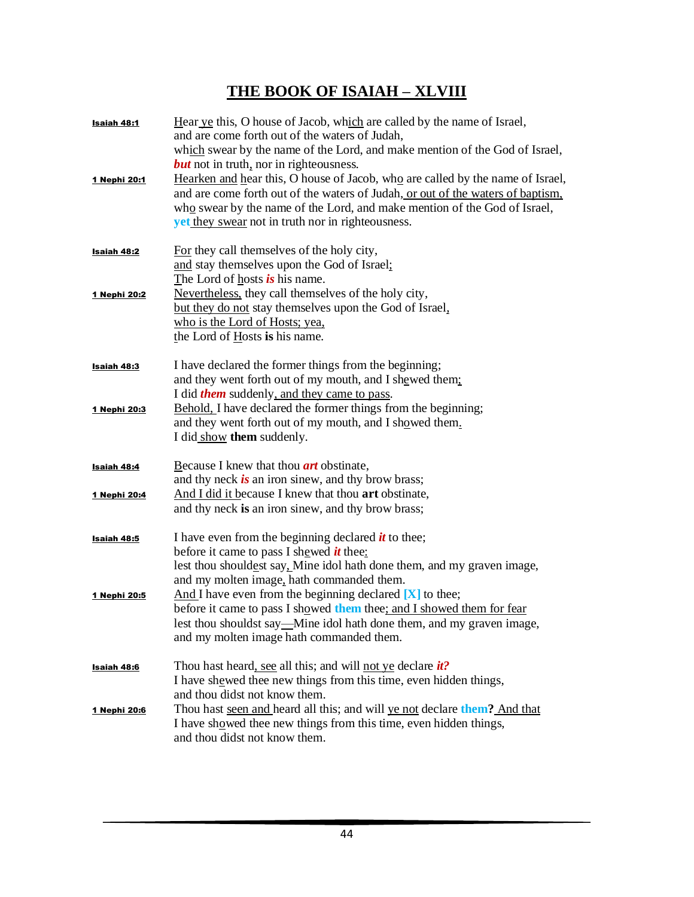# THE BOOK OF ISAIAH – XLVIII

| | |
|---|---|
| **Isaiah 48:1** | Hear ye this, O house of Jacob, which are called by the name of Israel,<br>and are come forth out of the waters of Judah,<br>which swear by the name of the Lord, and make mention of the God of Israel,<br>***but*** not in truth, nor in righteousness. |
| **1 Nephi 20:1** | Hearken and hear this, O house of Jacob, who are called by the name of Israel,<br>and are come forth out of the waters of Judah, or out of the waters of baptism,<br>who swear by the name of the Lord, and make mention of the God of Israel,<br>**yet** they swear not in truth nor in righteousness. |
| **Isaiah 48:2** | For they call themselves of the holy city,<br>and stay themselves upon the God of Israel;<br>The Lord of hosts ***is*** his name. |
| **1 Nephi 20:2** | Nevertheless, they call themselves of the holy city,<br>but they do not stay themselves upon the God of Israel,<br>who is the Lord of Hosts; yea,<br>the Lord of Hosts **is** his name. |
| **Isaiah 48:3** | I have declared the former things from the beginning;<br>and they went forth out of my mouth, and I shewed them;<br>I did ***them*** suddenly, and they came to pass. |
| **1 Nephi 20:3** | Behold, I have declared the former things from the beginning;<br>and they went forth out of my mouth, and I showed them.<br>I did show **them** suddenly. |
| **Isaiah 48:4** | Because I knew that thou ***art*** obstinate,<br>and thy neck ***is*** an iron sinew, and thy brow brass; |
| **1 Nephi 20:4** | And I did it because I knew that thou **art** obstinate,<br>and thy neck **is** an iron sinew, and thy brow brass; |
| **Isaiah 48:5** | I have even from the beginning declared ***it*** to thee;<br>before it came to pass I shewed ***it*** thee:<br>lest thou shouldest say, Mine idol hath done them, and my graven image,<br>and my molten image, hath commanded them. |
| **1 Nephi 20:5** | And I have even from the beginning declared **[X]** to thee;<br>before it came to pass I showed **them** thee; and I showed them for fear<br>lest thou shouldst say—Mine idol hath done them, and my graven image,<br>and my molten image hath commanded them. |
| **Isaiah 48:6** | Thou hast heard, see all this; and will not ye declare ***it?***<br>I have shewed thee new things from this time, even hidden things,<br>and thou didst not know them. |
| **1 Nephi 20:6** | Thou hast seen and heard all this; and will ye not declare **them?** And that<br>I have showed thee new things from this time, even hidden things,<br>and thou didst not know them. |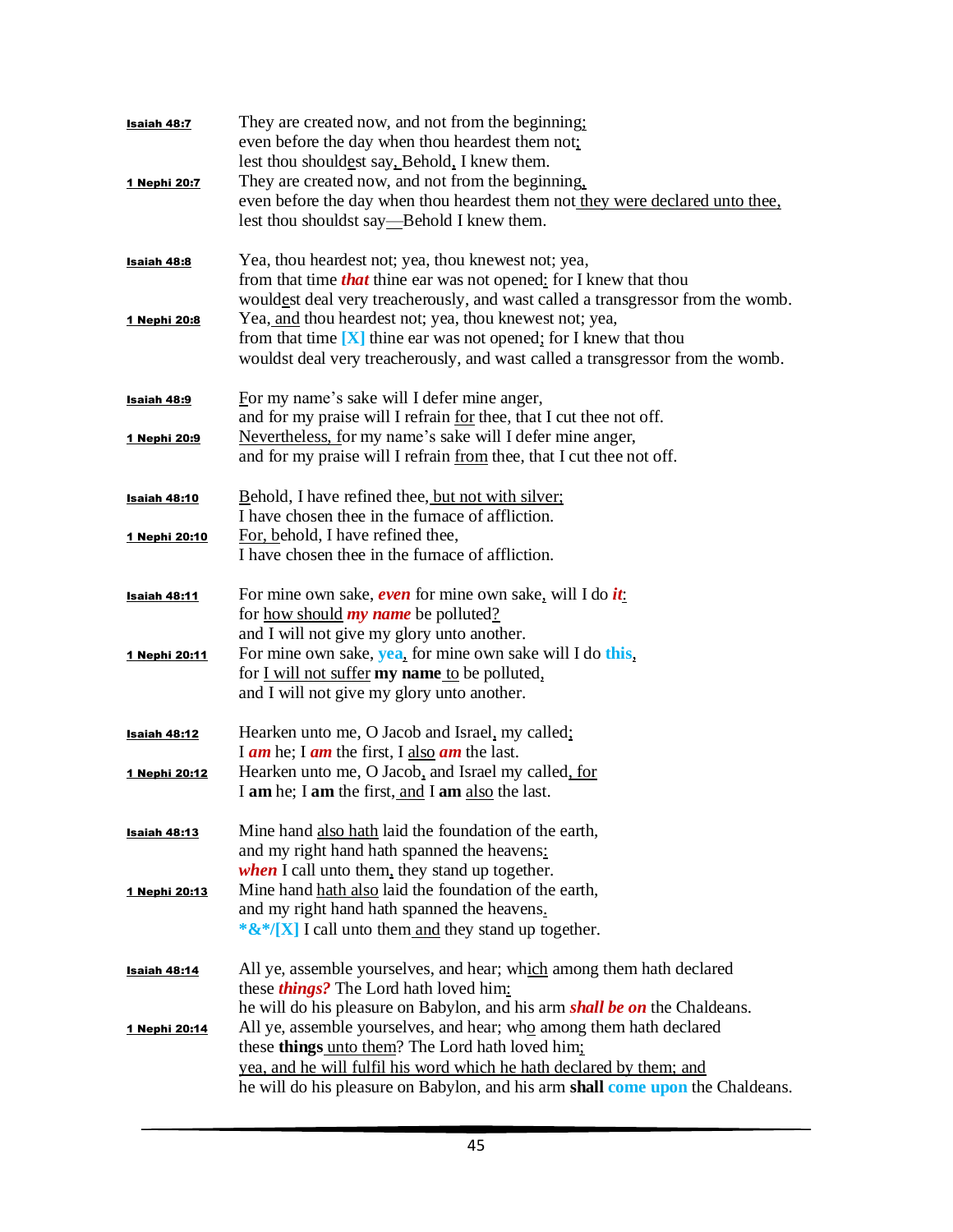**Isaiah 48:7** They are created now, and not from the beginning;
even before the day when thou heardest them not;
lest thou shouldest say, Behold, I knew them.

**1 Nephi 20:7** They are created now, and not from the beginning,
even before the day when thou heardest them not they were declared unto thee,
lest thou shouldst say—Behold I knew them.

**Isaiah 48:8** Yea, thou heardest not; yea, thou knewest not; yea,
from that time ***that*** thine ear was not opened: for I knew that thou
wouldest deal very treacherously, and wast called a transgressor from the womb.

**1 Nephi 20:8** Yea, and thou heardest not; yea, thou knewest not; yea,
from that time **[X]** thine ear was not opened; for I knew that thou
wouldst deal very treacherously, and wast called a transgressor from the womb.

**Isaiah 48:9** For my name's sake will I defer mine anger,
and for my praise will I refrain for thee, that I cut thee not off.

**1 Nephi 20:9** Nevertheless, for my name's sake will I defer mine anger,
and for my praise will I refrain from thee, that I cut thee not off.

**Isaiah 48:10** Behold, I have refined thee, but not with silver;
I have chosen thee in the furnace of affliction.

**1 Nephi 20:10** For, behold, I have refined thee,
I have chosen thee in the furnace of affliction.

**Isaiah 48:11** For mine own sake, ***even*** for mine own sake, will I do ***it***:
for how should ***my name*** be polluted?
and I will not give my glory unto another.

**1 Nephi 20:11** For mine own sake, **yea**, for mine own sake will I do **this**,
for I will not suffer **my name** to be polluted,
and I will not give my glory unto another.

**Isaiah 48:12** Hearken unto me, O Jacob and Israel, my called;
I ***am*** he; I ***am*** the first, I also ***am*** the last.

**1 Nephi 20:12** Hearken unto me, O Jacob, and Israel my called, for
I **am** he; I **am** the first, and I **am** also the last.

**Isaiah 48:13** Mine hand also hath laid the foundation of the earth,
and my right hand hath spanned the heavens:
***when*** I call unto them, they stand up together.

**1 Nephi 20:13** Mine hand hath also laid the foundation of the earth,
and my right hand hath spanned the heavens.
**\*&\*/[X]** I call unto them and they stand up together.

**Isaiah 48:14** All ye, assemble yourselves, and hear; which among them hath declared
these ***things?*** The Lord hath loved him:
he will do his pleasure on Babylon, and his arm ***shall be on*** the Chaldeans.

**1 Nephi 20:14** All ye, assemble yourselves, and hear; who among them hath declared
these **things** unto them? The Lord hath loved him;
yea, and he will fulfil his word which he hath declared by them; and
he will do his pleasure on Babylon, and his arm **shall come upon** the Chaldeans.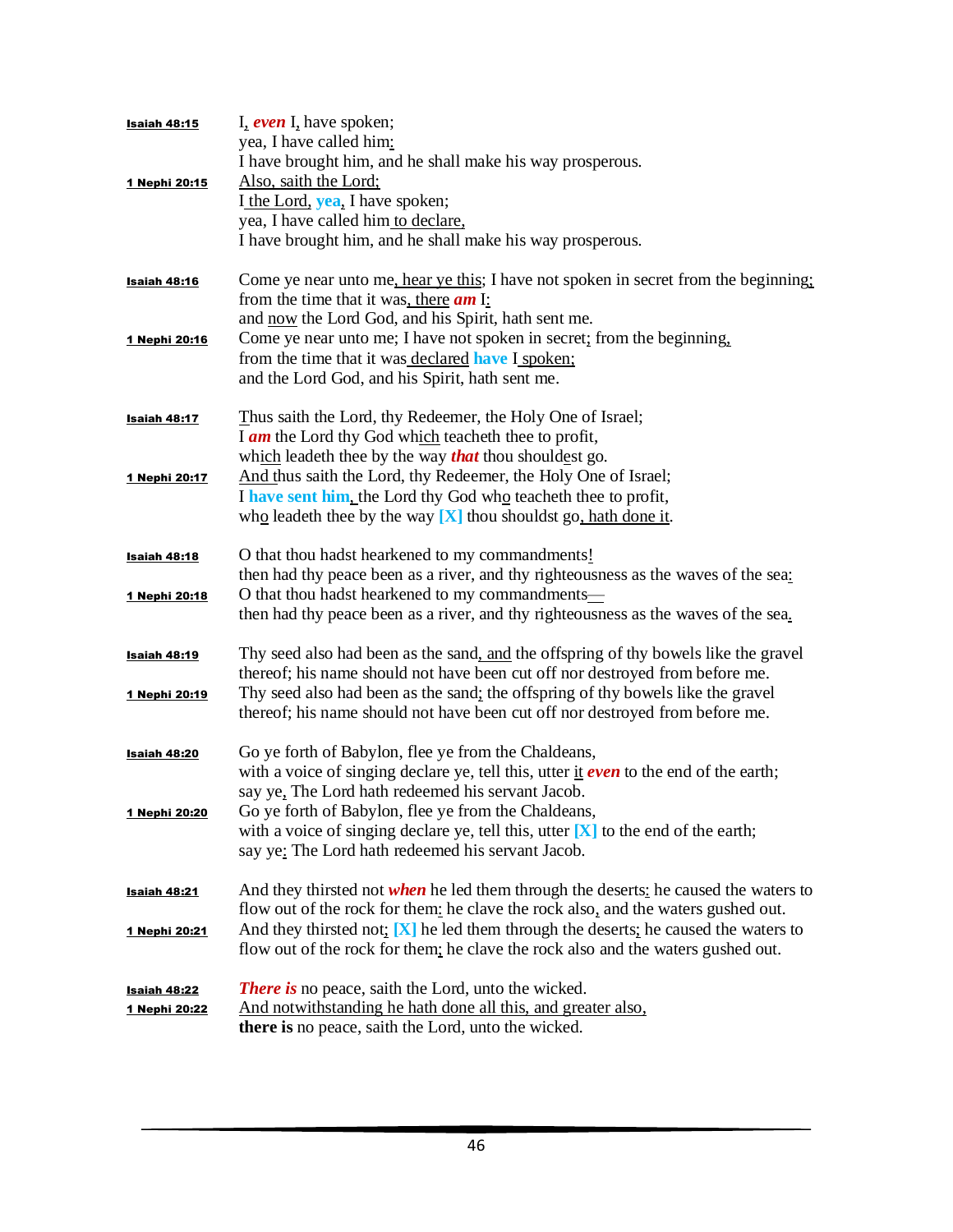**Isaiah 48:15** I, *even* I, have spoken;
yea, I have called him:
I have brought him, and he shall make his way prosperous.

**1 Nephi 20:15** Also, saith the Lord;
I the Lord, **yea**, I have spoken;
yea, I have called him to declare,
I have brought him, and he shall make his way prosperous.

**Isaiah 48:16** Come ye near unto me, hear ye this; I have not spoken in secret from the beginning;
from the time that it was, there *am* I:
and now the Lord God, and his Spirit, hath sent me.

**1 Nephi 20:16** Come ye near unto me; I have not spoken in secret; from the beginning,
from the time that it was declared **have** I spoken;
and the Lord God, and his Spirit, hath sent me.

**Isaiah 48:17** Thus saith the Lord, thy Redeemer, the Holy One of Israel;
I *am* the Lord thy God which teacheth thee to profit,
which leadeth thee by the way *that* thou shouldest go.

**1 Nephi 20:17** And thus saith the Lord, thy Redeemer, the Holy One of Israel;
I **have sent him**, the Lord thy God who teacheth thee to profit,
who leadeth thee by the way **[X]** thou shouldst go, hath done it.

**Isaiah 48:18** O that thou hadst hearkened to my commandments!
then had thy peace been as a river, and thy righteousness as the waves of the sea:

**1 Nephi 20:18** O that thou hadst hearkened to my commandments—
then had thy peace been as a river, and thy righteousness as the waves of the sea.

**Isaiah 48:19** Thy seed also had been as the sand, and the offspring of thy bowels like the gravel thereof; his name should not have been cut off nor destroyed from before me.

**1 Nephi 20:19** Thy seed also had been as the sand; the offspring of thy bowels like the gravel thereof; his name should not have been cut off nor destroyed from before me.

**Isaiah 48:20** Go ye forth of Babylon, flee ye from the Chaldeans,
with a voice of singing declare ye, tell this, utter it *even* to the end of the earth;
say ye, The Lord hath redeemed his servant Jacob.

**1 Nephi 20:20** Go ye forth of Babylon, flee ye from the Chaldeans,
with a voice of singing declare ye, tell this, utter **[X]** to the end of the earth;
say ye: The Lord hath redeemed his servant Jacob.

**Isaiah 48:21** And they thirsted not *when* he led them through the deserts: he caused the waters to flow out of the rock for them: he clave the rock also, and the waters gushed out.

**1 Nephi 20:21** And they thirsted not; **[X]** he led them through the deserts; he caused the waters to flow out of the rock for them; he clave the rock also and the waters gushed out.

**Isaiah 48:22** *There is* no peace, saith the Lord, unto the wicked.

**1 Nephi 20:22** And notwithstanding he hath done all this, and greater also,
**there is** no peace, saith the Lord, unto the wicked.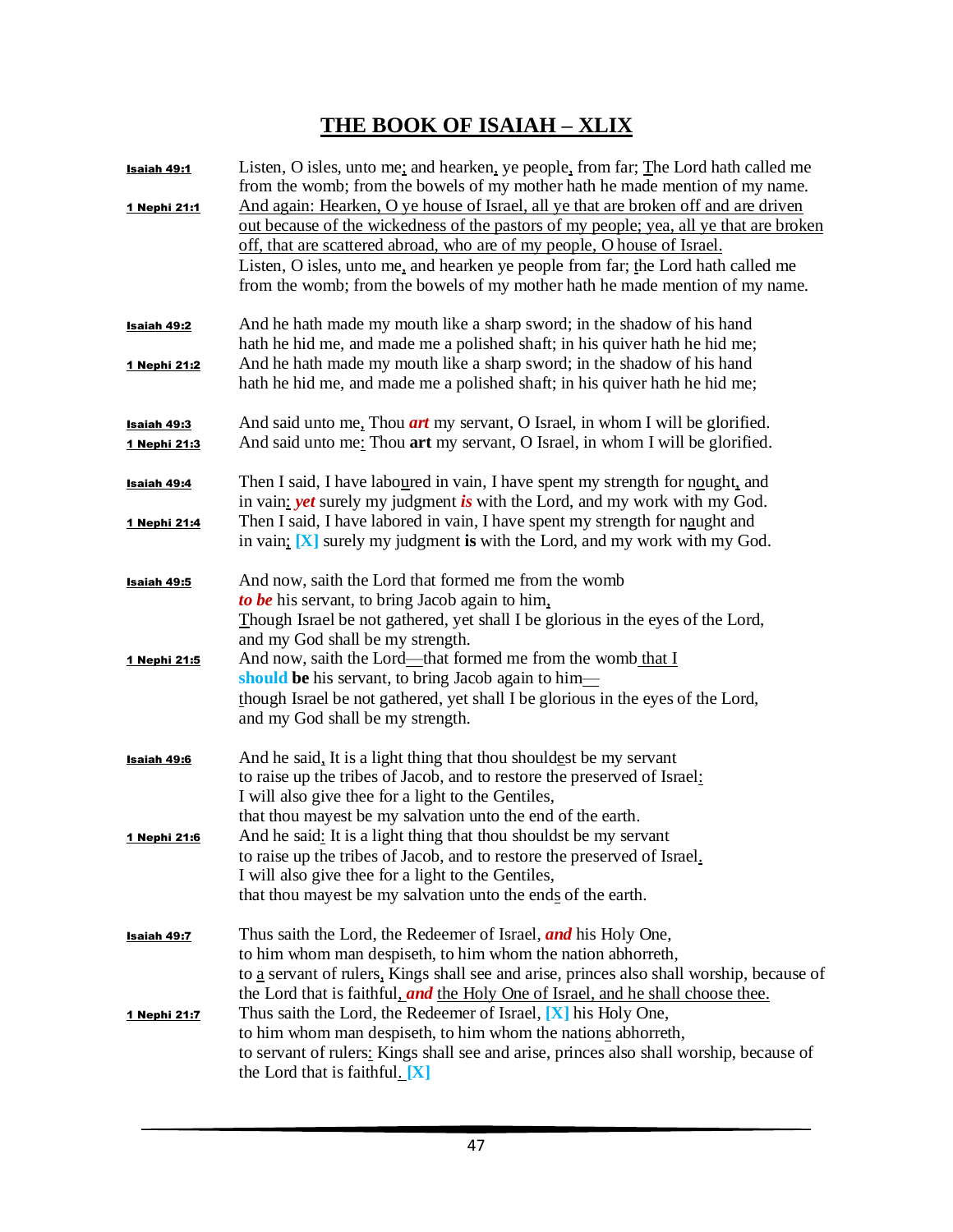# THE BOOK OF ISAIAH – XLIX

| | |
|---|---|
| **Isaiah 49:1** | Listen, O isles, unto me; and hearken, ye people, from far; The Lord hath called me from the womb; from the bowels of my mother hath he made mention of my name. |
| **1 Nephi 21:1** | And again: Hearken, O ye house of Israel, all ye that are broken off and are driven out because of the wickedness of the pastors of my people; yea, all ye that are broken off, that are scattered abroad, who are of my people, O house of Israel. Listen, O isles, unto me, and hearken ye people from far; the Lord hath called me from the womb; from the bowels of my mother hath he made mention of my name. |
| **Isaiah 49:2** | And he hath made my mouth like a sharp sword; in the shadow of his hand hath he hid me, and made me a polished shaft; in his quiver hath he hid me; |
| **1 Nephi 21:2** | And he hath made my mouth like a sharp sword; in the shadow of his hand hath he hid me, and made me a polished shaft; in his quiver hath he hid me; |
| **Isaiah 49:3** | And said unto me, Thou ***art*** my servant, O Israel, in whom I will be glorified. |
| **1 Nephi 21:3** | And said unto me: Thou **art** my servant, O Israel, in whom I will be glorified. |
| **Isaiah 49:4** | Then I said, I have laboured in vain, I have spent my strength for nought, and in vain: ***yet*** surely my judgment ***is*** with the Lord, and my work with my God. |
| **1 Nephi 21:4** | Then I said, I have labored in vain, I have spent my strength for naught and in vain; **[X]** surely my judgment **is** with the Lord, and my work with my God. |
| **Isaiah 49:5** | And now, saith the Lord that formed me from the womb ***to be*** his servant, to bring Jacob again to him, Though Israel be not gathered, yet shall I be glorious in the eyes of the Lord, and my God shall be my strength. |
| **1 Nephi 21:5** | And now, saith the Lord—that formed me from the womb that I **should be** his servant, to bring Jacob again to him— though Israel be not gathered, yet shall I be glorious in the eyes of the Lord, and my God shall be my strength. |
| **Isaiah 49:6** | And he said, It is a light thing that thou shouldest be my servant to raise up the tribes of Jacob, and to restore the preserved of Israel: I will also give thee for a light to the Gentiles, that thou mayest be my salvation unto the end of the earth. |
| **1 Nephi 21:6** | And he said: It is a light thing that thou shouldst be my servant to raise up the tribes of Jacob, and to restore the preserved of Israel. I will also give thee for a light to the Gentiles, that thou mayest be my salvation unto the ends of the earth. |
| **Isaiah 49:7** | Thus saith the Lord, the Redeemer of Israel, ***and*** his Holy One, to him whom man despiseth, to him whom the nation abhorreth, to a servant of rulers, Kings shall see and arise, princes also shall worship, because of the Lord that is faithful, ***and*** the Holy One of Israel, and he shall choose thee. |
| **1 Nephi 21:7** | Thus saith the Lord, the Redeemer of Israel, **[X]** his Holy One, to him whom man despiseth, to him whom the nations abhorreth, to servant of rulers: Kings shall see and arise, princes also shall worship, because of the Lord that is faithful. **[X]** |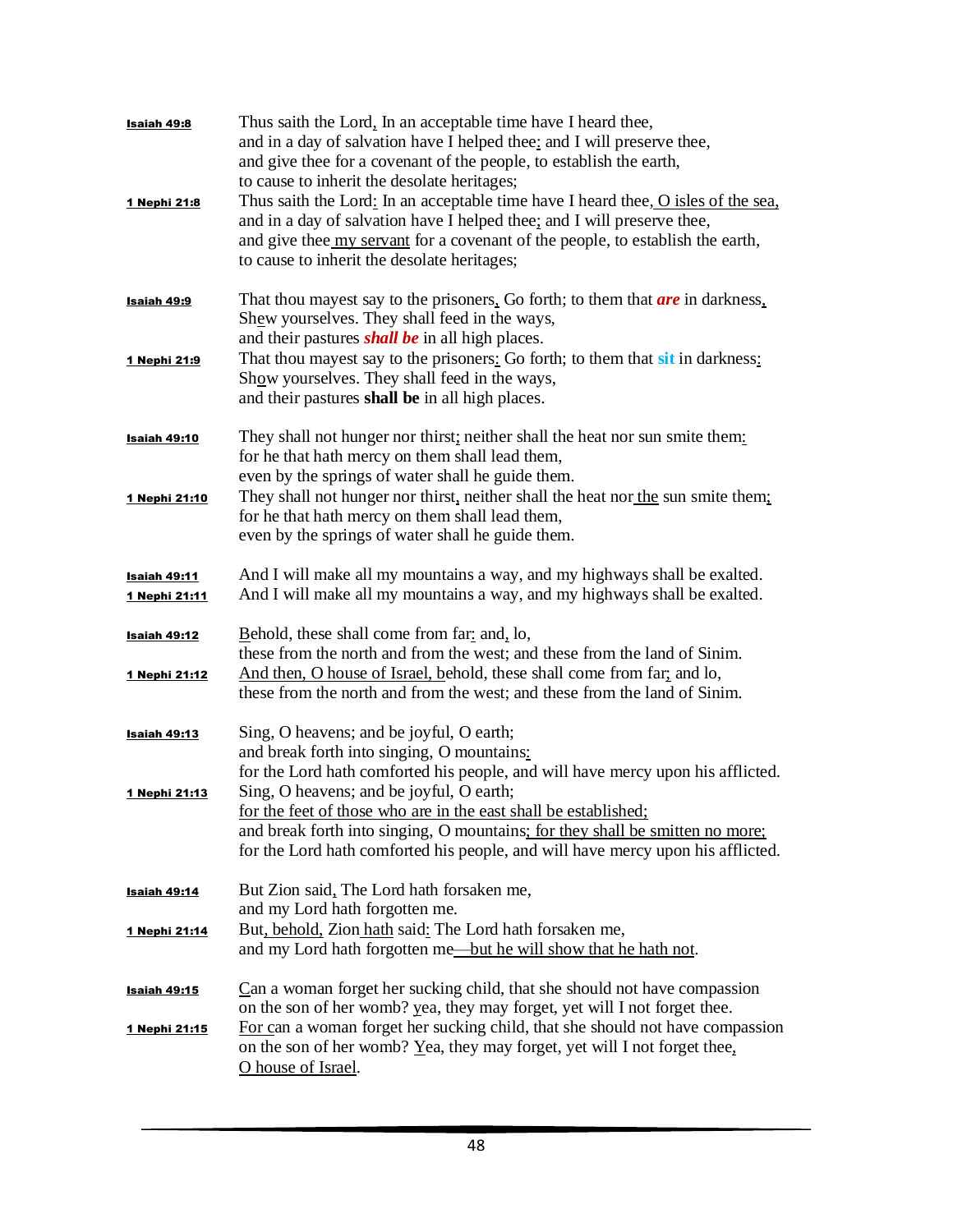**Isaiah 49:8** Thus saith the Lord, In an acceptable time have I heard thee,
and in a day of salvation have I helped thee: and I will preserve thee,
and give thee for a covenant of the people, to establish the earth,
to cause to inherit the desolate heritages;

**1 Nephi 21:8** Thus saith the Lord: In an acceptable time have I heard thee, O isles of the sea,
and in a day of salvation have I helped thee; and I will preserve thee,
and give thee my servant for a covenant of the people, to establish the earth,
to cause to inherit the desolate heritages;

**Isaiah 49:9** That thou mayest say to the prisoners, Go forth; to them that ***are*** in darkness,
Shew yourselves. They shall feed in the ways,
and their pastures ***shall be*** in all high places.

**1 Nephi 21:9** That thou mayest say to the prisoners: Go forth; to them that **sit** in darkness:
Show yourselves. They shall feed in the ways,
and their pastures **shall be** in all high places.

**Isaiah 49:10** They shall not hunger nor thirst; neither shall the heat nor sun smite them:
for he that hath mercy on them shall lead them,
even by the springs of water shall he guide them.

**1 Nephi 21:10** They shall not hunger nor thirst, neither shall the heat nor the sun smite them;
for he that hath mercy on them shall lead them,
even by the springs of water shall he guide them.

**Isaiah 49:11** And I will make all my mountains a way, and my highways shall be exalted.

**1 Nephi 21:11** And I will make all my mountains a way, and my highways shall be exalted.

**Isaiah 49:12** Behold, these shall come from far: and, lo,
these from the north and from the west; and these from the land of Sinim.

**1 Nephi 21:12** And then, O house of Israel, behold, these shall come from far; and lo,
these from the north and from the west; and these from the land of Sinim.

**Isaiah 49:13** Sing, O heavens; and be joyful, O earth;
and break forth into singing, O mountains:
for the Lord hath comforted his people, and will have mercy upon his afflicted.

**1 Nephi 21:13** Sing, O heavens; and be joyful, O earth;
for the feet of those who are in the east shall be established;
and break forth into singing, O mountains; for they shall be smitten no more;
for the Lord hath comforted his people, and will have mercy upon his afflicted.

**Isaiah 49:14** But Zion said, The Lord hath forsaken me,
and my Lord hath forgotten me.

**1 Nephi 21:14** But, behold, Zion hath said: The Lord hath forsaken me,
and my Lord hath forgotten me—but he will show that he hath not.

**Isaiah 49:15** Can a woman forget her sucking child, that she should not have compassion
on the son of her womb? yea, they may forget, yet will I not forget thee.

**1 Nephi 21:15** For can a woman forget her sucking child, that she should not have compassion
on the son of her womb? Yea, they may forget, yet will I not forget thee,
O house of Israel.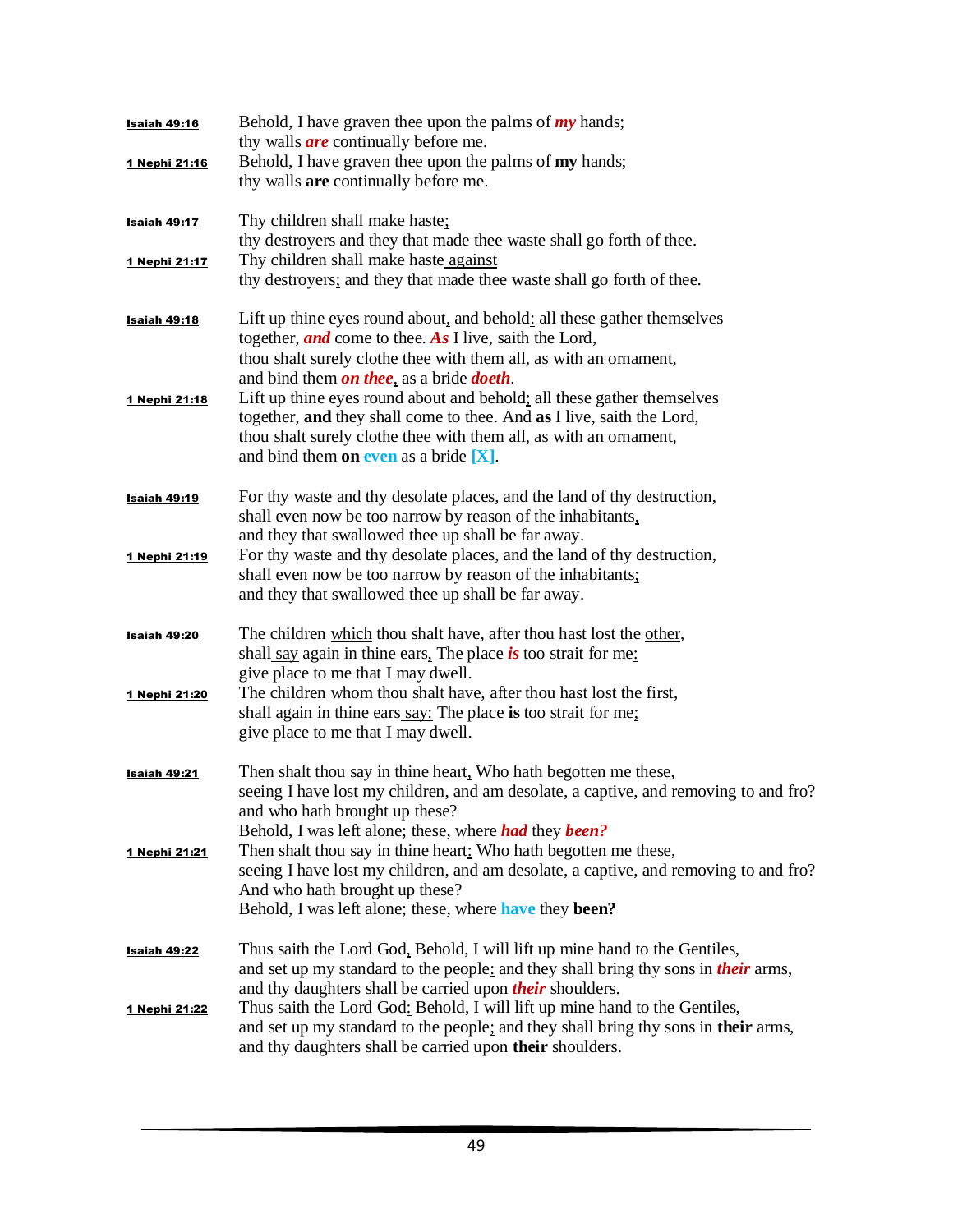**Isaiah 49:16** Behold, I have graven thee upon the palms of ***my*** hands;
thy walls ***are*** continually before me.

**1 Nephi 21:16** Behold, I have graven thee upon the palms of **my** hands;
thy walls **are** continually before me.

**Isaiah 49:17** Thy children shall make haste;
thy destroyers and they that made thee waste shall go forth of thee.

**1 Nephi 21:17** Thy children shall make haste against
thy destroyers; and they that made thee waste shall go forth of thee.

**Isaiah 49:18** Lift up thine eyes round about, and behold: all these gather themselves
together, ***and*** come to thee. ***As*** I live, saith the Lord,
thou shalt surely clothe thee with them all, as with an ornament,
and bind them ***on thee***, as a bride ***doeth***.

**1 Nephi 21:18** Lift up thine eyes round about and behold; all these gather themselves
together, **and** they shall come to thee. And **as** I live, saith the Lord,
thou shalt surely clothe thee with them all, as with an ornament,
and bind them **on** **even** as a bride **[X]**.

**Isaiah 49:19** For thy waste and thy desolate places, and the land of thy destruction,
shall even now be too narrow by reason of the inhabitants,
and they that swallowed thee up shall be far away.

**1 Nephi 21:19** For thy waste and thy desolate places, and the land of thy destruction,
shall even now be too narrow by reason of the inhabitants;
and they that swallowed thee up shall be far away.

**Isaiah 49:20** The children which thou shalt have, after thou hast lost the other,
shall say again in thine ears, The place ***is*** too strait for me:
give place to me that I may dwell.

**1 Nephi 21:20** The children whom thou shalt have, after thou hast lost the first,
shall again in thine ears say: The place **is** too strait for me;
give place to me that I may dwell.

**Isaiah 49:21** Then shalt thou say in thine heart, Who hath begotten me these,
seeing I have lost my children, and am desolate, a captive, and removing to and fro?
and who hath brought up these?
Behold, I was left alone; these, where ***had*** they ***been?***

**1 Nephi 21:21** Then shalt thou say in thine heart: Who hath begotten me these,
seeing I have lost my children, and am desolate, a captive, and removing to and fro?
And who hath brought up these?
Behold, I was left alone; these, where **have** they **been?**

**Isaiah 49:22** Thus saith the Lord God, Behold, I will lift up mine hand to the Gentiles,
and set up my standard to the people: and they shall bring thy sons in ***their*** arms,
and thy daughters shall be carried upon ***their*** shoulders.

**1 Nephi 21:22** Thus saith the Lord God: Behold, I will lift up mine hand to the Gentiles,
and set up my standard to the people; and they shall bring thy sons in **their** arms,
and thy daughters shall be carried upon **their** shoulders.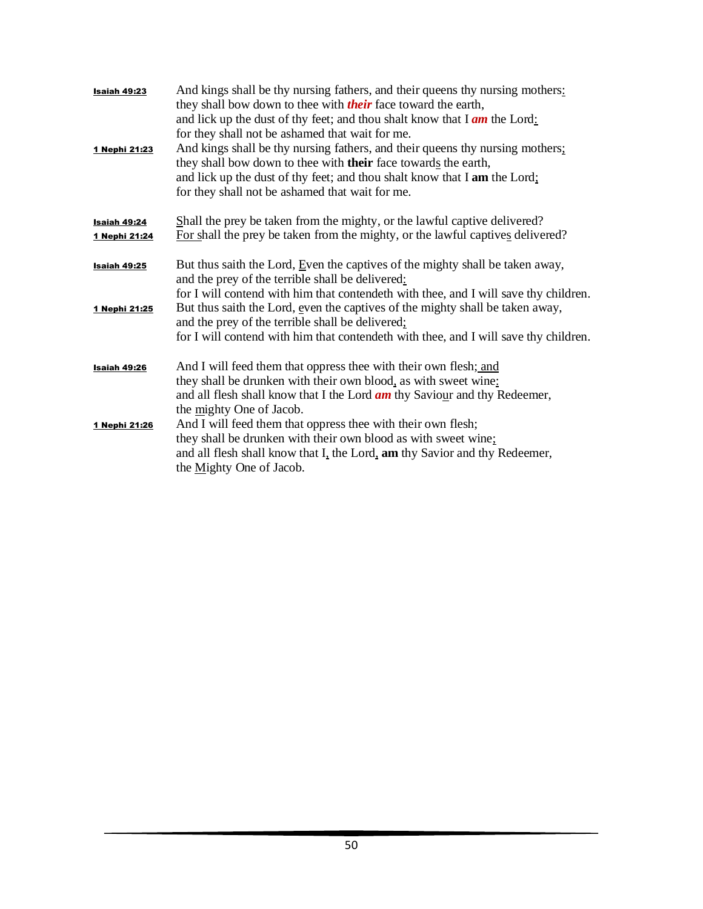**Isaiah 49:23** And kings shall be thy nursing fathers, and their queens thy nursing mothers<u>:</u>
they shall bow down to thee with ***their*** face toward the earth,
and lick up the dust of thy feet; and thou shalt know that I ***am*** the Lord<u>:</u>
for they shall not be ashamed that wait for me.

**1 Nephi 21:23** And kings shall be thy nursing fathers, and their queens thy nursing mothers<u>;</u>
they shall bow down to thee with **their** face toward<u>s</u> the earth,
and lick up the dust of thy feet; and thou shalt know that I **am** the Lord<u>;</u>
for they shall not be ashamed that wait for me.

**Isaiah 49:24** <u>S</u>hall the prey be taken from the mighty, or the lawful captive delivered?

**1 Nephi 21:24** <u>For s</u>hall the prey be taken from the mighty, or the lawful captive<u>s</u> delivered?

**Isaiah 49:25** But thus saith the Lord, <u>E</u>ven the captives of the mighty shall be taken away,
and the prey of the terrible shall be delivered<u>:</u>
for I will contend with him that contendeth with thee, and I will save thy children.

**1 Nephi 21:25** But thus saith the Lord, <u>e</u>ven the captives of the mighty shall be taken away,
and the prey of the terrible shall be delivered<u>;</u>
for I will contend with him that contendeth with thee, and I will save thy children.

**Isaiah 49:26** And I will feed them that oppress thee with their own flesh<u>; and</u>
they shall be drunken with their own blood<u>,</u> as with sweet wine<u>:</u>
and all flesh shall know that I the Lord ***am*** thy Savio<u>u</u>r and thy Redeemer,
the <u>m</u>ighty One of Jacob.

**1 Nephi 21:26** And I will feed them that oppress thee with their own flesh;
they shall be drunken with their own blood as with sweet wine<u>;</u>
and all flesh shall know that I<u>,</u> the Lord<u>,</u> **am** thy Savior and thy Redeemer,
the <u>M</u>ighty One of Jacob.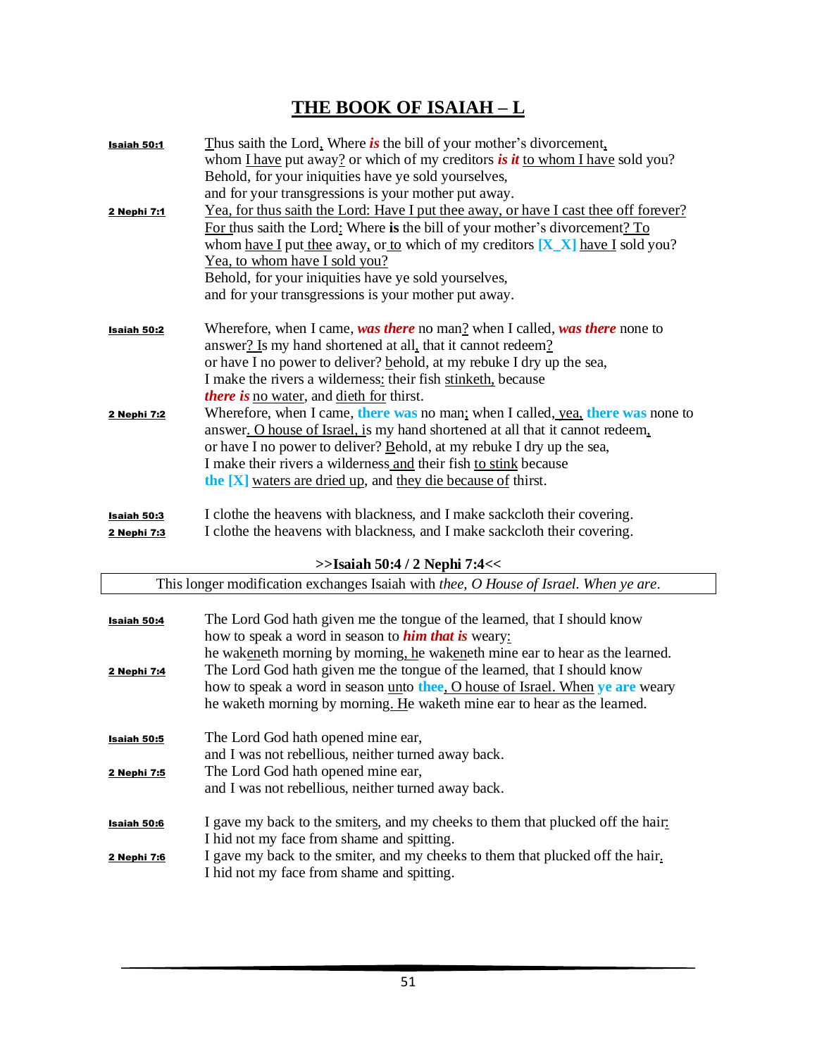# THE BOOK OF ISAIAH – L

**Isaiah 50:1** Thus saith the Lord, Where ***is*** the bill of your mother's divorcement,
whom I have put away? or which of my creditors ***is it*** to whom I have sold you?
Behold, for your iniquities have ye sold yourselves,
and for your transgressions is your mother put away.

**2 Nephi 7:1** Yea, for thus saith the Lord: Have I put thee away, or have I cast thee off forever?
For thus saith the Lord: Where **is** the bill of your mother's divorcement? To
whom have I put thee away, or to which of my creditors **[X_X]** have I sold you?
Yea, to whom have I sold you?
Behold, for your iniquities have ye sold yourselves,
and for your transgressions is your mother put away.

**Isaiah 50:2** Wherefore, when I came, ***was there*** no man? when I called, ***was there*** none to
answer? Is my hand shortened at all, that it cannot redeem?
or have I no power to deliver? behold, at my rebuke I dry up the sea,
I make the rivers a wilderness: their fish stinketh, because
***there is*** no water, and dieth for thirst.

**2 Nephi 7:2** Wherefore, when I came, **there was** no man; when I called, yea, **there was** none to
answer. O house of Israel, is my hand shortened at all that it cannot redeem,
or have I no power to deliver? Behold, at my rebuke I dry up the sea,
I make their rivers a wilderness and their fish to stink because
**the [X]** waters are dried up, and they die because of thirst.

**Isaiah 50:3** I clothe the heavens with blackness, and I make sackcloth their covering.
**2 Nephi 7:3** I clothe the heavens with blackness, and I make sackcloth their covering.

**>>Isaiah 50:4 / 2 Nephi 7:4<<**

This longer modification exchanges Isaiah with *thee, O House of Israel. When ye are*.

**Isaiah 50:4** The Lord God hath given me the tongue of the learned, that I should know
how to speak a word in season to ***him that is*** weary:
he wakeneth morning by morning, he wakeneth mine ear to hear as the learned.

**2 Nephi 7:4** The Lord God hath given me the tongue of the learned, that I should know
how to speak a word in season unto **thee**, O house of Israel. When **ye are** weary
he waketh morning by morning. He waketh mine ear to hear as the learned.

**Isaiah 50:5** The Lord God hath opened mine ear,
and I was not rebellious, neither turned away back.
**2 Nephi 7:5** The Lord God hath opened mine ear,
and I was not rebellious, neither turned away back.

**Isaiah 50:6** I gave my back to the smiters, and my cheeks to them that plucked off the hair:
I hid not my face from shame and spitting.
**2 Nephi 7:6** I gave my back to the smiter, and my cheeks to them that plucked off the hair.
I hid not my face from shame and spitting.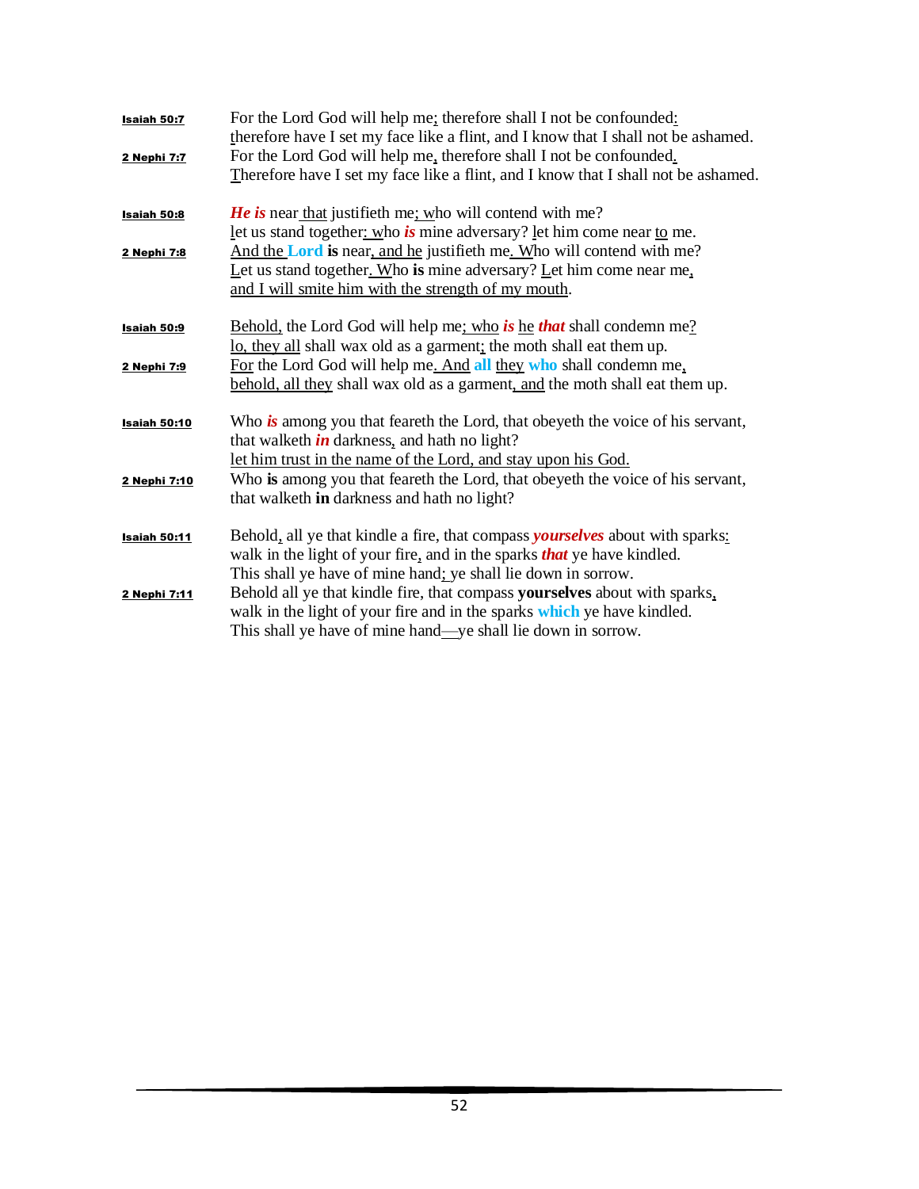**Isaiah 50:7** For the Lord God will help me; therefore shall I not be confounded:
therefore have I set my face like a flint, and I know that I shall not be ashamed.

**2 Nephi 7:7** For the Lord God will help me, therefore shall I not be confounded.
Therefore have I set my face like a flint, and I know that I shall not be ashamed.

**Isaiah 50:8** ***He is*** near that justifieth me; who will contend with me?
let us stand together: who ***is*** mine adversary? let him come near to me.

**2 Nephi 7:8** And the **Lord** **is** near, and he justifieth me. Who will contend with me?
Let us stand together. Who **is** mine adversary? Let him come near me,
and I will smite him with the strength of my mouth.

**Isaiah 50:9** Behold, the Lord God will help me; who ***is*** he ***that*** shall condemn me?
lo, they all shall wax old as a garment; the moth shall eat them up.

**2 Nephi 7:9** For the Lord God will help me. And **all** they **who** shall condemn me,
behold, all they shall wax old as a garment, and the moth shall eat them up.

**Isaiah 50:10** Who ***is*** among you that feareth the Lord, that obeyeth the voice of his servant,
that walketh ***in*** darkness, and hath no light?
let him trust in the name of the Lord, and stay upon his God.

**2 Nephi 7:10** Who **is** among you that feareth the Lord, that obeyeth the voice of his servant,
that walketh **in** darkness and hath no light?

**Isaiah 50:11** Behold, all ye that kindle a fire, that compass ***yourselves*** about with sparks:
walk in the light of your fire, and in the sparks ***that*** ye have kindled.
This shall ye have of mine hand; ye shall lie down in sorrow.

**2 Nephi 7:11** Behold all ye that kindle fire, that compass **yourselves** about with sparks,
walk in the light of your fire and in the sparks **which** ye have kindled.
This shall ye have of mine hand—ye shall lie down in sorrow.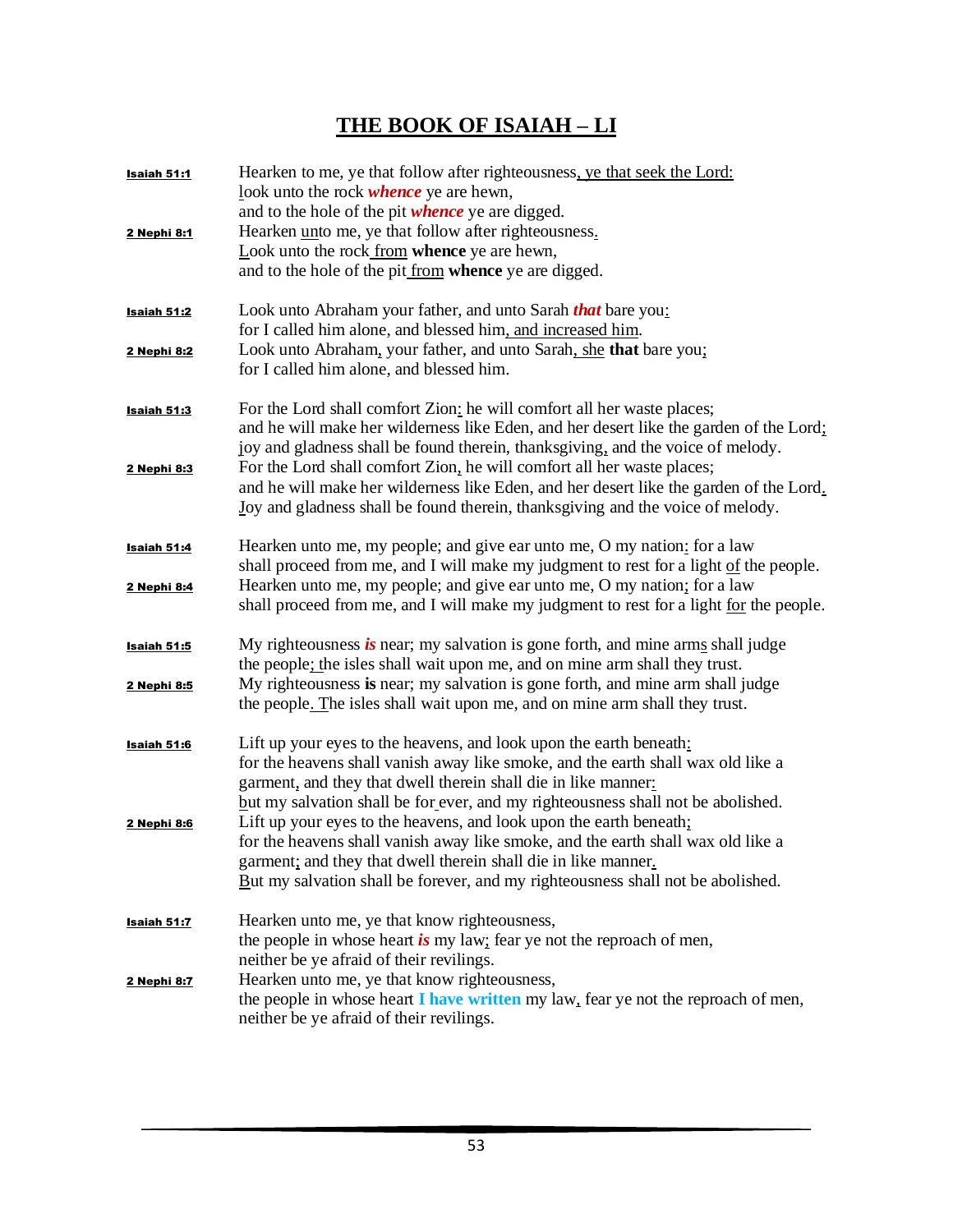# THE BOOK OF ISAIAH – LI

| | |
|---|---|
| **Isaiah 51:1** | Hearken to me, ye that follow after righteousness, ye that seek the Lord:<br>look unto the rock ***whence*** ye are hewn,<br>and to the hole of the pit ***whence*** ye are digged. |
| **2 Nephi 8:1** | Hearken unto me, ye that follow after righteousness.<br>Look unto the rock from **whence** ye are hewn,<br>and to the hole of the pit from **whence** ye are digged. |
| **Isaiah 51:2** | Look unto Abraham your father, and unto Sarah ***that*** bare you:<br>for I called him alone, and blessed him, and increased him. |
| **2 Nephi 8:2** | Look unto Abraham, your father, and unto Sarah, she **that** bare you;<br>for I called him alone, and blessed him. |
| **Isaiah 51:3** | For the Lord shall comfort Zion: he will comfort all her waste places;<br>and he will make her wilderness like Eden, and her desert like the garden of the Lord;<br>joy and gladness shall be found therein, thanksgiving, and the voice of melody. |
| **2 Nephi 8:3** | For the Lord shall comfort Zion, he will comfort all her waste places;<br>and he will make her wilderness like Eden, and her desert like the garden of the Lord.<br>Joy and gladness shall be found therein, thanksgiving and the voice of melody. |
| **Isaiah 51:4** | Hearken unto me, my people; and give ear unto me, O my nation: for a law<br>shall proceed from me, and I will make my judgment to rest for a light of the people. |
| **2 Nephi 8:4** | Hearken unto me, my people; and give ear unto me, O my nation; for a law<br>shall proceed from me, and I will make my judgment to rest for a light for the people. |
| **Isaiah 51:5** | My righteousness ***is*** near; my salvation is gone forth, and mine arms shall judge<br>the people; the isles shall wait upon me, and on mine arm shall they trust. |
| **2 Nephi 8:5** | My righteousness **is** near; my salvation is gone forth, and mine arm shall judge<br>the people. The isles shall wait upon me, and on mine arm shall they trust. |
| **Isaiah 51:6** | Lift up your eyes to the heavens, and look upon the earth beneath:<br>for the heavens shall vanish away like smoke, and the earth shall wax old like a<br>garment, and they that dwell therein shall die in like manner:<br>but my salvation shall be for ever, and my righteousness shall not be abolished. |
| **2 Nephi 8:6** | Lift up your eyes to the heavens, and look upon the earth beneath;<br>for the heavens shall vanish away like smoke, and the earth shall wax old like a<br>garment; and they that dwell therein shall die in like manner.<br>But my salvation shall be forever, and my righteousness shall not be abolished. |
| **Isaiah 51:7** | Hearken unto me, ye that know righteousness,<br>the people in whose heart ***is*** my law; fear ye not the reproach of men,<br>neither be ye afraid of their revilings. |
| **2 Nephi 8:7** | Hearken unto me, ye that know righteousness,<br>the people in whose heart **I have written** my law, fear ye not the reproach of men,<br>neither be ye afraid of their revilings. |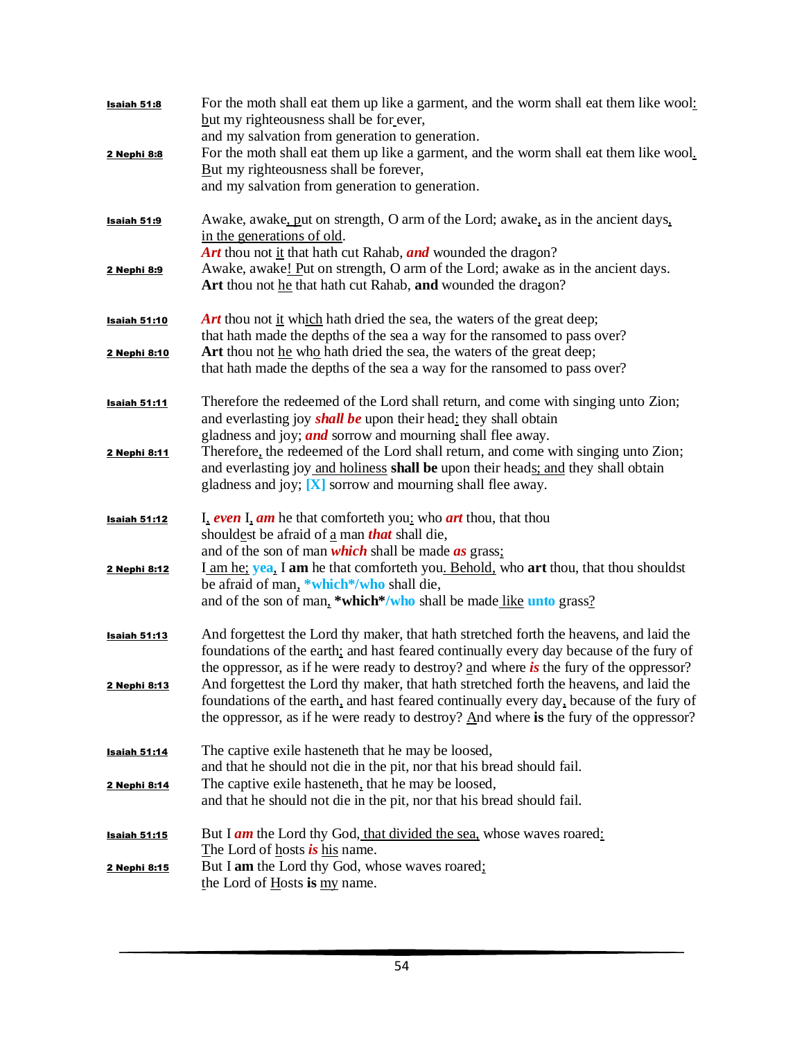**Isaiah 51:8** For the moth shall eat them up like a garment, and the worm shall eat them like wool:
but my righteousness shall be for ever,
and my salvation from generation to generation.

**2 Nephi 8:8** For the moth shall eat them up like a garment, and the worm shall eat them like wool.
But my righteousness shall be forever,
and my salvation from generation to generation.

**Isaiah 51:9** Awake, awake, put on strength, O arm of the Lord; awake, as in the ancient days, in the generations of old.
***Art*** thou not it that hath cut Rahab, ***and*** wounded the dragon?

**2 Nephi 8:9** Awake, awake! Put on strength, O arm of the Lord; awake as in the ancient days.
**Art** thou not he that hath cut Rahab, **and** wounded the dragon?

**Isaiah 51:10** ***Art*** thou not it which hath dried the sea, the waters of the great deep;
that hath made the depths of the sea a way for the ransomed to pass over?

**2 Nephi 8:10** **Art** thou not he who hath dried the sea, the waters of the great deep;
that hath made the depths of the sea a way for the ransomed to pass over?

**Isaiah 51:11** Therefore the redeemed of the Lord shall return, and come with singing unto Zion;
and everlasting joy ***shall be*** upon their head: they shall obtain
gladness and joy; ***and*** sorrow and mourning shall flee away.

**2 Nephi 8:11** Therefore, the redeemed of the Lord shall return, and come with singing unto Zion;
and everlasting joy and holiness **shall be** upon their heads; and they shall obtain
gladness and joy; **[X]** sorrow and mourning shall flee away.

**Isaiah 51:12** I, ***even*** I, ***am*** he that comforteth you: who ***art*** thou, that thou
shouldest be afraid of a man ***that*** shall die,
and of the son of man ***which*** shall be made ***as*** grass;

**2 Nephi 8:12** I am he; **yea**, I **am** he that comforteth you. Behold, who **art** thou, that thou shouldst
be afraid of man, ***which*/who** shall die,
and of the son of man, ***which*/who** shall be made like **unto** grass?

**Isaiah 51:13** And forgettest the Lord thy maker, that hath stretched forth the heavens, and laid the foundations of the earth; and hast feared continually every day because of the fury of the oppressor, as if he were ready to destroy? and where ***is*** the fury of the oppressor?

**2 Nephi 8:13** And forgettest the Lord thy maker, that hath stretched forth the heavens, and laid the foundations of the earth, and hast feared continually every day, because of the fury of the oppressor, as if he were ready to destroy? And where **is** the fury of the oppressor?

**Isaiah 51:14** The captive exile hasteneth that he may be loosed,
and that he should not die in the pit, nor that his bread should fail.

**2 Nephi 8:14** The captive exile hasteneth, that he may be loosed,
and that he should not die in the pit, nor that his bread should fail.

**Isaiah 51:15** But I ***am*** the Lord thy God, that divided the sea, whose waves roared:
The Lord of hosts ***is*** his name.

**2 Nephi 8:15** But I **am** the Lord thy God, whose waves roared;
the Lord of Hosts **is** my name.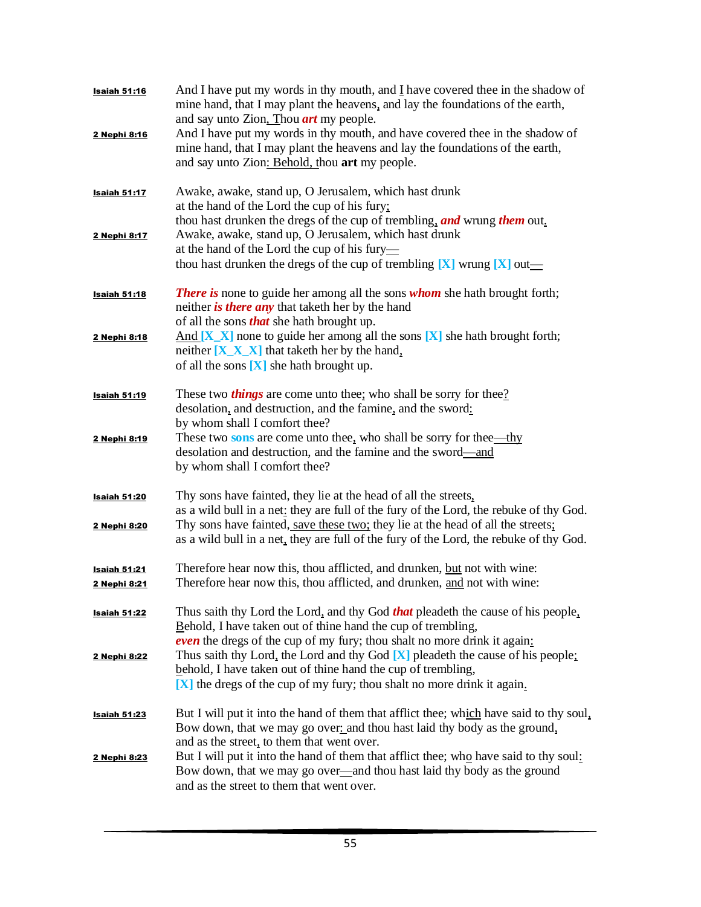**Isaiah 51:16** And I have put my words in thy mouth, and I have covered thee in the shadow of mine hand, that I may plant the heavens, and lay the foundations of the earth, and say unto Zion, Thou ***art*** my people.

**2 Nephi 8:16** And I have put my words in thy mouth, and have covered thee in the shadow of mine hand, that I may plant the heavens and lay the foundations of the earth, and say unto Zion: Behold, thou **art** my people.

**Isaiah 51:17** Awake, awake, stand up, O Jerusalem, which hast drunk at the hand of the Lord the cup of his fury; thou hast drunken the dregs of the cup of trembling, ***and*** wrung ***them*** out.

**2 Nephi 8:17** Awake, awake, stand up, O Jerusalem, which hast drunk at the hand of the Lord the cup of his fury— thou hast drunken the dregs of the cup of trembling **[X]** wrung **[X]** out—

**Isaiah 51:18** ***There is*** none to guide her among all the sons ***whom*** she hath brought forth; neither ***is there any*** that taketh her by the hand of all the sons ***that*** she hath brought up.

**2 Nephi 8:18** And **[X_X]** none to guide her among all the sons **[X]** she hath brought forth; neither **[X_X_X]** that taketh her by the hand, of all the sons **[X]** she hath brought up.

**Isaiah 51:19** These two ***things*** are come unto thee; who shall be sorry for thee? desolation, and destruction, and the famine, and the sword: by whom shall I comfort thee?

**2 Nephi 8:19** These two **sons** are come unto thee, who shall be sorry for thee—thy desolation and destruction, and the famine and the sword—and by whom shall I comfort thee?

**Isaiah 51:20** Thy sons have fainted, they lie at the head of all the streets, as a wild bull in a net: they are full of the fury of the Lord, the rebuke of thy God.

**2 Nephi 8:20** Thy sons have fainted, save these two; they lie at the head of all the streets; as a wild bull in a net, they are full of the fury of the Lord, the rebuke of thy God.

**Isaiah 51:21** Therefore hear now this, thou afflicted, and drunken, but not with wine:

**2 Nephi 8:21** Therefore hear now this, thou afflicted, and drunken, and not with wine:

**Isaiah 51:22** Thus saith thy Lord the Lord, and thy God ***that*** pleadeth the cause of his people, Behold, I have taken out of thine hand the cup of trembling, ***even*** the dregs of the cup of my fury; thou shalt no more drink it again:

**2 Nephi 8:22** Thus saith thy Lord, the Lord and thy God **[X]** pleadeth the cause of his people; behold, I have taken out of thine hand the cup of trembling, **[X]** the dregs of the cup of my fury; thou shalt no more drink it again.

**Isaiah 51:23** But I will put it into the hand of them that afflict thee; which have said to thy soul, Bow down, that we may go over: and thou hast laid thy body as the ground, and as the street, to them that went over.

**2 Nephi 8:23** But I will put it into the hand of them that afflict thee; who have said to thy soul: Bow down, that we may go over—and thou hast laid thy body as the ground and as the street to them that went over.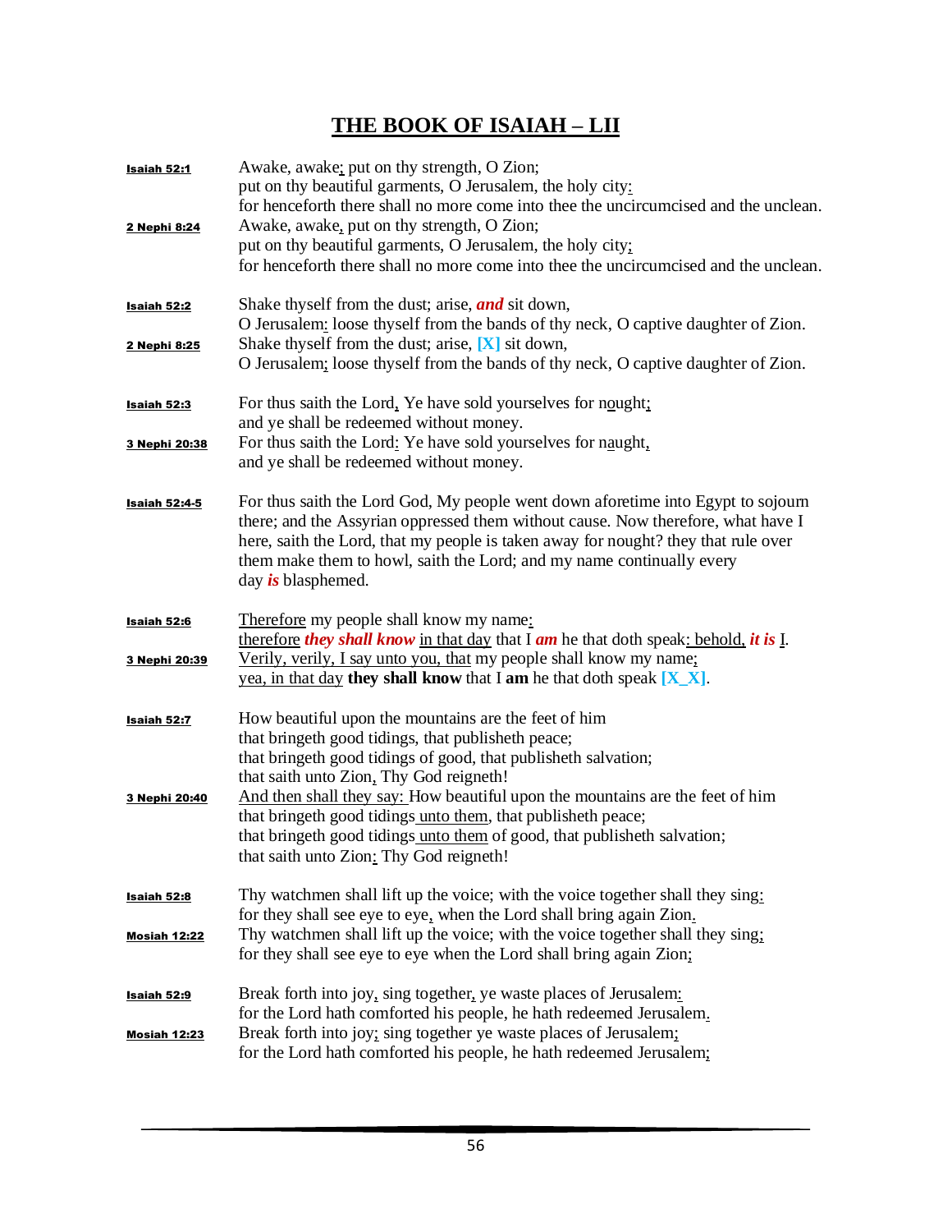# THE BOOK OF ISAIAH – LII

**Isaiah 52:1**
Awake, awake; put on thy strength, O Zion;
put on thy beautiful garments, O Jerusalem, the holy city:
for henceforth there shall no more come into thee the uncircumcised and the unclean.

**2 Nephi 8:24**
Awake, awake, put on thy strength, O Zion;
put on thy beautiful garments, O Jerusalem, the holy city;
for henceforth there shall no more come into thee the uncircumcised and the unclean.

**Isaiah 52:2**
Shake thyself from the dust; arise, ***and*** sit down,
O Jerusalem: loose thyself from the bands of thy neck, O captive daughter of Zion.

**2 Nephi 8:25**
Shake thyself from the dust; arise, **[X]** sit down,
O Jerusalem; loose thyself from the bands of thy neck, O captive daughter of Zion.

**Isaiah 52:3**
For thus saith the Lord, Ye have sold yourselves for nought;
and ye shall be redeemed without money.

**3 Nephi 20:38**
For thus saith the Lord: Ye have sold yourselves for naught,
and ye shall be redeemed without money.

**Isaiah 52:4-5**
For thus saith the Lord God, My people went down aforetime into Egypt to sojourn there; and the Assyrian oppressed them without cause. Now therefore, what have I here, saith the Lord, that my people is taken away for nought? they that rule over them make them to howl, saith the Lord; and my name continually every day ***is*** blasphemed.

**Isaiah 52:6**
Therefore my people shall know my name:
therefore ***they shall know*** in that day that I ***am*** he that doth speak: behold, ***it is*** I.

**3 Nephi 20:39**
Verily, verily, I say unto you, that my people shall know my name;
yea, in that day **they shall know** that I **am** he that doth speak **[X_X]**.

**Isaiah 52:7**
How beautiful upon the mountains are the feet of him
that bringeth good tidings, that publisheth peace;
that bringeth good tidings of good, that publisheth salvation;
that saith unto Zion, Thy God reigneth!

**3 Nephi 20:40**
And then shall they say: How beautiful upon the mountains are the feet of him
that bringeth good tidings unto them, that publisheth peace;
that bringeth good tidings unto them of good, that publisheth salvation;
that saith unto Zion: Thy God reigneth!

**Isaiah 52:8**
Thy watchmen shall lift up the voice; with the voice together shall they sing:
for they shall see eye to eye, when the Lord shall bring again Zion.

**Mosiah 12:22**
Thy watchmen shall lift up the voice; with the voice together shall they sing;
for they shall see eye to eye when the Lord shall bring again Zion;

**Isaiah 52:9**
Break forth into joy, sing together, ye waste places of Jerusalem:
for the Lord hath comforted his people, he hath redeemed Jerusalem.

**Mosiah 12:23**
Break forth into joy; sing together ye waste places of Jerusalem;
for the Lord hath comforted his people, he hath redeemed Jerusalem;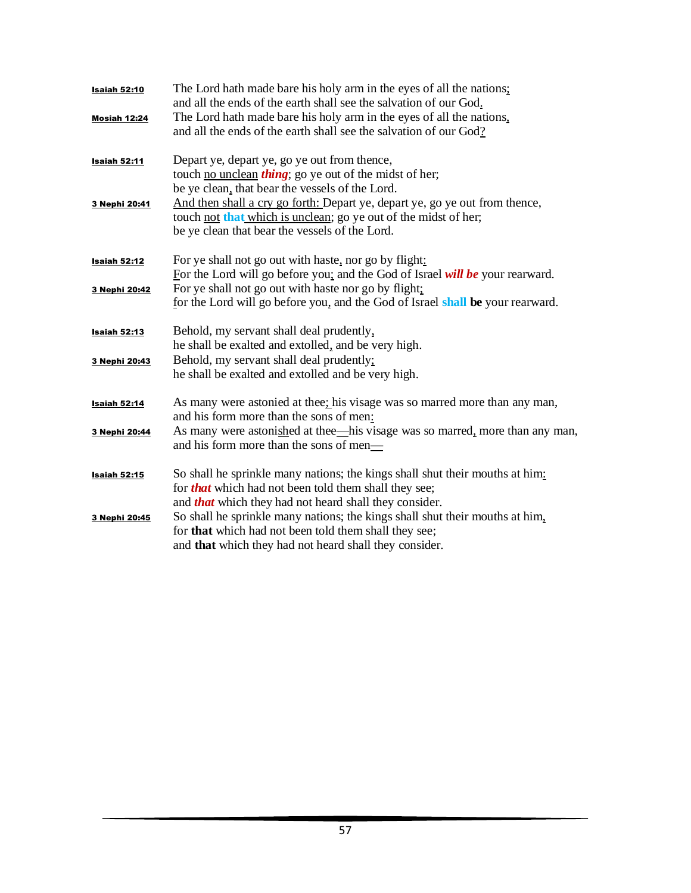**Isaiah 52:10** The Lord hath made bare his holy arm in the eyes of all the nations;
and all the ends of the earth shall see the salvation of our God.

**Mosiah 12:24** The Lord hath made bare his holy arm in the eyes of all the nations,
and all the ends of the earth shall see the salvation of our God?

**Isaiah 52:11** Depart ye, depart ye, go ye out from thence,
touch no unclean ***thing***; go ye out of the midst of her;
be ye clean, that bear the vessels of the Lord.

**3 Nephi 20:41** And then shall a cry go forth: Depart ye, depart ye, go ye out from thence,
touch not **that** which is unclean; go ye out of the midst of her;
be ye clean that bear the vessels of the Lord.

**Isaiah 52:12** For ye shall not go out with haste, nor go by flight:
For the Lord will go before you; and the God of Israel ***will be*** your rearward.

**3 Nephi 20:42** For ye shall not go out with haste nor go by flight;
for the Lord will go before you, and the God of Israel **shall be** your rearward.

**Isaiah 52:13** Behold, my servant shall deal prudently,
he shall be exalted and extolled, and be very high.

**3 Nephi 20:43** Behold, my servant shall deal prudently;
he shall be exalted and extolled and be very high.

**Isaiah 52:14** As many were astonied at thee; his visage was so marred more than any man,
and his form more than the sons of men:

**3 Nephi 20:44** As many were astonished at thee—his visage was so marred, more than any man,
and his form more than the sons of men—

**Isaiah 52:15** So shall he sprinkle many nations; the kings shall shut their mouths at him:
for ***that*** which had not been told them shall they see;
and ***that*** which they had not heard shall they consider.

**3 Nephi 20:45** So shall he sprinkle many nations; the kings shall shut their mouths at him,
for **that** which had not been told them shall they see;
and **that** which they had not heard shall they consider.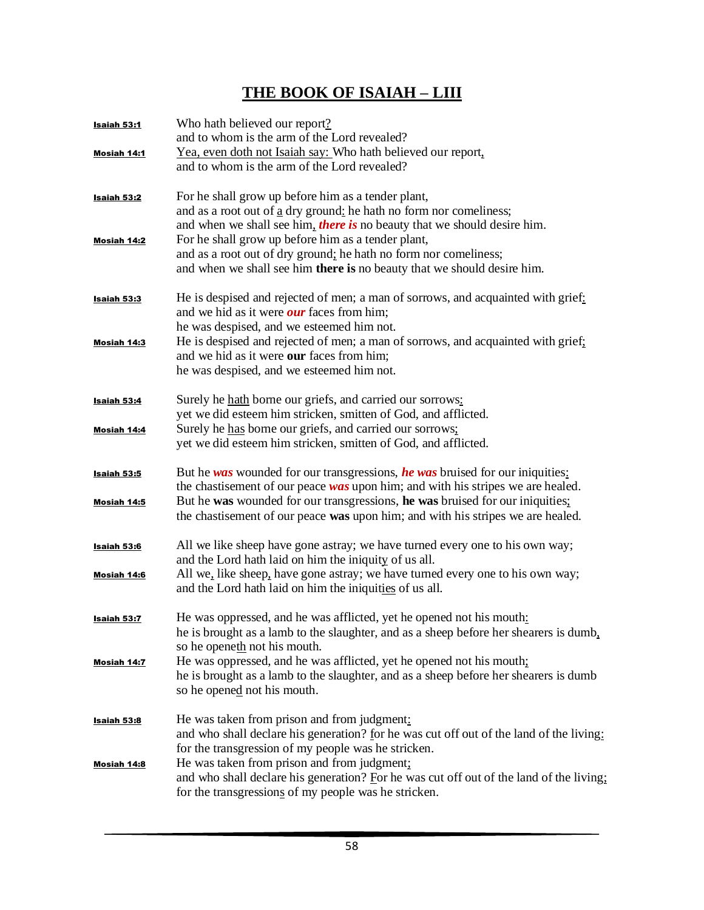# THE BOOK OF ISAIAH – LIII

| | |
|---|---|
| **Isaiah 53:1** | Who hath believed our report?<br>and to whom is the arm of the Lord revealed? |
| **Mosiah 14:1** | Yea, even doth not Isaiah say: Who hath believed our report,<br>and to whom is the arm of the Lord revealed? |
| **Isaiah 53:2** | For he shall grow up before him as a tender plant,<br>and as a root out of a dry ground: he hath no form nor comeliness;<br>and when we shall see him, ***there is*** no beauty that we should desire him. |
| **Mosiah 14:2** | For he shall grow up before him as a tender plant,<br>and as a root out of dry ground; he hath no form nor comeliness;<br>and when we shall see him **there is** no beauty that we should desire him. |
| **Isaiah 53:3** | He is despised and rejected of men; a man of sorrows, and acquainted with grief:<br>and we hid as it were ***our*** faces from him;<br>he was despised, and we esteemed him not. |
| **Mosiah 14:3** | He is despised and rejected of men; a man of sorrows, and acquainted with grief;<br>and we hid as it were **our** faces from him;<br>he was despised, and we esteemed him not. |
| **Isaiah 53:4** | Surely he hath borne our griefs, and carried our sorrows:<br>yet we did esteem him stricken, smitten of God, and afflicted. |
| **Mosiah 14:4** | Surely he has borne our griefs, and carried our sorrows;<br>yet we did esteem him stricken, smitten of God, and afflicted. |
| **Isaiah 53:5** | But he ***was*** wounded for our transgressions, ***he was*** bruised for our iniquities:<br>the chastisement of our peace ***was*** upon him; and with his stripes we are healed. |
| **Mosiah 14:5** | But he **was** wounded for our transgressions, **he was** bruised for our iniquities;<br>the chastisement of our peace **was** upon him; and with his stripes we are healed. |
| **Isaiah 53:6** | All we like sheep have gone astray; we have turned every one to his own way;<br>and the Lord hath laid on him the iniquity of us all. |
| **Mosiah 14:6** | All we, like sheep, have gone astray; we have turned every one to his own way;<br>and the Lord hath laid on him the iniquities of us all. |
| **Isaiah 53:7** | He was oppressed, and he was afflicted, yet he opened not his mouth:<br>he is brought as a lamb to the slaughter, and as a sheep before her shearers is dumb,<br>so he openeth not his mouth. |
| **Mosiah 14:7** | He was oppressed, and he was afflicted, yet he opened not his mouth;<br>he is brought as a lamb to the slaughter, and as a sheep before her shearers is dumb<br>so he opened not his mouth. |
| **Isaiah 53:8** | He was taken from prison and from judgment:<br>and who shall declare his generation? for he was cut off out of the land of the living:<br>for the transgression of my people was he stricken. |
| **Mosiah 14:8** | He was taken from prison and from judgment;<br>and who shall declare his generation? For he was cut off out of the land of the living;<br>for the transgressions of my people was he stricken. |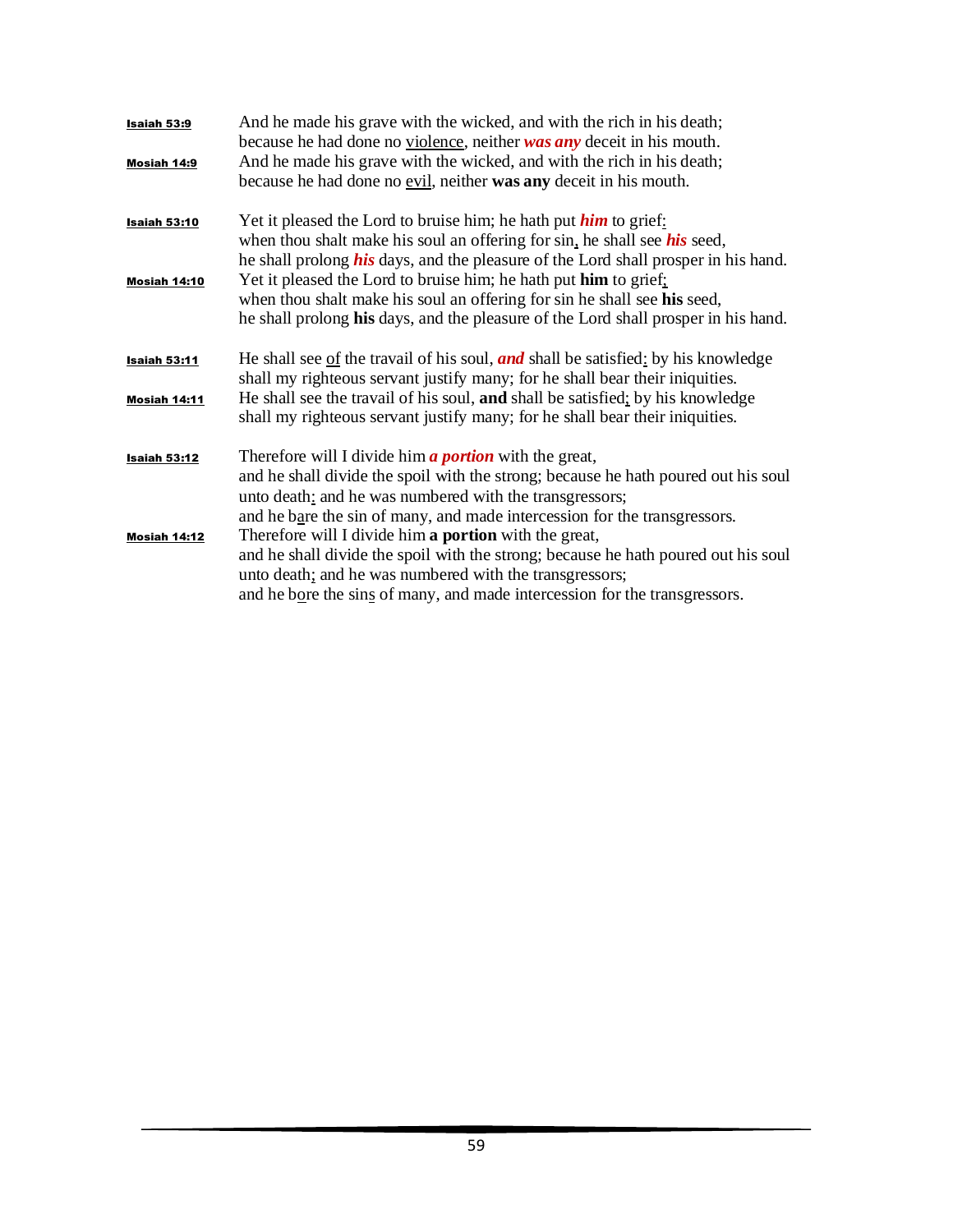**Isaiah 53:9** And he made his grave with the wicked, and with the rich in his death;
because he had done no <u>violence</u>, neither ***was any*** deceit in his mouth.

**Mosiah 14:9** And he made his grave with the wicked, and with the rich in his death;
because he had done no <u>evil</u>, neither **was any** deceit in his mouth.

**Isaiah 53:10** Yet it pleased the Lord to bruise him; he hath put ***him*** to grief<u>:</u>
when thou shalt make his soul an offering for sin<u>,</u> he shall see ***his*** seed,
he shall prolong ***his*** days, and the pleasure of the Lord shall prosper in his hand.

**Mosiah 14:10** Yet it pleased the Lord to bruise him; he hath put **him** to grief<u>;</u>
when thou shalt make his soul an offering for sin he shall see **his** seed,
he shall prolong **his** days, and the pleasure of the Lord shall prosper in his hand.

**Isaiah 53:11** He shall see <u>of</u> the travail of his soul, ***and*** shall be satisfied<u>:</u> by his knowledge
shall my righteous servant justify many; for he shall bear their iniquities.

**Mosiah 14:11** He shall see the travail of his soul, **and** shall be satisfied<u>;</u> by his knowledge
shall my righteous servant justify many; for he shall bear their iniquities.

**Isaiah 53:12** Therefore will I divide him ***a portion*** with the great,
and he shall divide the spoil with the strong; because he hath poured out his soul
unto death<u>:</u> and he was numbered with the transgressors;
and he b<u>a</u>re the sin of many, and made intercession for the transgressors.

**Mosiah 14:12** Therefore will I divide him **a portion** with the great,
and he shall divide the spoil with the strong; because he hath poured out his soul
unto death<u>;</u> and he was numbered with the transgressors;
and he b<u>o</u>re the sin<u>s</u> of many, and made intercession for the transgressors.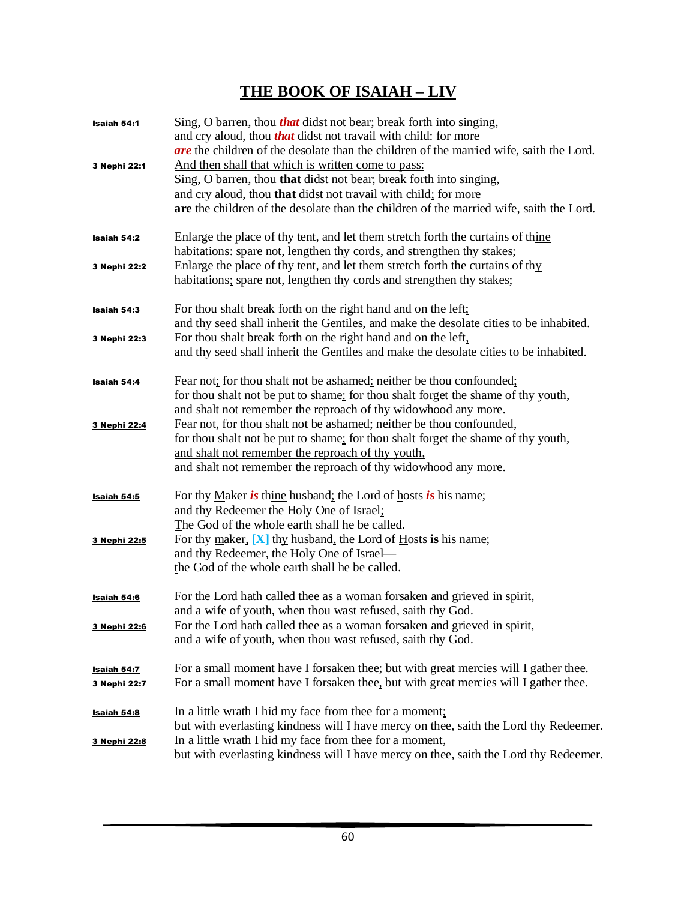# THE BOOK OF ISAIAH – LIV

| | |
|---|---|
| **Isaiah 54:1** | Sing, O barren, thou ***that*** didst not bear; break forth into singing,<br>and cry aloud, thou ***that*** didst not travail with child: for more<br>***are*** the children of the desolate than the children of the married wife, saith the Lord. |
| **3 Nephi 22:1** | And then shall that which is written come to pass:<br>Sing, O barren, thou **that** didst not bear; break forth into singing,<br>and cry aloud, thou **that** didst not travail with child; for more<br>**are** the children of the desolate than the children of the married wife, saith the Lord. |
| **Isaiah 54:2** | Enlarge the place of thy tent, and let them stretch forth the curtains of thine<br>habitations: spare not, lengthen thy cords, and strengthen thy stakes; |
| **3 Nephi 22:2** | Enlarge the place of thy tent, and let them stretch forth the curtains of thy<br>habitations; spare not, lengthen thy cords and strengthen thy stakes; |
| **Isaiah 54:3** | For thou shalt break forth on the right hand and on the left;<br>and thy seed shall inherit the Gentiles, and make the desolate cities to be inhabited. |
| **3 Nephi 22:3** | For thou shalt break forth on the right hand and on the left,<br>and thy seed shall inherit the Gentiles and make the desolate cities to be inhabited. |
| **Isaiah 54:4** | Fear not; for thou shalt not be ashamed: neither be thou confounded;<br>for thou shalt not be put to shame: for thou shalt forget the shame of thy youth,<br>and shalt not remember the reproach of thy widowhood any more. |
| **3 Nephi 22:4** | Fear not, for thou shalt not be ashamed; neither be thou confounded,<br>for thou shalt not be put to shame; for thou shalt forget the shame of thy youth,<br>and shalt not remember the reproach of thy youth,<br>and shalt not remember the reproach of thy widowhood any more. |
| **Isaiah 54:5** | For thy Maker ***is*** thine husband; the Lord of hosts ***is*** his name;<br>and thy Redeemer the Holy One of Israel;<br>The God of the whole earth shall he be called. |
| **3 Nephi 22:5** | For thy maker, **[X]** thy husband, the Lord of Hosts **is** his name;<br>and thy Redeemer, the Holy One of Israel—<br>the God of the whole earth shall he be called. |
| **Isaiah 54:6** | For the Lord hath called thee as a woman forsaken and grieved in spirit,<br>and a wife of youth, when thou wast refused, saith thy God. |
| **3 Nephi 22:6** | For the Lord hath called thee as a woman forsaken and grieved in spirit,<br>and a wife of youth, when thou wast refused, saith thy God. |
| **Isaiah 54:7** | For a small moment have I forsaken thee; but with great mercies will I gather thee. |
| **3 Nephi 22:7** | For a small moment have I forsaken thee, but with great mercies will I gather thee. |
| **Isaiah 54:8** | In a little wrath I hid my face from thee for a moment;<br>but with everlasting kindness will I have mercy on thee, saith the Lord thy Redeemer. |
| **3 Nephi 22:8** | In a little wrath I hid my face from thee for a moment,<br>but with everlasting kindness will I have mercy on thee, saith the Lord thy Redeemer. |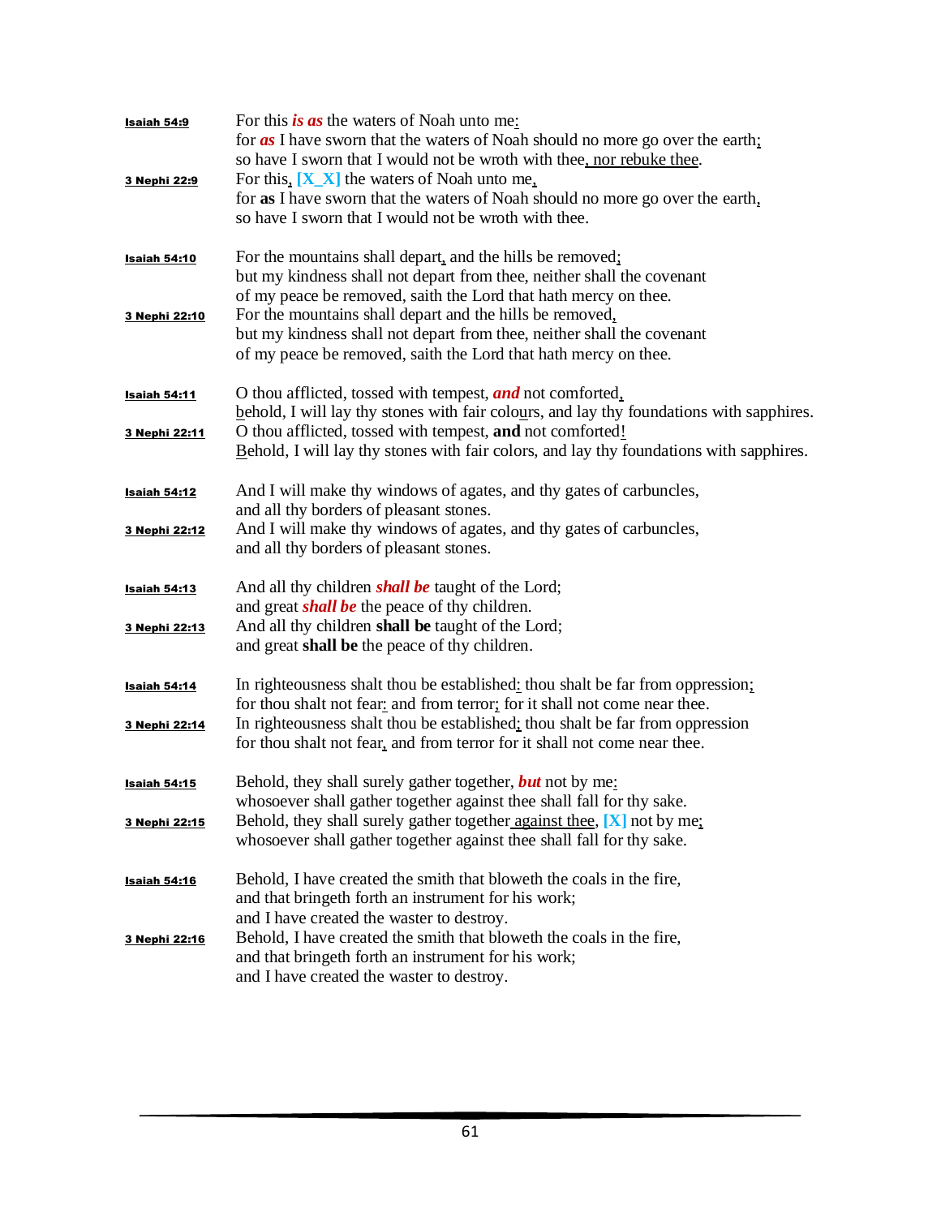**Isaiah 54:9** For this ***is as*** the waters of Noah unto me:
for ***as*** I have sworn that the waters of Noah should no more go over the earth;
so have I sworn that I would not be wroth with thee, nor rebuke thee.

**3 Nephi 22:9** For this, **[X_X]** the waters of Noah unto me,
for **as** I have sworn that the waters of Noah should no more go over the earth,
so have I sworn that I would not be wroth with thee.

**Isaiah 54:10** For the mountains shall depart, and the hills be removed;
but my kindness shall not depart from thee, neither shall the covenant
of my peace be removed, saith the Lord that hath mercy on thee.

**3 Nephi 22:10** For the mountains shall depart and the hills be removed,
but my kindness shall not depart from thee, neither shall the covenant
of my peace be removed, saith the Lord that hath mercy on thee.

**Isaiah 54:11** O thou afflicted, tossed with tempest, ***and*** not comforted,
behold, I will lay thy stones with fair colours, and lay thy foundations with sapphires.

**3 Nephi 22:11** O thou afflicted, tossed with tempest, **and** not comforted!
Behold, I will lay thy stones with fair colors, and lay thy foundations with sapphires.

**Isaiah 54:12** And I will make thy windows of agates, and thy gates of carbuncles,
and all thy borders of pleasant stones.

**3 Nephi 22:12** And I will make thy windows of agates, and thy gates of carbuncles,
and all thy borders of pleasant stones.

**Isaiah 54:13** And all thy children ***shall be*** taught of the Lord;
and great ***shall be*** the peace of thy children.

**3 Nephi 22:13** And all thy children **shall be** taught of the Lord;
and great **shall be** the peace of thy children.

**Isaiah 54:14** In righteousness shalt thou be established: thou shalt be far from oppression;
for thou shalt not fear: and from terror; for it shall not come near thee.

**3 Nephi 22:14** In righteousness shalt thou be established; thou shalt be far from oppression
for thou shalt not fear, and from terror for it shall not come near thee.

**Isaiah 54:15** Behold, they shall surely gather together, ***but*** not by me:
whosoever shall gather together against thee shall fall for thy sake.

**3 Nephi 22:15** Behold, they shall surely gather together against thee, **[X]** not by me;
whosoever shall gather together against thee shall fall for thy sake.

**Isaiah 54:16** Behold, I have created the smith that bloweth the coals in the fire,
and that bringeth forth an instrument for his work;
and I have created the waster to destroy.

**3 Nephi 22:16** Behold, I have created the smith that bloweth the coals in the fire,
and that bringeth forth an instrument for his work;
and I have created the waster to destroy.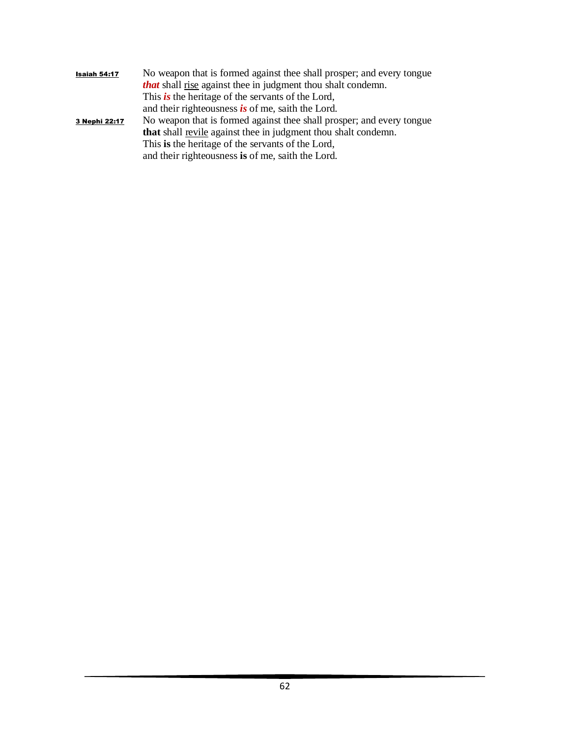**<u>Isaiah 54:17</u>** No weapon that is formed against thee shall prosper; and every tongue
***that*** shall <u>rise</u> against thee in judgment thou shalt condemn.
This ***is*** the heritage of the servants of the Lord,
and their righteousness ***is*** of me, saith the Lord.

**<u>3 Nephi 22:17</u>** No weapon that is formed against thee shall prosper; and every tongue
**that** shall <u>revile</u> against thee in judgment thou shalt condemn.
This **is** the heritage of the servants of the Lord,
and their righteousness **is** of me, saith the Lord.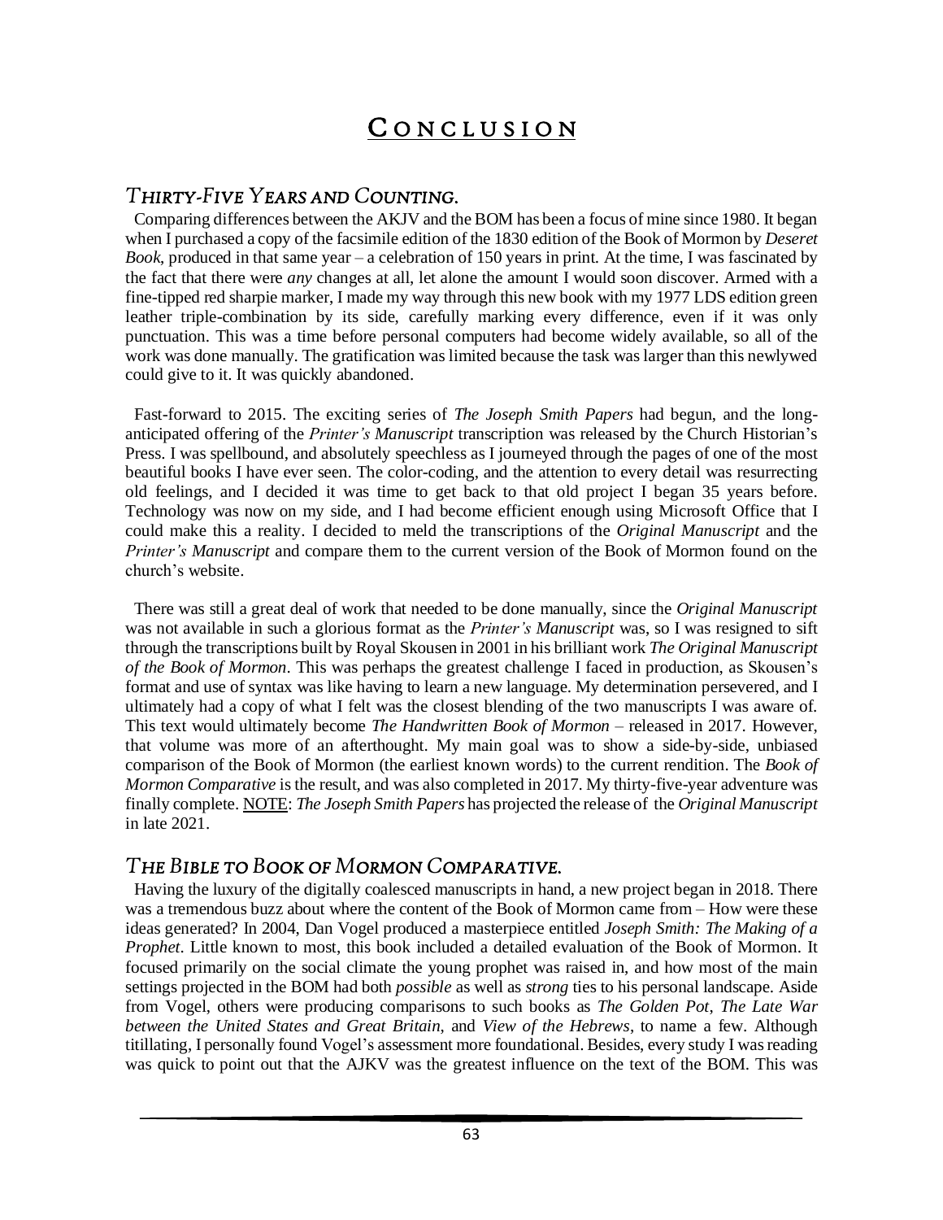# <u>Conclusion</u>

## *Thirty-Five Years and Counting.*

Comparing differences between the AKJV and the BOM has been a focus of mine since 1980. It began when I purchased a copy of the facsimile edition of the 1830 edition of the Book of Mormon by *Deseret Book*, produced in that same year – a celebration of 150 years in print. At the time, I was fascinated by the fact that there were *any* changes at all, let alone the amount I would soon discover. Armed with a fine-tipped red sharpie marker, I made my way through this new book with my 1977 LDS edition green leather triple-combination by its side, carefully marking every difference, even if it was only punctuation. This was a time before personal computers had become widely available, so all of the work was done manually. The gratification was limited because the task was larger than this newlywed could give to it. It was quickly abandoned.

Fast-forward to 2015. The exciting series of *The Joseph Smith Papers* had begun, and the long-anticipated offering of the *Printer's Manuscript* transcription was released by the Church Historian's Press. I was spellbound, and absolutely speechless as I journeyed through the pages of one of the most beautiful books I have ever seen. The color-coding, and the attention to every detail was resurrecting old feelings, and I decided it was time to get back to that old project I began 35 years before. Technology was now on my side, and I had become efficient enough using Microsoft Office that I could make this a reality. I decided to meld the transcriptions of the *Original Manuscript* and the *Printer's Manuscript* and compare them to the current version of the Book of Mormon found on the church's website.

There was still a great deal of work that needed to be done manually, since the *Original Manuscript* was not available in such a glorious format as the *Printer's Manuscript* was, so I was resigned to sift through the transcriptions built by Royal Skousen in 2001 in his brilliant work *The Original Manuscript of the Book of Mormon*. This was perhaps the greatest challenge I faced in production, as Skousen's format and use of syntax was like having to learn a new language. My determination persevered, and I ultimately had a copy of what I felt was the closest blending of the two manuscripts I was aware of. This text would ultimately become *The Handwritten Book of Mormon* – released in 2017. However, that volume was more of an afterthought. My main goal was to show a side-by-side, unbiased comparison of the Book of Mormon (the earliest known words) to the current rendition. The *Book of Mormon Comparative* is the result, and was also completed in 2017. My thirty-five-year adventure was finally complete. <u>NOTE</u>: *The Joseph Smith Papers* has projected the release of the *Original Manuscript* in late 2021.

## *The Bible to Book of Mormon Comparative.*

Having the luxury of the digitally coalesced manuscripts in hand, a new project began in 2018. There was a tremendous buzz about where the content of the Book of Mormon came from – How were these ideas generated? In 2004, Dan Vogel produced a masterpiece entitled *Joseph Smith: The Making of a Prophet*. Little known to most, this book included a detailed evaluation of the Book of Mormon. It focused primarily on the social climate the young prophet was raised in, and how most of the main settings projected in the BOM had both *possible* as well as *strong* ties to his personal landscape. Aside from Vogel, others were producing comparisons to such books as *The Golden Pot*, *The Late War between the United States and Great Britain*, and *View of the Hebrews*, to name a few. Although titillating, I personally found Vogel's assessment more foundational. Besides, every study I was reading was quick to point out that the AJKV was the greatest influence on the text of the BOM. This was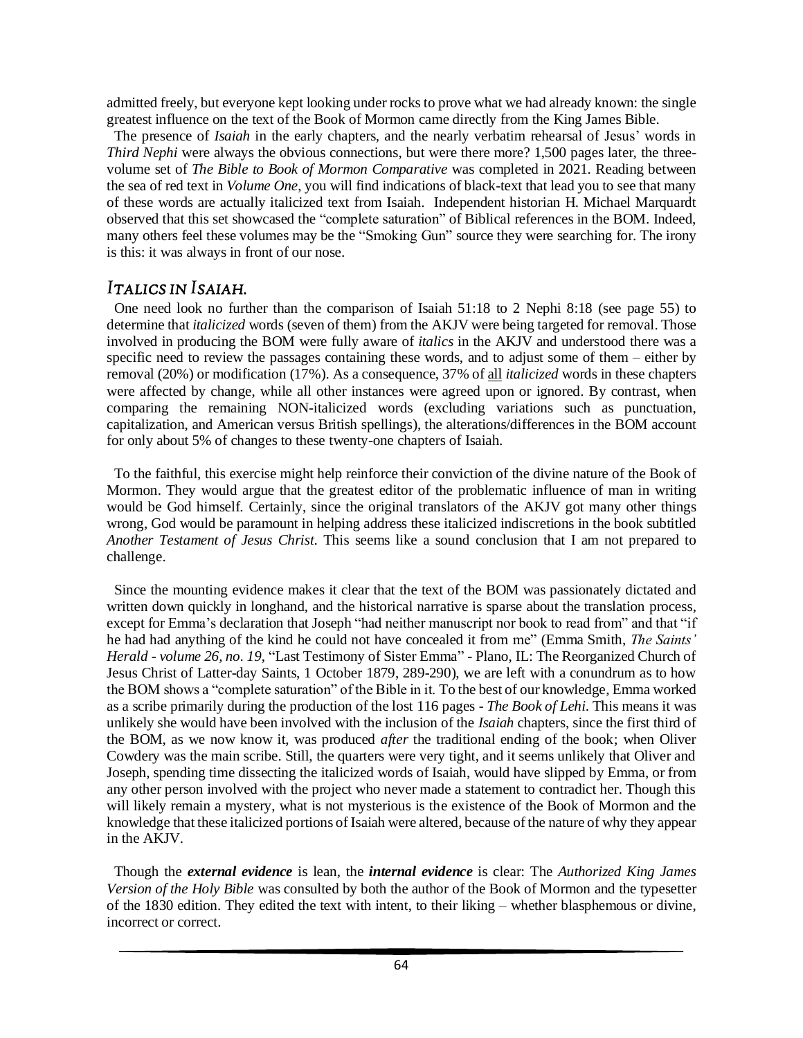admitted freely, but everyone kept looking under rocks to prove what we had already known: the single greatest influence on the text of the Book of Mormon came directly from the King James Bible.

The presence of *Isaiah* in the early chapters, and the nearly verbatim rehearsal of Jesus' words in *Third Nephi* were always the obvious connections, but were there more? 1,500 pages later, the three-volume set of *The Bible to Book of Mormon Comparative* was completed in 2021. Reading between the sea of red text in *Volume One*, you will find indications of black-text that lead you to see that many of these words are actually italicized text from Isaiah. Independent historian H. Michael Marquardt observed that this set showcased the "complete saturation" of Biblical references in the BOM. Indeed, many others feel these volumes may be the "Smoking Gun" source they were searching for. The irony is this: it was always in front of our nose.

## *Italics in Isaiah.*

One need look no further than the comparison of Isaiah 51:18 to 2 Nephi 8:18 (see page 55) to determine that *italicized* words (seven of them) from the AKJV were being targeted for removal. Those involved in producing the BOM were fully aware of *italics* in the AKJV and understood there was a specific need to review the passages containing these words, and to adjust some of them – either by removal (20%) or modification (17%). As a consequence, 37% of <u>all</u> *italicized* words in these chapters were affected by change, while all other instances were agreed upon or ignored. By contrast, when comparing the remaining NON-italicized words (excluding variations such as punctuation, capitalization, and American versus British spellings), the alterations/differences in the BOM account for only about 5% of changes to these twenty-one chapters of Isaiah.

To the faithful, this exercise might help reinforce their conviction of the divine nature of the Book of Mormon. They would argue that the greatest editor of the problematic influence of man in writing would be God himself. Certainly, since the original translators of the AKJV got many other things wrong, God would be paramount in helping address these italicized indiscretions in the book subtitled *Another Testament of Jesus Christ*. This seems like a sound conclusion that I am not prepared to challenge.

Since the mounting evidence makes it clear that the text of the BOM was passionately dictated and written down quickly in longhand, and the historical narrative is sparse about the translation process, except for Emma's declaration that Joseph "had neither manuscript nor book to read from" and that "if he had had anything of the kind he could not have concealed it from me" (Emma Smith, *The Saints' Herald - volume 26, no. 19*, "Last Testimony of Sister Emma" - Plano, IL: The Reorganized Church of Jesus Christ of Latter-day Saints, 1 October 1879, 289-290), we are left with a conundrum as to how the BOM shows a "complete saturation" of the Bible in it. To the best of our knowledge, Emma worked as a scribe primarily during the production of the lost 116 pages - *The Book of Lehi*. This means it was unlikely she would have been involved with the inclusion of the *Isaiah* chapters, since the first third of the BOM, as we now know it, was produced *after* the traditional ending of the book; when Oliver Cowdery was the main scribe. Still, the quarters were very tight, and it seems unlikely that Oliver and Joseph, spending time dissecting the italicized words of Isaiah, would have slipped by Emma, or from any other person involved with the project who never made a statement to contradict her. Though this will likely remain a mystery, what is not mysterious is the existence of the Book of Mormon and the knowledge that these italicized portions of Isaiah were altered, because of the nature of why they appear in the AKJV.

Though the ***external evidence*** is lean, the ***internal evidence*** is clear: The *Authorized King James Version of the Holy Bible* was consulted by both the author of the Book of Mormon and the typesetter of the 1830 edition. They edited the text with intent, to their liking – whether blasphemous or divine, incorrect or correct.